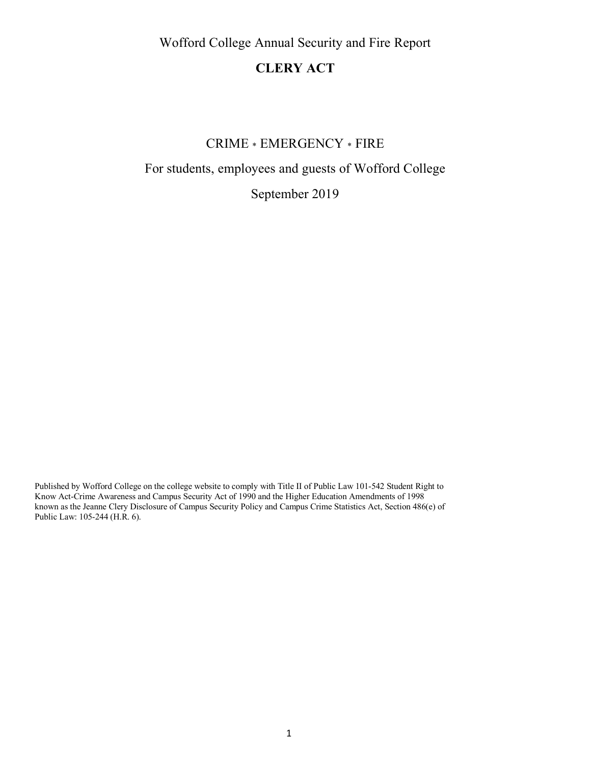# Wofford College Annual Security and Fire Report

## CLERY ACT

CRIME * EMERGENCY * FIRE

For students, employees and guests of Wofford College

September 2019

Published by Wofford College on the college website to comply with Title II of Public Law 101-542 Student Right to Know Act-Crime Awareness and Campus Security Act of 1990 and the Higher Education Amendments of 1998 known as the Jeanne Clery Disclosure of Campus Security Policy and Campus Crime Statistics Act, Section 486(e) of Public Law: 105-244 (H.R. 6).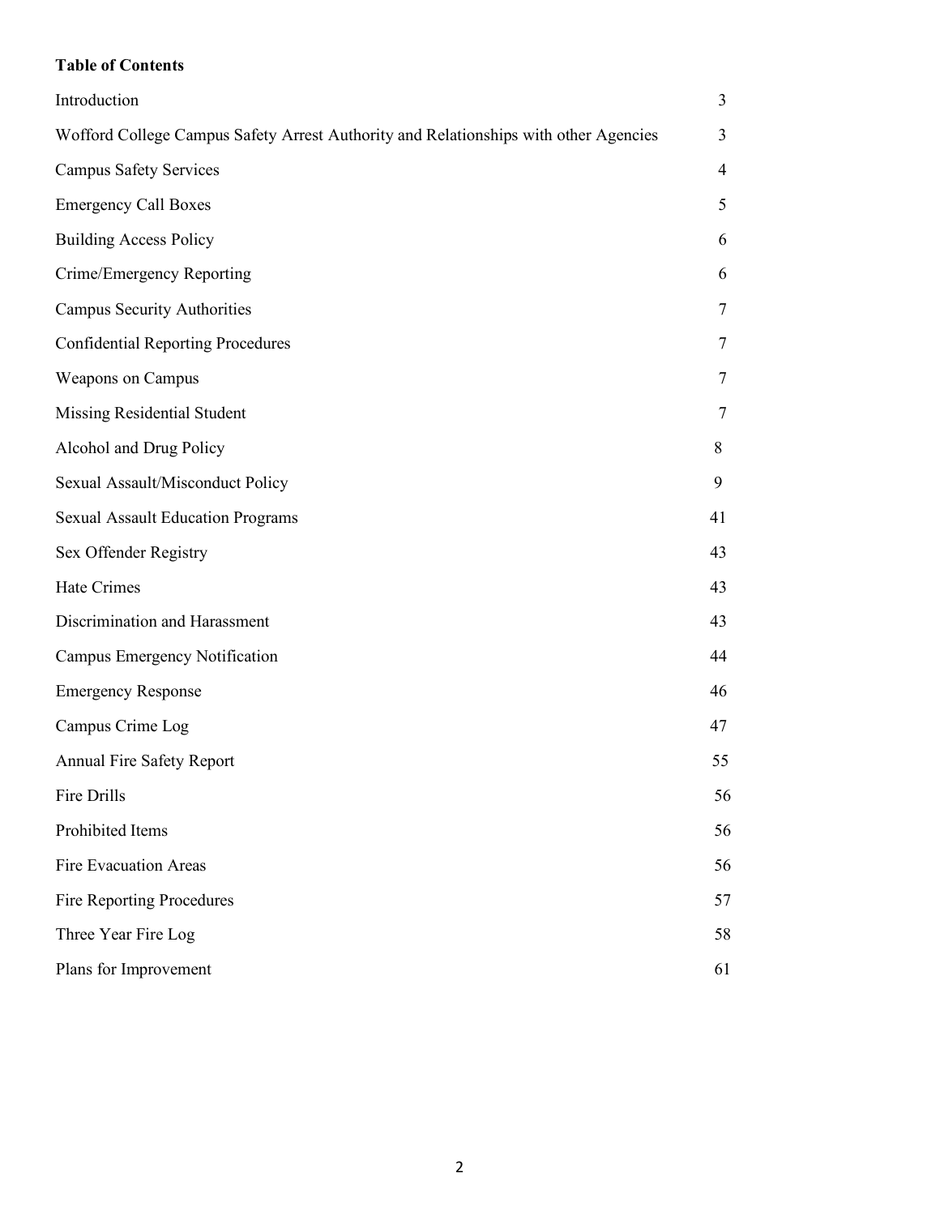**Table of Contents**

| | |
|---|---|
| Introduction | 3 |
| Wofford College Campus Safety Arrest Authority and Relationships with other Agencies | 3 |
| Campus Safety Services | 4 |
| Emergency Call Boxes | 5 |
| Building Access Policy | 6 |
| Crime/Emergency Reporting | 6 |
| Campus Security Authorities | 7 |
| Confidential Reporting Procedures | 7 |
| Weapons on Campus | 7 |
| Missing Residential Student | 7 |
| Alcohol and Drug Policy | 8 |
| Sexual Assault/Misconduct Policy | 9 |
| Sexual Assault Education Programs | 41 |
| Sex Offender Registry | 43 |
| Hate Crimes | 43 |
| Discrimination and Harassment | 43 |
| Campus Emergency Notification | 44 |
| Emergency Response | 46 |
| Campus Crime Log | 47 |
| Annual Fire Safety Report | 55 |
| Fire Drills | 56 |
| Prohibited Items | 56 |
| Fire Evacuation Areas | 56 |
| Fire Reporting Procedures | 57 |
| Three Year Fire Log | 58 |
| Plans for Improvement | 61 |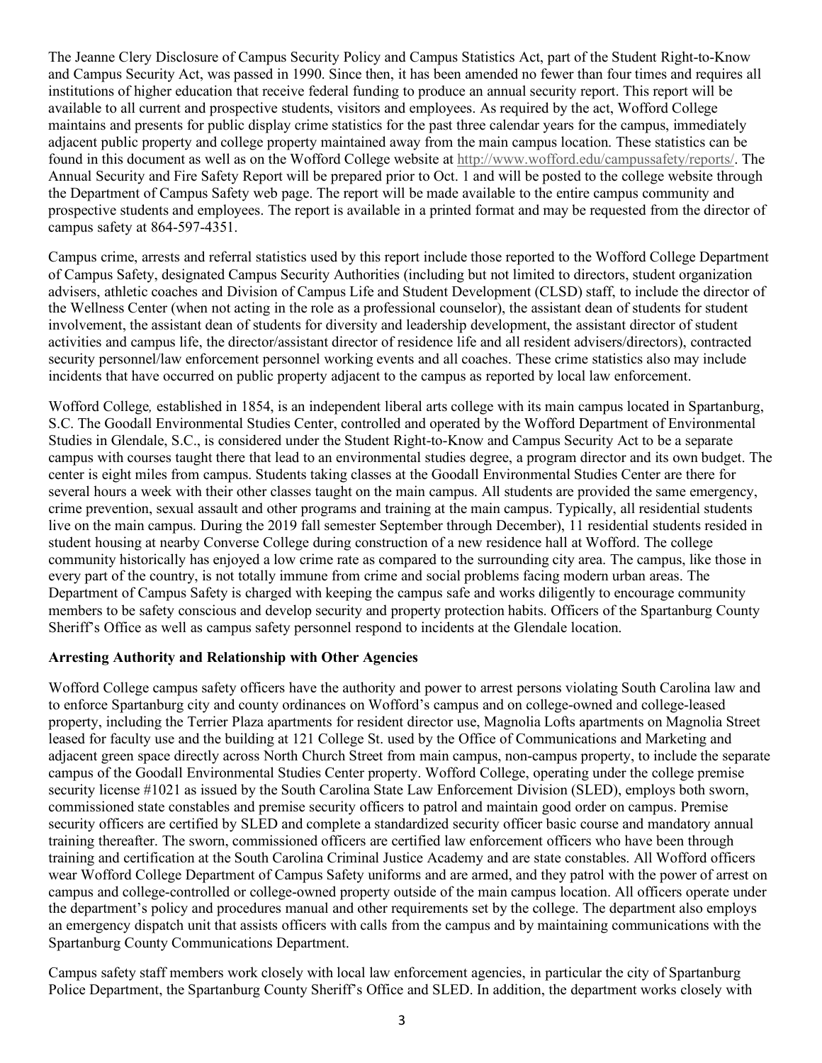The Jeanne Clery Disclosure of Campus Security Policy and Campus Statistics Act, part of the Student Right-to-Know and Campus Security Act, was passed in 1990. Since then, it has been amended no fewer than four times and requires all institutions of higher education that receive federal funding to produce an annual security report. This report will be available to all current and prospective students, visitors and employees. As required by the act, Wofford College maintains and presents for public display crime statistics for the past three calendar years for the campus, immediately adjacent public property and college property maintained away from the main campus location. These statistics can be found in this document as well as on the Wofford College website at http://www.wofford.edu/campussafety/reports/. The Annual Security and Fire Safety Report will be prepared prior to Oct. 1 and will be posted to the college website through the Department of Campus Safety web page. The report will be made available to the entire campus community and prospective students and employees. The report is available in a printed format and may be requested from the director of campus safety at 864-597-4351.

Campus crime, arrests and referral statistics used by this report include those reported to the Wofford College Department of Campus Safety, designated Campus Security Authorities (including but not limited to directors, student organization advisers, athletic coaches and Division of Campus Life and Student Development (CLSD) staff, to include the director of the Wellness Center (when not acting in the role as a professional counselor), the assistant dean of students for student involvement, the assistant dean of students for diversity and leadership development, the assistant director of student activities and campus life, the director/assistant director of residence life and all resident advisers/directors), contracted security personnel/law enforcement personnel working events and all coaches. These crime statistics also may include incidents that have occurred on public property adjacent to the campus as reported by local law enforcement.

Wofford College*,* established in 1854, is an independent liberal arts college with its main campus located in Spartanburg, S.C. The Goodall Environmental Studies Center, controlled and operated by the Wofford Department of Environmental Studies in Glendale, S.C., is considered under the Student Right-to-Know and Campus Security Act to be a separate campus with courses taught there that lead to an environmental studies degree, a program director and its own budget. The center is eight miles from campus. Students taking classes at the Goodall Environmental Studies Center are there for several hours a week with their other classes taught on the main campus. All students are provided the same emergency, crime prevention, sexual assault and other programs and training at the main campus. Typically, all residential students live on the main campus. During the 2019 fall semester September through December), 11 residential students resided in student housing at nearby Converse College during construction of a new residence hall at Wofford. The college community historically has enjoyed a low crime rate as compared to the surrounding city area. The campus, like those in every part of the country, is not totally immune from crime and social problems facing modern urban areas. The Department of Campus Safety is charged with keeping the campus safe and works diligently to encourage community members to be safety conscious and develop security and property protection habits. Officers of the Spartanburg County Sheriff's Office as well as campus safety personnel respond to incidents at the Glendale location.

**Arresting Authority and Relationship with Other Agencies**

Wofford College campus safety officers have the authority and power to arrest persons violating South Carolina law and to enforce Spartanburg city and county ordinances on Wofford's campus and on college-owned and college-leased property, including the Terrier Plaza apartments for resident director use, Magnolia Lofts apartments on Magnolia Street leased for faculty use and the building at 121 College St. used by the Office of Communications and Marketing and adjacent green space directly across North Church Street from main campus, non-campus property, to include the separate campus of the Goodall Environmental Studies Center property. Wofford College, operating under the college premise security license #1021 as issued by the South Carolina State Law Enforcement Division (SLED), employs both sworn, commissioned state constables and premise security officers to patrol and maintain good order on campus. Premise security officers are certified by SLED and complete a standardized security officer basic course and mandatory annual training thereafter. The sworn, commissioned officers are certified law enforcement officers who have been through training and certification at the South Carolina Criminal Justice Academy and are state constables. All Wofford officers wear Wofford College Department of Campus Safety uniforms and are armed, and they patrol with the power of arrest on campus and college-controlled or college-owned property outside of the main campus location. All officers operate under the department's policy and procedures manual and other requirements set by the college. The department also employs an emergency dispatch unit that assists officers with calls from the campus and by maintaining communications with the Spartanburg County Communications Department.

Campus safety staff members work closely with local law enforcement agencies, in particular the city of Spartanburg Police Department, the Spartanburg County Sheriff's Office and SLED. In addition, the department works closely with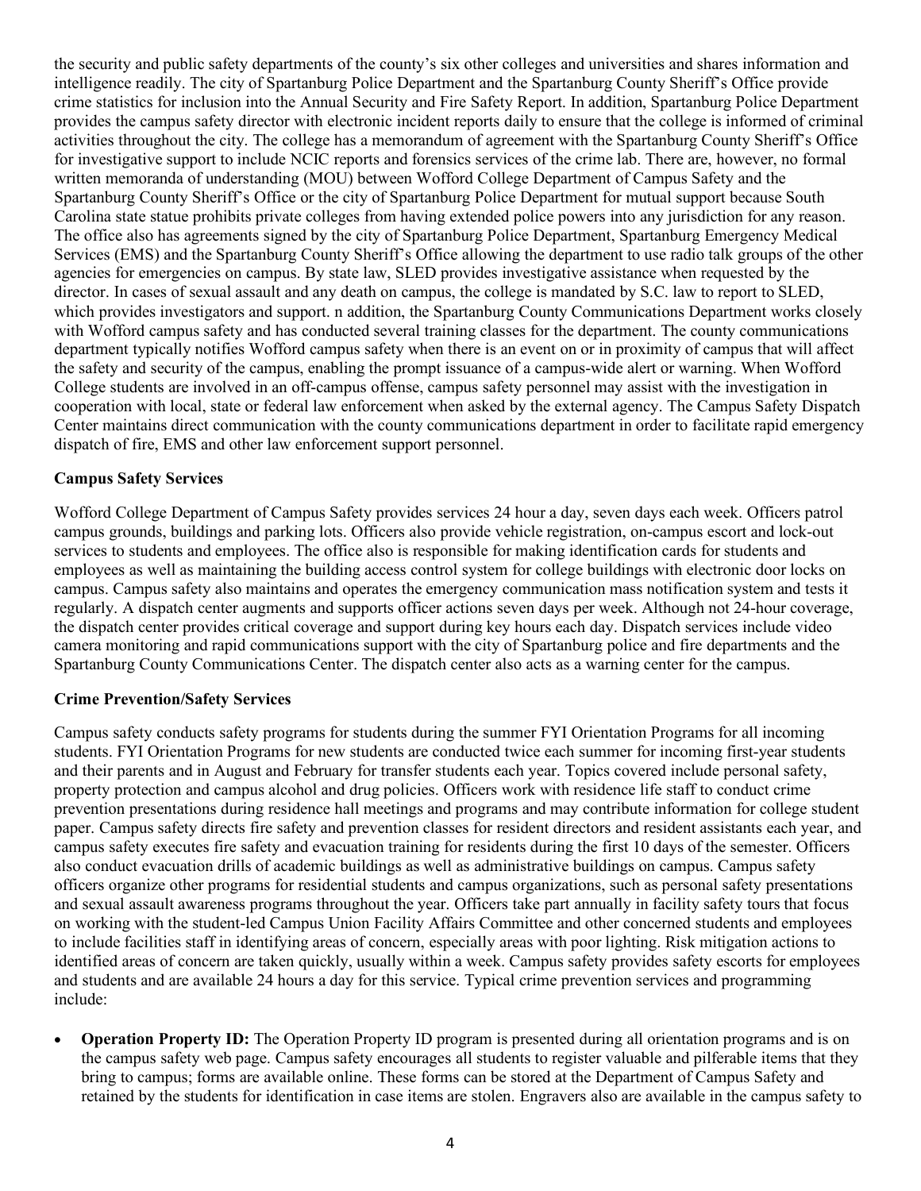the security and public safety departments of the county's six other colleges and universities and shares information and intelligence readily. The city of Spartanburg Police Department and the Spartanburg County Sheriff's Office provide crime statistics for inclusion into the Annual Security and Fire Safety Report. In addition, Spartanburg Police Department provides the campus safety director with electronic incident reports daily to ensure that the college is informed of criminal activities throughout the city. The college has a memorandum of agreement with the Spartanburg County Sheriff's Office for investigative support to include NCIC reports and forensics services of the crime lab. There are, however, no formal written memoranda of understanding (MOU) between Wofford College Department of Campus Safety and the Spartanburg County Sheriff's Office or the city of Spartanburg Police Department for mutual support because South Carolina state statue prohibits private colleges from having extended police powers into any jurisdiction for any reason. The office also has agreements signed by the city of Spartanburg Police Department, Spartanburg Emergency Medical Services (EMS) and the Spartanburg County Sheriff's Office allowing the department to use radio talk groups of the other agencies for emergencies on campus. By state law, SLED provides investigative assistance when requested by the director. In cases of sexual assault and any death on campus, the college is mandated by S.C. law to report to SLED, which provides investigators and support. n addition, the Spartanburg County Communications Department works closely with Wofford campus safety and has conducted several training classes for the department. The county communications department typically notifies Wofford campus safety when there is an event on or in proximity of campus that will affect the safety and security of the campus, enabling the prompt issuance of a campus-wide alert or warning. When Wofford College students are involved in an off-campus offense, campus safety personnel may assist with the investigation in cooperation with local, state or federal law enforcement when asked by the external agency. The Campus Safety Dispatch Center maintains direct communication with the county communications department in order to facilitate rapid emergency dispatch of fire, EMS and other law enforcement support personnel.

**Campus Safety Services**

Wofford College Department of Campus Safety provides services 24 hour a day, seven days each week. Officers patrol campus grounds, buildings and parking lots. Officers also provide vehicle registration, on-campus escort and lock-out services to students and employees. The office also is responsible for making identification cards for students and employees as well as maintaining the building access control system for college buildings with electronic door locks on campus. Campus safety also maintains and operates the emergency communication mass notification system and tests it regularly. A dispatch center augments and supports officer actions seven days per week. Although not 24-hour coverage, the dispatch center provides critical coverage and support during key hours each day. Dispatch services include video camera monitoring and rapid communications support with the city of Spartanburg police and fire departments and the Spartanburg County Communications Center. The dispatch center also acts as a warning center for the campus.

**Crime Prevention/Safety Services**

Campus safety conducts safety programs for students during the summer FYI Orientation Programs for all incoming students. FYI Orientation Programs for new students are conducted twice each summer for incoming first-year students and their parents and in August and February for transfer students each year. Topics covered include personal safety, property protection and campus alcohol and drug policies. Officers work with residence life staff to conduct crime prevention presentations during residence hall meetings and programs and may contribute information for college student paper. Campus safety directs fire safety and prevention classes for resident directors and resident assistants each year, and campus safety executes fire safety and evacuation training for residents during the first 10 days of the semester. Officers also conduct evacuation drills of academic buildings as well as administrative buildings on campus. Campus safety officers organize other programs for residential students and campus organizations, such as personal safety presentations and sexual assault awareness programs throughout the year. Officers take part annually in facility safety tours that focus on working with the student-led Campus Union Facility Affairs Committee and other concerned students and employees to include facilities staff in identifying areas of concern, especially areas with poor lighting. Risk mitigation actions to identified areas of concern are taken quickly, usually within a week. Campus safety provides safety escorts for employees and students and are available 24 hours a day for this service. Typical crime prevention services and programming include:

- **Operation Property ID:** The Operation Property ID program is presented during all orientation programs and is on the campus safety web page. Campus safety encourages all students to register valuable and pilferable items that they bring to campus; forms are available online. These forms can be stored at the Department of Campus Safety and retained by the students for identification in case items are stolen. Engravers also are available in the campus safety to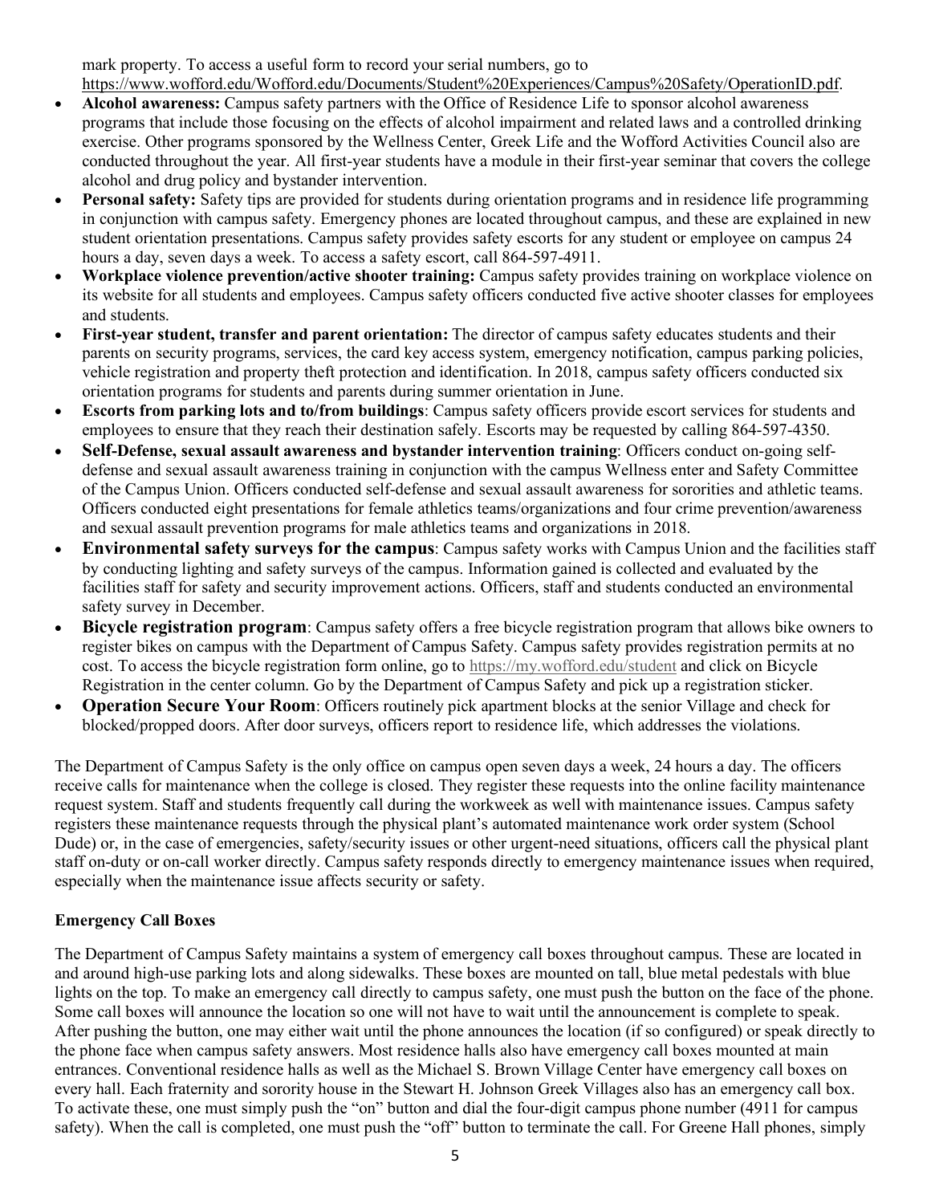mark property. To access a useful form to record your serial numbers, go to https://www.wofford.edu/Wofford.edu/Documents/Student%20Experiences/Campus%20Safety/OperationID.pdf.

- **Alcohol awareness:** Campus safety partners with the Office of Residence Life to sponsor alcohol awareness programs that include those focusing on the effects of alcohol impairment and related laws and a controlled drinking exercise. Other programs sponsored by the Wellness Center, Greek Life and the Wofford Activities Council also are conducted throughout the year. All first-year students have a module in their first-year seminar that covers the college alcohol and drug policy and bystander intervention.
- **Personal safety:** Safety tips are provided for students during orientation programs and in residence life programming in conjunction with campus safety. Emergency phones are located throughout campus, and these are explained in new student orientation presentations. Campus safety provides safety escorts for any student or employee on campus 24 hours a day, seven days a week. To access a safety escort, call 864-597-4911.
- **Workplace violence prevention/active shooter training:** Campus safety provides training on workplace violence on its website for all students and employees. Campus safety officers conducted five active shooter classes for employees and students.
- **First-year student, transfer and parent orientation:** The director of campus safety educates students and their parents on security programs, services, the card key access system, emergency notification, campus parking policies, vehicle registration and property theft protection and identification. In 2018, campus safety officers conducted six orientation programs for students and parents during summer orientation in June.
- **Escorts from parking lots and to/from buildings**: Campus safety officers provide escort services for students and employees to ensure that they reach their destination safely. Escorts may be requested by calling 864-597-4350.
- **Self-Defense, sexual assault awareness and bystander intervention training**: Officers conduct on-going self-defense and sexual assault awareness training in conjunction with the campus Wellness enter and Safety Committee of the Campus Union. Officers conducted self-defense and sexual assault awareness for sororities and athletic teams. Officers conducted eight presentations for female athletics teams/organizations and four crime prevention/awareness and sexual assault prevention programs for male athletics teams and organizations in 2018.
- **Environmental safety surveys for the campus**: Campus safety works with Campus Union and the facilities staff by conducting lighting and safety surveys of the campus. Information gained is collected and evaluated by the facilities staff for safety and security improvement actions. Officers, staff and students conducted an environmental safety survey in December.
- **Bicycle registration program**: Campus safety offers a free bicycle registration program that allows bike owners to register bikes on campus with the Department of Campus Safety. Campus safety provides registration permits at no cost. To access the bicycle registration form online, go to https://my.wofford.edu/student and click on Bicycle Registration in the center column. Go by the Department of Campus Safety and pick up a registration sticker.
- **Operation Secure Your Room**: Officers routinely pick apartment blocks at the senior Village and check for blocked/propped doors. After door surveys, officers report to residence life, which addresses the violations.

The Department of Campus Safety is the only office on campus open seven days a week, 24 hours a day. The officers receive calls for maintenance when the college is closed. They register these requests into the online facility maintenance request system. Staff and students frequently call during the workweek as well with maintenance issues. Campus safety registers these maintenance requests through the physical plant's automated maintenance work order system (School Dude) or, in the case of emergencies, safety/security issues or other urgent-need situations, officers call the physical plant staff on-duty or on-call worker directly. Campus safety responds directly to emergency maintenance issues when required, especially when the maintenance issue affects security or safety.

**Emergency Call Boxes**

The Department of Campus Safety maintains a system of emergency call boxes throughout campus. These are located in and around high-use parking lots and along sidewalks. These boxes are mounted on tall, blue metal pedestals with blue lights on the top. To make an emergency call directly to campus safety, one must push the button on the face of the phone. Some call boxes will announce the location so one will not have to wait until the announcement is complete to speak. After pushing the button, one may either wait until the phone announces the location (if so configured) or speak directly to the phone face when campus safety answers. Most residence halls also have emergency call boxes mounted at main entrances. Conventional residence halls as well as the Michael S. Brown Village Center have emergency call boxes on every hall. Each fraternity and sorority house in the Stewart H. Johnson Greek Villages also has an emergency call box. To activate these, one must simply push the "on" button and dial the four-digit campus phone number (4911 for campus safety). When the call is completed, one must push the "off" button to terminate the call. For Greene Hall phones, simply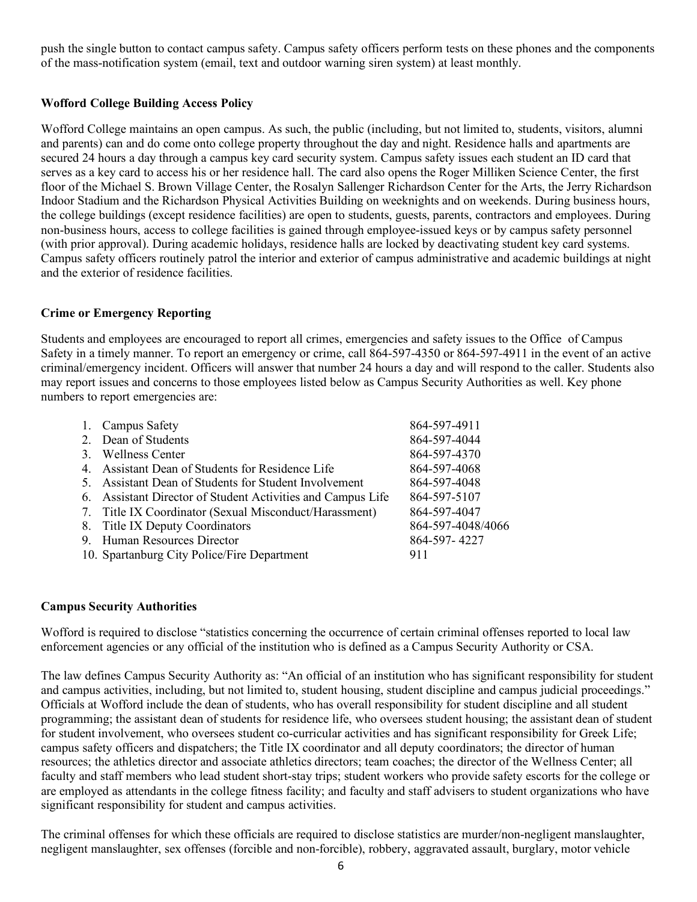push the single button to contact campus safety. Campus safety officers perform tests on these phones and the components of the mass-notification system (email, text and outdoor warning siren system) at least monthly.

**Wofford College Building Access Policy**

Wofford College maintains an open campus. As such, the public (including, but not limited to, students, visitors, alumni and parents) can and do come onto college property throughout the day and night. Residence halls and apartments are secured 24 hours a day through a campus key card security system. Campus safety issues each student an ID card that serves as a key card to access his or her residence hall. The card also opens the Roger Milliken Science Center, the first floor of the Michael S. Brown Village Center, the Rosalyn Sallenger Richardson Center for the Arts, the Jerry Richardson Indoor Stadium and the Richardson Physical Activities Building on weeknights and on weekends. During business hours, the college buildings (except residence facilities) are open to students, guests, parents, contractors and employees. During non-business hours, access to college facilities is gained through employee-issued keys or by campus safety personnel (with prior approval). During academic holidays, residence halls are locked by deactivating student key card systems. Campus safety officers routinely patrol the interior and exterior of campus administrative and academic buildings at night and the exterior of residence facilities.

**Crime or Emergency Reporting**

Students and employees are encouraged to report all crimes, emergencies and safety issues to the Office of Campus Safety in a timely manner. To report an emergency or crime, call 864-597-4350 or 864-597-4911 in the event of an active criminal/emergency incident. Officers will answer that number 24 hours a day and will respond to the caller. Students also may report issues and concerns to those employees listed below as Campus Security Authorities as well. Key phone numbers to report emergencies are:

| | |
|---|---|
| 1. Campus Safety | 864-597-4911 |
| 2. Dean of Students | 864-597-4044 |
| 3. Wellness Center | 864-597-4370 |
| 4. Assistant Dean of Students for Residence Life | 864-597-4068 |
| 5. Assistant Dean of Students for Student Involvement | 864-597-4048 |
| 6. Assistant Director of Student Activities and Campus Life | 864-597-5107 |
| 7. Title IX Coordinator (Sexual Misconduct/Harassment) | 864-597-4047 |
| 8. Title IX Deputy Coordinators | 864-597-4048/4066 |
| 9. Human Resources Director | 864-597- 4227 |
| 10. Spartanburg City Police/Fire Department | 911 |

**Campus Security Authorities**

Wofford is required to disclose "statistics concerning the occurrence of certain criminal offenses reported to local law enforcement agencies or any official of the institution who is defined as a Campus Security Authority or CSA.

The law defines Campus Security Authority as: "An official of an institution who has significant responsibility for student and campus activities, including, but not limited to, student housing, student discipline and campus judicial proceedings." Officials at Wofford include the dean of students, who has overall responsibility for student discipline and all student programming; the assistant dean of students for residence life, who oversees student housing; the assistant dean of student for student involvement, who oversees student co-curricular activities and has significant responsibility for Greek Life; campus safety officers and dispatchers; the Title IX coordinator and all deputy coordinators; the director of human resources; the athletics director and associate athletics directors; team coaches; the director of the Wellness Center; all faculty and staff members who lead student short-stay trips; student workers who provide safety escorts for the college or are employed as attendants in the college fitness facility; and faculty and staff advisers to student organizations who have significant responsibility for student and campus activities.

The criminal offenses for which these officials are required to disclose statistics are murder/non-negligent manslaughter, negligent manslaughter, sex offenses (forcible and non-forcible), robbery, aggravated assault, burglary, motor vehicle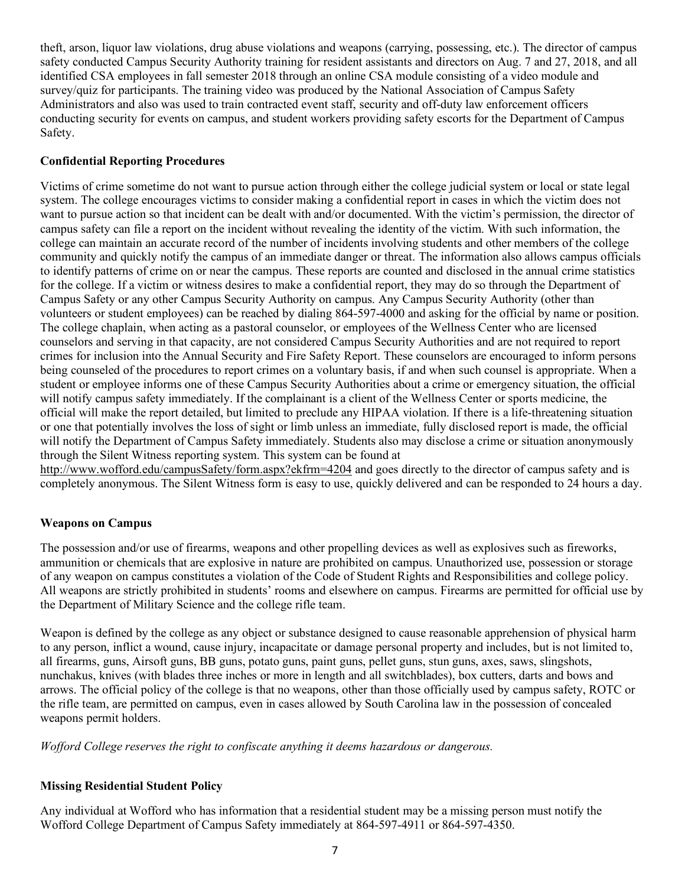theft, arson, liquor law violations, drug abuse violations and weapons (carrying, possessing, etc.). The director of campus safety conducted Campus Security Authority training for resident assistants and directors on Aug. 7 and 27, 2018, and all identified CSA employees in fall semester 2018 through an online CSA module consisting of a video module and survey/quiz for participants. The training video was produced by the National Association of Campus Safety Administrators and also was used to train contracted event staff, security and off-duty law enforcement officers conducting security for events on campus, and student workers providing safety escorts for the Department of Campus Safety.

**Confidential Reporting Procedures**

Victims of crime sometime do not want to pursue action through either the college judicial system or local or state legal system. The college encourages victims to consider making a confidential report in cases in which the victim does not want to pursue action so that incident can be dealt with and/or documented. With the victim's permission, the director of campus safety can file a report on the incident without revealing the identity of the victim. With such information, the college can maintain an accurate record of the number of incidents involving students and other members of the college community and quickly notify the campus of an immediate danger or threat. The information also allows campus officials to identify patterns of crime on or near the campus. These reports are counted and disclosed in the annual crime statistics for the college. If a victim or witness desires to make a confidential report, they may do so through the Department of Campus Safety or any other Campus Security Authority on campus. Any Campus Security Authority (other than volunteers or student employees) can be reached by dialing 864-597-4000 and asking for the official by name or position. The college chaplain, when acting as a pastoral counselor, or employees of the Wellness Center who are licensed counselors and serving in that capacity, are not considered Campus Security Authorities and are not required to report crimes for inclusion into the Annual Security and Fire Safety Report. These counselors are encouraged to inform persons being counseled of the procedures to report crimes on a voluntary basis, if and when such counsel is appropriate. When a student or employee informs one of these Campus Security Authorities about a crime or emergency situation, the official will notify campus safety immediately. If the complainant is a client of the Wellness Center or sports medicine, the official will make the report detailed, but limited to preclude any HIPAA violation. If there is a life-threatening situation or one that potentially involves the loss of sight or limb unless an immediate, fully disclosed report is made, the official will notify the Department of Campus Safety immediately. Students also may disclose a crime or situation anonymously through the Silent Witness reporting system. This system can be found at http://www.wofford.edu/campusSafety/form.aspx?ekfrm=4204 and goes directly to the director of campus safety and is completely anonymous. The Silent Witness form is easy to use, quickly delivered and can be responded to 24 hours a day.

**Weapons on Campus**

The possession and/or use of firearms, weapons and other propelling devices as well as explosives such as fireworks, ammunition or chemicals that are explosive in nature are prohibited on campus. Unauthorized use, possession or storage of any weapon on campus constitutes a violation of the Code of Student Rights and Responsibilities and college policy. All weapons are strictly prohibited in students' rooms and elsewhere on campus. Firearms are permitted for official use by the Department of Military Science and the college rifle team.

Weapon is defined by the college as any object or substance designed to cause reasonable apprehension of physical harm to any person, inflict a wound, cause injury, incapacitate or damage personal property and includes, but is not limited to, all firearms, guns, Airsoft guns, BB guns, potato guns, paint guns, pellet guns, stun guns, axes, saws, slingshots, nunchakus, knives (with blades three inches or more in length and all switchblades), box cutters, darts and bows and arrows. The official policy of the college is that no weapons, other than those officially used by campus safety, ROTC or the rifle team, are permitted on campus, even in cases allowed by South Carolina law in the possession of concealed weapons permit holders.

*Wofford College reserves the right to confiscate anything it deems hazardous or dangerous.*

**Missing Residential Student Policy**

Any individual at Wofford who has information that a residential student may be a missing person must notify the Wofford College Department of Campus Safety immediately at 864-597-4911 or 864-597-4350.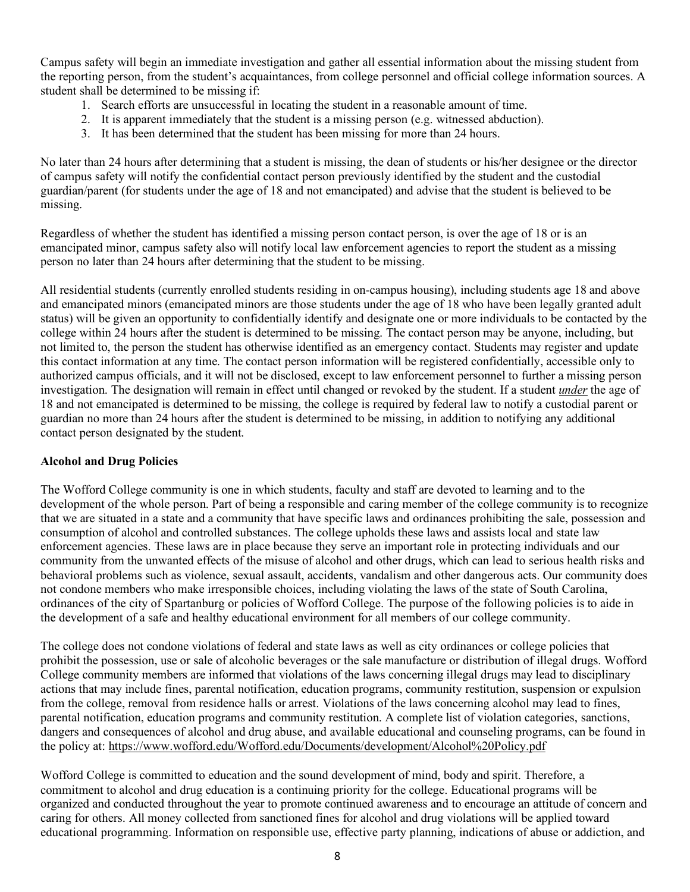Campus safety will begin an immediate investigation and gather all essential information about the missing student from the reporting person, from the student's acquaintances, from college personnel and official college information sources. A student shall be determined to be missing if:

1. Search efforts are unsuccessful in locating the student in a reasonable amount of time.
2. It is apparent immediately that the student is a missing person (e.g. witnessed abduction).
3. It has been determined that the student has been missing for more than 24 hours.

No later than 24 hours after determining that a student is missing, the dean of students or his/her designee or the director of campus safety will notify the confidential contact person previously identified by the student and the custodial guardian/parent (for students under the age of 18 and not emancipated) and advise that the student is believed to be missing.

Regardless of whether the student has identified a missing person contact person, is over the age of 18 or is an emancipated minor, campus safety also will notify local law enforcement agencies to report the student as a missing person no later than 24 hours after determining that the student to be missing.

All residential students (currently enrolled students residing in on-campus housing), including students age 18 and above and emancipated minors (emancipated minors are those students under the age of 18 who have been legally granted adult status) will be given an opportunity to confidentially identify and designate one or more individuals to be contacted by the college within 24 hours after the student is determined to be missing. The contact person may be anyone, including, but not limited to, the person the student has otherwise identified as an emergency contact. Students may register and update this contact information at any time. The contact person information will be registered confidentially, accessible only to authorized campus officials, and it will not be disclosed, except to law enforcement personnel to further a missing person investigation. The designation will remain in effect until changed or revoked by the student. If a student ***under*** the age of 18 and not emancipated is determined to be missing, the college is required by federal law to notify a custodial parent or guardian no more than 24 hours after the student is determined to be missing, in addition to notifying any additional contact person designated by the student.

**Alcohol and Drug Policies**

The Wofford College community is one in which students, faculty and staff are devoted to learning and to the development of the whole person. Part of being a responsible and caring member of the college community is to recognize that we are situated in a state and a community that have specific laws and ordinances prohibiting the sale, possession and consumption of alcohol and controlled substances. The college upholds these laws and assists local and state law enforcement agencies. These laws are in place because they serve an important role in protecting individuals and our community from the unwanted effects of the misuse of alcohol and other drugs, which can lead to serious health risks and behavioral problems such as violence, sexual assault, accidents, vandalism and other dangerous acts. Our community does not condone members who make irresponsible choices, including violating the laws of the state of South Carolina, ordinances of the city of Spartanburg or policies of Wofford College. The purpose of the following policies is to aide in the development of a safe and healthy educational environment for all members of our college community.

The college does not condone violations of federal and state laws as well as city ordinances or college policies that prohibit the possession, use or sale of alcoholic beverages or the sale manufacture or distribution of illegal drugs. Wofford College community members are informed that violations of the laws concerning illegal drugs may lead to disciplinary actions that may include fines, parental notification, education programs, community restitution, suspension or expulsion from the college, removal from residence halls or arrest. Violations of the laws concerning alcohol may lead to fines, parental notification, education programs and community restitution. A complete list of violation categories, sanctions, dangers and consequences of alcohol and drug abuse, and available educational and counseling programs, can be found in the policy at: https://www.wofford.edu/Wofford.edu/Documents/development/Alcohol%20Policy.pdf

Wofford College is committed to education and the sound development of mind, body and spirit. Therefore, a commitment to alcohol and drug education is a continuing priority for the college. Educational programs will be organized and conducted throughout the year to promote continued awareness and to encourage an attitude of concern and caring for others. All money collected from sanctioned fines for alcohol and drug violations will be applied toward educational programming. Information on responsible use, effective party planning, indications of abuse or addiction, and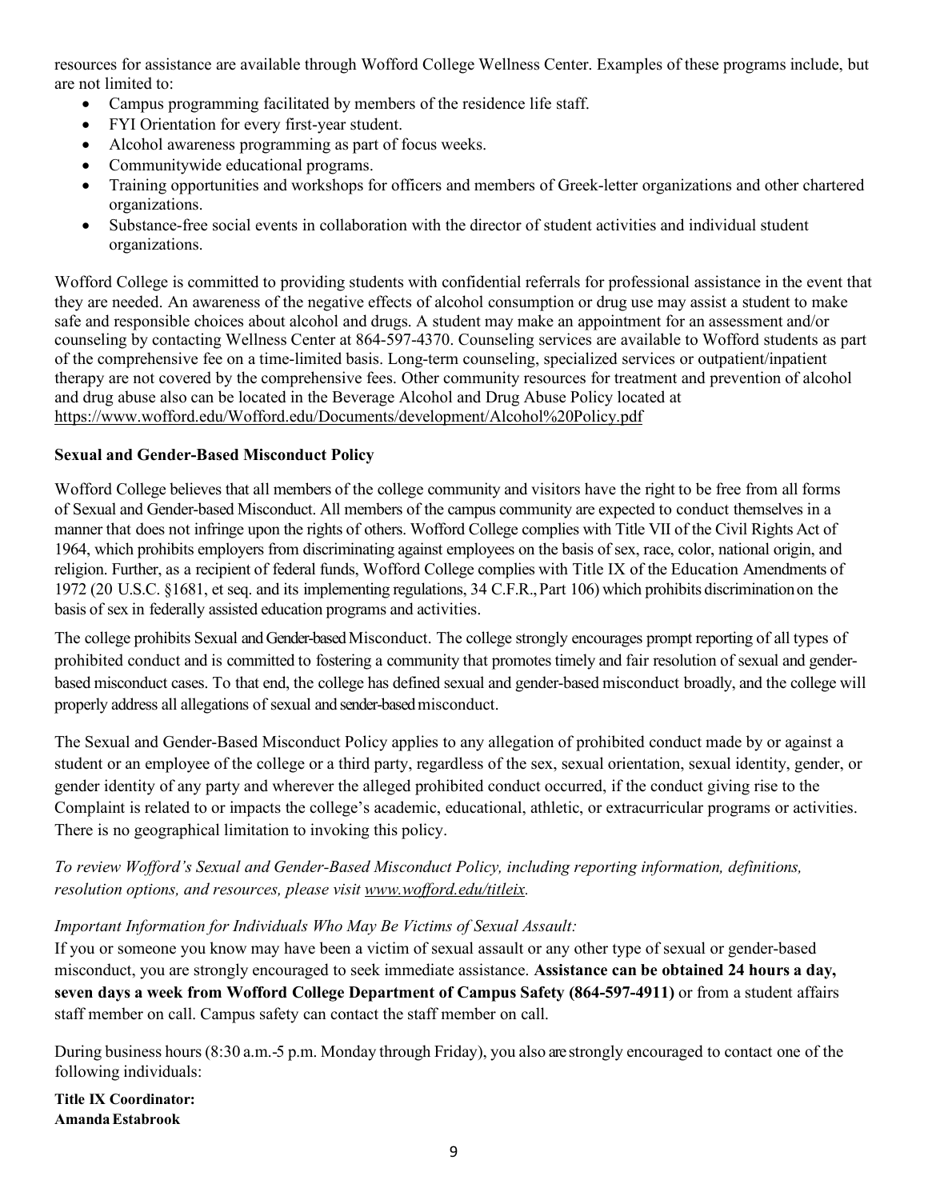resources for assistance are available through Wofford College Wellness Center. Examples of these programs include, but are not limited to:

- Campus programming facilitated by members of the residence life staff.
- FYI Orientation for every first-year student.
- Alcohol awareness programming as part of focus weeks.
- Communitywide educational programs.
- Training opportunities and workshops for officers and members of Greek-letter organizations and other chartered organizations.
- Substance-free social events in collaboration with the director of student activities and individual student organizations.

Wofford College is committed to providing students with confidential referrals for professional assistance in the event that they are needed. An awareness of the negative effects of alcohol consumption or drug use may assist a student to make safe and responsible choices about alcohol and drugs. A student may make an appointment for an assessment and/or counseling by contacting Wellness Center at 864-597-4370. Counseling services are available to Wofford students as part of the comprehensive fee on a time-limited basis. Long-term counseling, specialized services or outpatient/inpatient therapy are not covered by the comprehensive fees. Other community resources for treatment and prevention of alcohol and drug abuse also can be located in the Beverage Alcohol and Drug Abuse Policy located at https://www.wofford.edu/Wofford.edu/Documents/development/Alcohol%20Policy.pdf

**Sexual and Gender-Based Misconduct Policy**

Wofford College believes that all members of the college community and visitors have the right to be free from all forms of Sexual and Gender-based Misconduct. All members of the campus community are expected to conduct themselves in a manner that does not infringe upon the rights of others. Wofford College complies with Title VII of the Civil Rights Act of 1964, which prohibits employers from discriminating against employees on the basis of sex, race, color, national origin, and religion. Further, as a recipient of federal funds, Wofford College complies with Title IX of the Education Amendments of 1972 (20 U.S.C. §1681, et seq. and its implementing regulations, 34 C.F.R., Part 106) which prohibits discrimination on the basis of sex in federally assisted education programs and activities.

The college prohibits Sexual and Gender-based Misconduct. The college strongly encourages prompt reporting of all types of prohibited conduct and is committed to fostering a community that promotes timely and fair resolution of sexual and gender-based misconduct cases. To that end, the college has defined sexual and gender-based misconduct broadly, and the college will properly address all allegations of sexual and sender-based misconduct.

The Sexual and Gender-Based Misconduct Policy applies to any allegation of prohibited conduct made by or against a student or an employee of the college or a third party, regardless of the sex, sexual orientation, sexual identity, gender, or gender identity of any party and wherever the alleged prohibited conduct occurred, if the conduct giving rise to the Complaint is related to or impacts the college's academic, educational, athletic, or extracurricular programs or activities. There is no geographical limitation to invoking this policy.

*To review Wofford's Sexual and Gender-Based Misconduct Policy, including reporting information, definitions, resolution options, and resources, please visit www.wofford.edu/titleix.*

*Important Information for Individuals Who May Be Victims of Sexual Assault:*

If you or someone you know may have been a victim of sexual assault or any other type of sexual or gender-based misconduct, you are strongly encouraged to seek immediate assistance. **Assistance can be obtained 24 hours a day, seven days a week from Wofford College Department of Campus Safety (864-597-4911)** or from a student affairs staff member on call. Campus safety can contact the staff member on call.

During business hours (8:30 a.m.-5 p.m. Monday through Friday), you also are strongly encouraged to contact one of the following individuals:

**Title IX Coordinator:**
**Amanda Estabrook**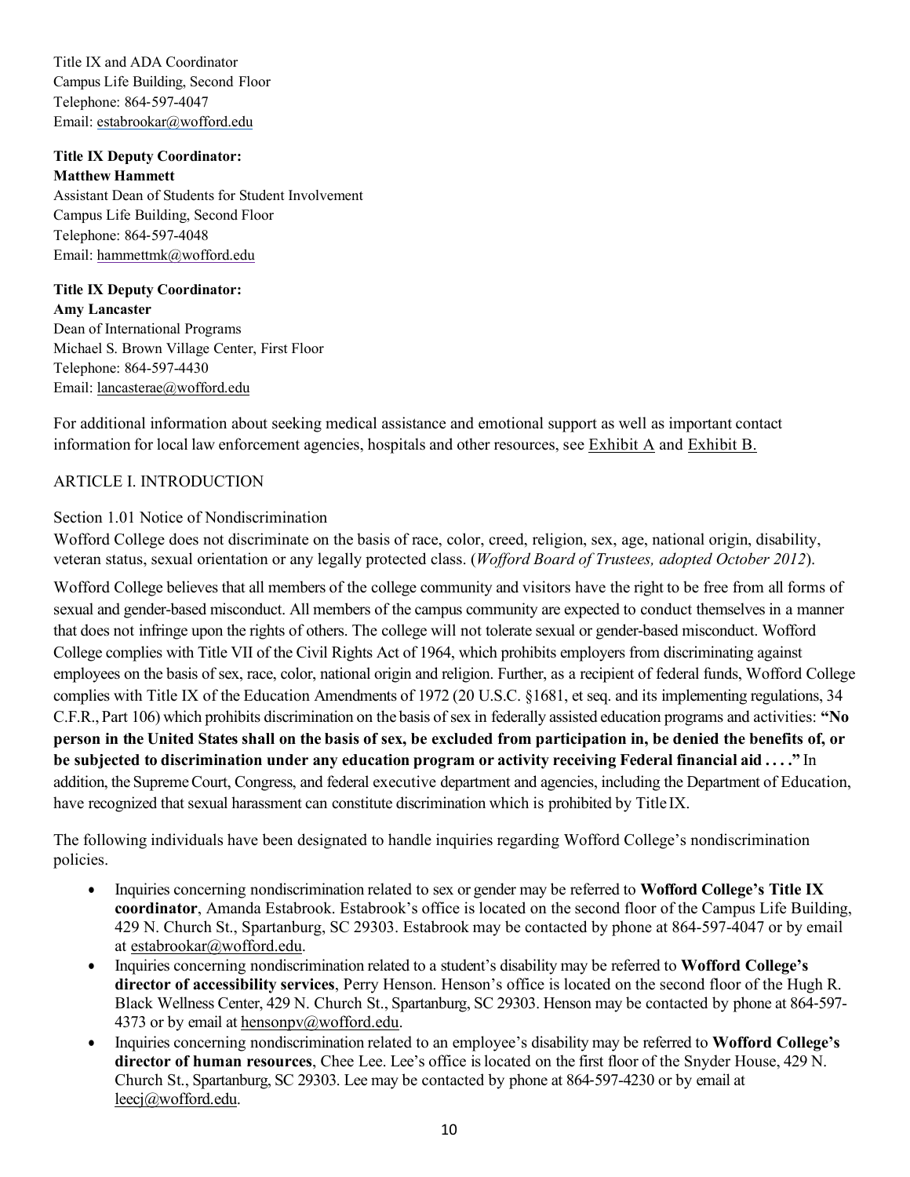Title IX and ADA Coordinator
Campus Life Building, Second Floor
Telephone: 864-597-4047
Email: estabrookar@wofford.edu

**Title IX Deputy Coordinator:**
**Matthew Hammett**
Assistant Dean of Students for Student Involvement
Campus Life Building, Second Floor
Telephone: 864-597-4048
Email: hammettmk@wofford.edu

**Title IX Deputy Coordinator:**
**Amy Lancaster**
Dean of International Programs
Michael S. Brown Village Center, First Floor
Telephone: 864-597-4430
Email: lancasterae@wofford.edu

For additional information about seeking medical assistance and emotional support as well as important contact information for local law enforcement agencies, hospitals and other resources, see Exhibit A and Exhibit B.

## ARTICLE I. INTRODUCTION

### Section 1.01 Notice of Nondiscrimination

Wofford College does not discriminate on the basis of race, color, creed, religion, sex, age, national origin, disability, veteran status, sexual orientation or any legally protected class. (*Wofford Board of Trustees, adopted October 2012*).

Wofford College believes that all members of the college community and visitors have the right to be free from all forms of sexual and gender-based misconduct. All members of the campus community are expected to conduct themselves in a manner that does not infringe upon the rights of others. The college will not tolerate sexual or gender-based misconduct. Wofford College complies with Title VII of the Civil Rights Act of 1964, which prohibits employers from discriminating against employees on the basis of sex, race, color, national origin and religion. Further, as a recipient of federal funds, Wofford College complies with Title IX of the Education Amendments of 1972 (20 U.S.C. §1681, et seq. and its implementing regulations, 34 C.F.R., Part 106) which prohibits discrimination on the basis of sex in federally assisted education programs and activities: **"No person in the United States shall on the basis of sex, be excluded from participation in, be denied the benefits of, or be subjected to discrimination under any education program or activity receiving Federal financial aid . . . ."** In addition, the Supreme Court, Congress, and federal executive department and agencies, including the Department of Education, have recognized that sexual harassment can constitute discrimination which is prohibited by Title IX.

The following individuals have been designated to handle inquiries regarding Wofford College's nondiscrimination policies.

- Inquiries concerning nondiscrimination related to sex or gender may be referred to **Wofford College's Title IX coordinator**, Amanda Estabrook. Estabrook's office is located on the second floor of the Campus Life Building, 429 N. Church St., Spartanburg, SC 29303. Estabrook may be contacted by phone at 864-597-4047 or by email at estabrookar@wofford.edu.
- Inquiries concerning nondiscrimination related to a student's disability may be referred to **Wofford College's director of accessibility services**, Perry Henson. Henson's office is located on the second floor of the Hugh R. Black Wellness Center, 429 N. Church St., Spartanburg, SC 29303. Henson may be contacted by phone at 864-597-4373 or by email at hensonpv@wofford.edu.
- Inquiries concerning nondiscrimination related to an employee's disability may be referred to **Wofford College's director of human resources**, Chee Lee. Lee's office is located on the first floor of the Snyder House, 429 N. Church St., Spartanburg, SC 29303. Lee may be contacted by phone at 864-597-4230 or by email at leecj@wofford.edu.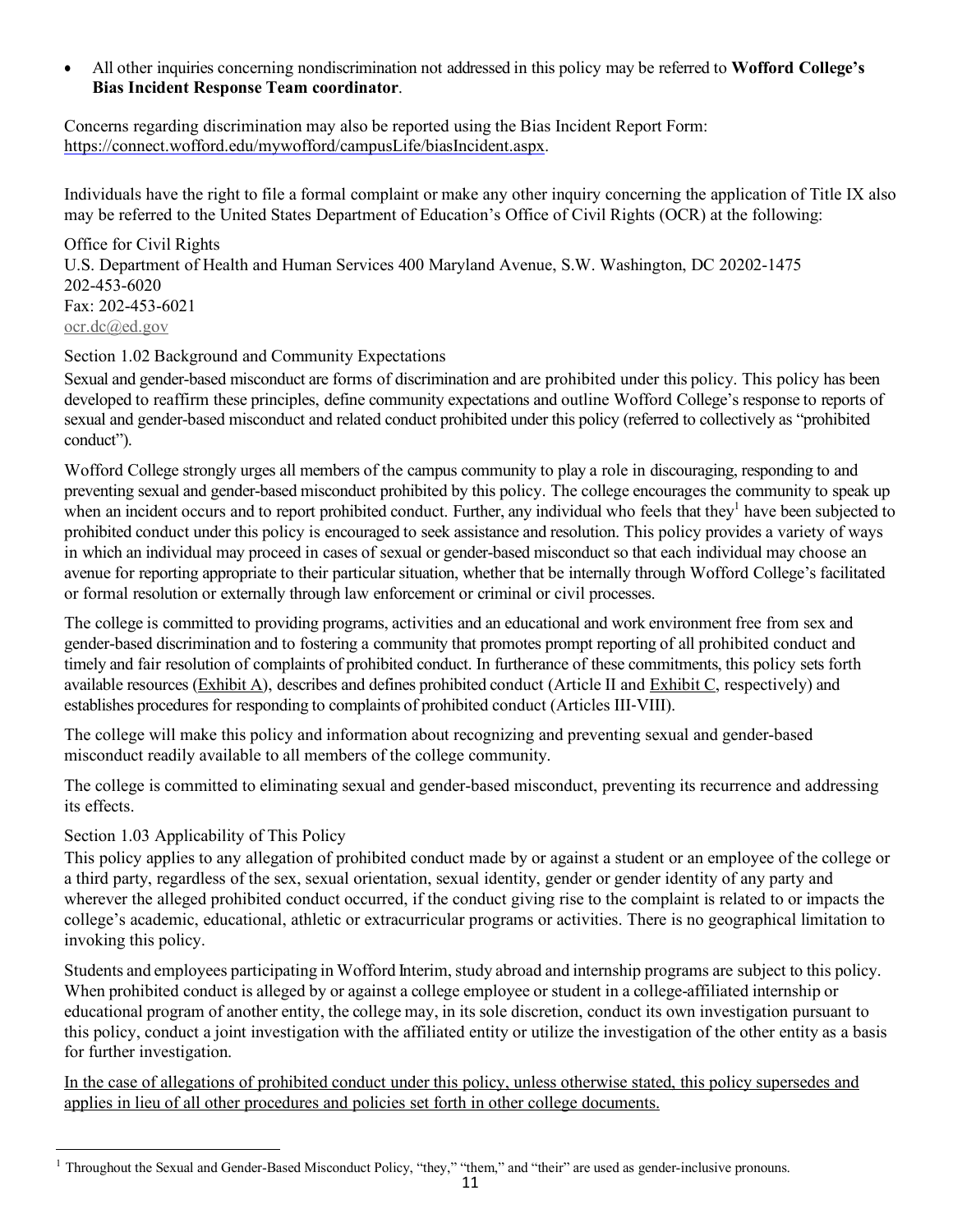- All other inquiries concerning nondiscrimination not addressed in this policy may be referred to **Wofford College's Bias Incident Response Team coordinator**.

Concerns regarding discrimination may also be reported using the Bias Incident Report Form: https://connect.wofford.edu/mywofford/campusLife/biasIncident.aspx.

Individuals have the right to file a formal complaint or make any other inquiry concerning the application of Title IX also may be referred to the United States Department of Education's Office of Civil Rights (OCR) at the following:

Office for Civil Rights
U.S. Department of Health and Human Services 400 Maryland Avenue, S.W. Washington, DC 20202-1475
202-453-6020
Fax: 202-453-6021
ocr.dc@ed.gov

### Section 1.02 Background and Community Expectations

Sexual and gender-based misconduct are forms of discrimination and are prohibited under this policy. This policy has been developed to reaffirm these principles, define community expectations and outline Wofford College's response to reports of sexual and gender-based misconduct and related conduct prohibited under this policy (referred to collectively as "prohibited conduct").

Wofford College strongly urges all members of the campus community to play a role in discouraging, responding to and preventing sexual and gender-based misconduct prohibited by this policy. The college encourages the community to speak up when an incident occurs and to report prohibited conduct. Further, any individual who feels that they[1] have been subjected to prohibited conduct under this policy is encouraged to seek assistance and resolution. This policy provides a variety of ways in which an individual may proceed in cases of sexual or gender-based misconduct so that each individual may choose an avenue for reporting appropriate to their particular situation, whether that be internally through Wofford College's facilitated or formal resolution or externally through law enforcement or criminal or civil processes.

The college is committed to providing programs, activities and an educational and work environment free from sex and gender-based discrimination and to fostering a community that promotes prompt reporting of all prohibited conduct and timely and fair resolution of complaints of prohibited conduct. In furtherance of these commitments, this policy sets forth available resources (Exhibit A), describes and defines prohibited conduct (Article II and Exhibit C, respectively) and establishes procedures for responding to complaints of prohibited conduct (Articles III-VIII).

The college will make this policy and information about recognizing and preventing sexual and gender-based misconduct readily available to all members of the college community.

The college is committed to eliminating sexual and gender-based misconduct, preventing its recurrence and addressing its effects.

### Section 1.03 Applicability of This Policy

This policy applies to any allegation of prohibited conduct made by or against a student or an employee of the college or a third party, regardless of the sex, sexual orientation, sexual identity, gender or gender identity of any party and wherever the alleged prohibited conduct occurred, if the conduct giving rise to the complaint is related to or impacts the college's academic, educational, athletic or extracurricular programs or activities. There is no geographical limitation to invoking this policy.

Students and employees participating in Wofford Interim, study abroad and internship programs are subject to this policy. When prohibited conduct is alleged by or against a college employee or student in a college-affiliated internship or educational program of another entity, the college may, in its sole discretion, conduct its own investigation pursuant to this policy, conduct a joint investigation with the affiliated entity or utilize the investigation of the other entity as a basis for further investigation.

In the case of allegations of prohibited conduct under this policy, unless otherwise stated, this policy supersedes and applies in lieu of all other procedures and policies set forth in other college documents.

---

[1] Throughout the Sexual and Gender-Based Misconduct Policy, "they," "them," and "their" are used as gender-inclusive pronouns.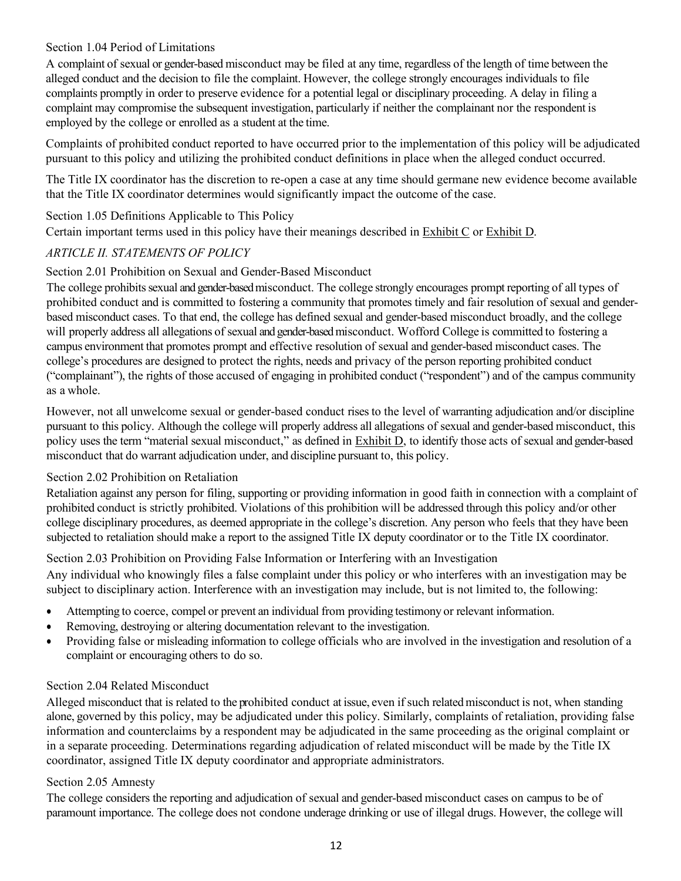### Section 1.04 Period of Limitations

A complaint of sexual or gender-based misconduct may be filed at any time, regardless of the length of time between the alleged conduct and the decision to file the complaint. However, the college strongly encourages individuals to file complaints promptly in order to preserve evidence for a potential legal or disciplinary proceeding. A delay in filing a complaint may compromise the subsequent investigation, particularly if neither the complainant nor the respondent is employed by the college or enrolled as a student at the time.

Complaints of prohibited conduct reported to have occurred prior to the implementation of this policy will be adjudicated pursuant to this policy and utilizing the prohibited conduct definitions in place when the alleged conduct occurred.

The Title IX coordinator has the discretion to re-open a case at any time should germane new evidence become available that the Title IX coordinator determines would significantly impact the outcome of the case.

### Section 1.05 Definitions Applicable to This Policy

Certain important terms used in this policy have their meanings described in Exhibit C or Exhibit D.

## *ARTICLE II. STATEMENTS OF POLICY*

### Section 2.01 Prohibition on Sexual and Gender-Based Misconduct

The college prohibits sexual and gender-based misconduct. The college strongly encourages prompt reporting of all types of prohibited conduct and is committed to fostering a community that promotes timely and fair resolution of sexual and gender-based misconduct cases. To that end, the college has defined sexual and gender-based misconduct broadly, and the college will properly address all allegations of sexual and gender-based misconduct. Wofford College is committed to fostering a campus environment that promotes prompt and effective resolution of sexual and gender-based misconduct cases. The college's procedures are designed to protect the rights, needs and privacy of the person reporting prohibited conduct ("complainant"), the rights of those accused of engaging in prohibited conduct ("respondent") and of the campus community as a whole.

However, not all unwelcome sexual or gender-based conduct rises to the level of warranting adjudication and/or discipline pursuant to this policy. Although the college will properly address all allegations of sexual and gender-based misconduct, this policy uses the term "material sexual misconduct," as defined in Exhibit D, to identify those acts of sexual and gender-based misconduct that do warrant adjudication under, and discipline pursuant to, this policy.

### Section 2.02 Prohibition on Retaliation

Retaliation against any person for filing, supporting or providing information in good faith in connection with a complaint of prohibited conduct is strictly prohibited. Violations of this prohibition will be addressed through this policy and/or other college disciplinary procedures, as deemed appropriate in the college's discretion. Any person who feels that they have been subjected to retaliation should make a report to the assigned Title IX deputy coordinator or to the Title IX coordinator.

### Section 2.03 Prohibition on Providing False Information or Interfering with an Investigation

Any individual who knowingly files a false complaint under this policy or who interferes with an investigation may be subject to disciplinary action. Interference with an investigation may include, but is not limited to, the following:

- Attempting to coerce, compel or prevent an individual from providing testimony or relevant information.
- Removing, destroying or altering documentation relevant to the investigation.
- Providing false or misleading information to college officials who are involved in the investigation and resolution of a complaint or encouraging others to do so.

### Section 2.04 Related Misconduct

Alleged misconduct that is related to the prohibited conduct at issue, even if such related misconduct is not, when standing alone, governed by this policy, may be adjudicated under this policy. Similarly, complaints of retaliation, providing false information and counterclaims by a respondent may be adjudicated in the same proceeding as the original complaint or in a separate proceeding. Determinations regarding adjudication of related misconduct will be made by the Title IX coordinator, assigned Title IX deputy coordinator and appropriate administrators.

### Section 2.05 Amnesty

The college considers the reporting and adjudication of sexual and gender-based misconduct cases on campus to be of paramount importance. The college does not condone underage drinking or use of illegal drugs. However, the college will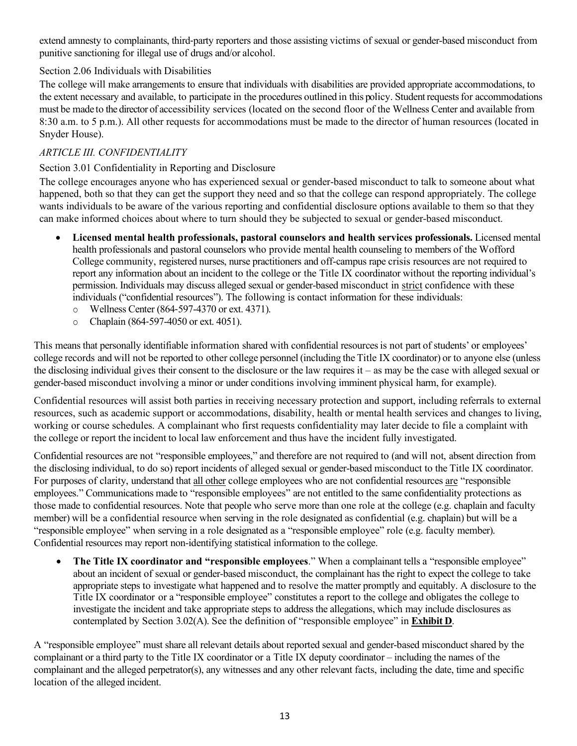extend amnesty to complainants, third-party reporters and those assisting victims of sexual or gender-based misconduct from punitive sanctioning for illegal use of drugs and/or alcohol.

### Section 2.06 Individuals with Disabilities

The college will make arrangements to ensure that individuals with disabilities are provided appropriate accommodations, to the extent necessary and available, to participate in the procedures outlined in this policy. Student requests for accommodations must be made to the director of accessibility services (located on the second floor of the Wellness Center and available from 8:30 a.m. to 5 p.m.). All other requests for accommodations must be made to the director of human resources (located in Snyder House).

## *ARTICLE III. CONFIDENTIALITY*

### Section 3.01 Confidentiality in Reporting and Disclosure

The college encourages anyone who has experienced sexual or gender-based misconduct to talk to someone about what happened, both so that they can get the support they need and so that the college can respond appropriately. The college wants individuals to be aware of the various reporting and confidential disclosure options available to them so that they can make informed choices about where to turn should they be subjected to sexual or gender-based misconduct.

- **Licensed mental health professionals, pastoral counselors and health services professionals.** Licensed mental health professionals and pastoral counselors who provide mental health counseling to members of the Wofford College community, registered nurses, nurse practitioners and off-campus rape crisis resources are not required to report any information about an incident to the college or the Title IX coordinator without the reporting individual's permission. Individuals may discuss alleged sexual or gender-based misconduct in <u>strict</u> confidence with these individuals ("confidential resources"). The following is contact information for these individuals:
  - Wellness Center (864-597-4370 or ext. 4371).
  - Chaplain (864-597-4050 or ext. 4051).

This means that personally identifiable information shared with confidential resources is not part of students' or employees' college records and will not be reported to other college personnel (including the Title IX coordinator) or to anyone else (unless the disclosing individual gives their consent to the disclosure or the law requires it – as may be the case with alleged sexual or gender-based misconduct involving a minor or under conditions involving imminent physical harm, for example).

Confidential resources will assist both parties in receiving necessary protection and support, including referrals to external resources, such as academic support or accommodations, disability, health or mental health services and changes to living, working or course schedules. A complainant who first requests confidentiality may later decide to file a complaint with the college or report the incident to local law enforcement and thus have the incident fully investigated.

Confidential resources are not "responsible employees," and therefore are not required to (and will not, absent direction from the disclosing individual, to do so) report incidents of alleged sexual or gender-based misconduct to the Title IX coordinator. For purposes of clarity, understand that <u>all other</u> college employees who are not confidential resources <u>are</u> "responsible employees." Communications made to "responsible employees" are not entitled to the same confidentiality protections as those made to confidential resources. Note that people who serve more than one role at the college (e.g. chaplain and faculty member) will be a confidential resource when serving in the role designated as confidential (e.g. chaplain) but will be a "responsible employee" when serving in a role designated as a "responsible employee" role (e.g. faculty member). Confidential resources may report non-identifying statistical information to the college.

- **The Title IX coordinator and "responsible employees**." When a complainant tells a "responsible employee" about an incident of sexual or gender-based misconduct, the complainant has the right to expect the college to take appropriate steps to investigate what happened and to resolve the matter promptly and equitably. A disclosure to the Title IX coordinator or a "responsible employee" constitutes a report to the college and obligates the college to investigate the incident and take appropriate steps to address the allegations, which may include disclosures as contemplated by Section 3.02(A). See the definition of "responsible employee" in <u>**Exhibit D**</u>.

A "responsible employee" must share all relevant details about reported sexual and gender-based misconduct shared by the complainant or a third party to the Title IX coordinator or a Title IX deputy coordinator – including the names of the complainant and the alleged perpetrator(s), any witnesses and any other relevant facts, including the date, time and specific location of the alleged incident.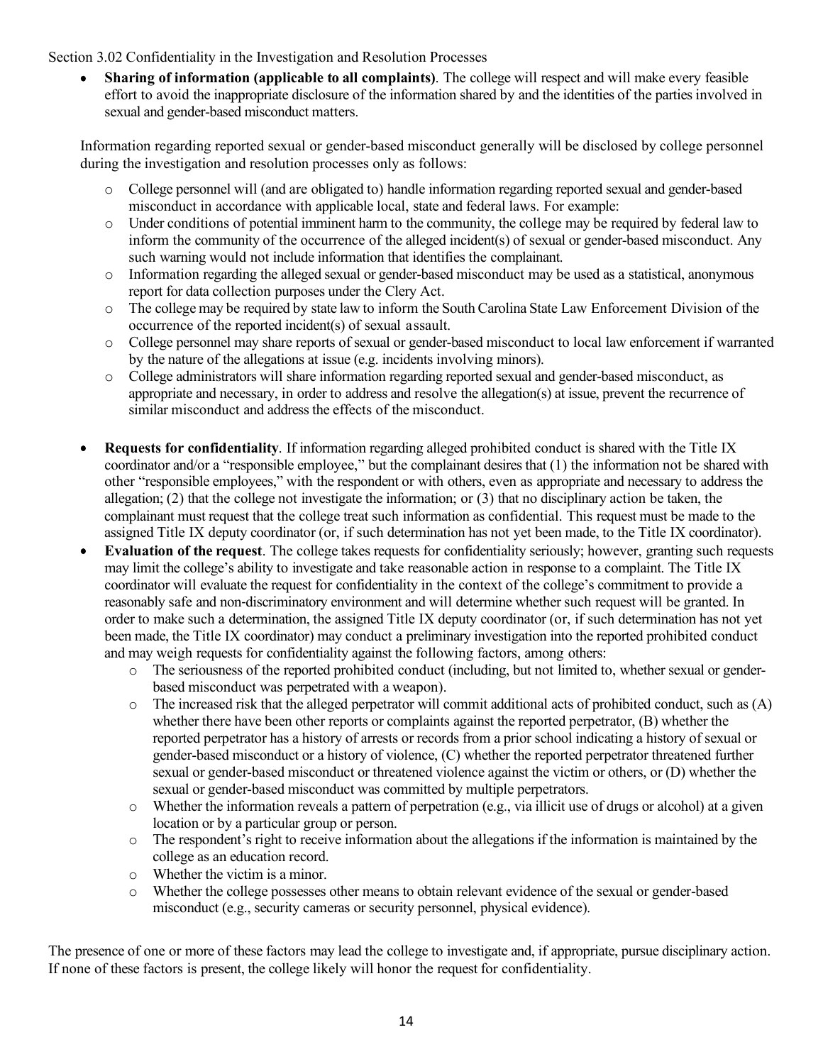Section 3.02 Confidentiality in the Investigation and Resolution Processes

- **Sharing of information (applicable to all complaints)**. The college will respect and will make every feasible effort to avoid the inappropriate disclosure of the information shared by and the identities of the parties involved in sexual and gender-based misconduct matters.

  Information regarding reported sexual or gender-based misconduct generally will be disclosed by college personnel during the investigation and resolution processes only as follows:

  - College personnel will (and are obligated to) handle information regarding reported sexual and gender-based misconduct in accordance with applicable local, state and federal laws. For example:
  - Under conditions of potential imminent harm to the community, the college may be required by federal law to inform the community of the occurrence of the alleged incident(s) of sexual or gender-based misconduct. Any such warning would not include information that identifies the complainant.
  - Information regarding the alleged sexual or gender-based misconduct may be used as a statistical, anonymous report for data collection purposes under the Clery Act.
  - The college may be required by state law to inform the South Carolina State Law Enforcement Division of the occurrence of the reported incident(s) of sexual assault.
  - College personnel may share reports of sexual or gender-based misconduct to local law enforcement if warranted by the nature of the allegations at issue (e.g. incidents involving minors).
  - College administrators will share information regarding reported sexual and gender-based misconduct, as appropriate and necessary, in order to address and resolve the allegation(s) at issue, prevent the recurrence of similar misconduct and address the effects of the misconduct.

- **Requests for confidentiality**. If information regarding alleged prohibited conduct is shared with the Title IX coordinator and/or a "responsible employee," but the complainant desires that (1) the information not be shared with other "responsible employees," with the respondent or with others, even as appropriate and necessary to address the allegation; (2) that the college not investigate the information; or (3) that no disciplinary action be taken, the complainant must request that the college treat such information as confidential. This request must be made to the assigned Title IX deputy coordinator (or, if such determination has not yet been made, to the Title IX coordinator).
- **Evaluation of the request**. The college takes requests for confidentiality seriously; however, granting such requests may limit the college's ability to investigate and take reasonable action in response to a complaint. The Title IX coordinator will evaluate the request for confidentiality in the context of the college's commitment to provide a reasonably safe and non-discriminatory environment and will determine whether such request will be granted. In order to make such a determination, the assigned Title IX deputy coordinator (or, if such determination has not yet been made, the Title IX coordinator) may conduct a preliminary investigation into the reported prohibited conduct and may weigh requests for confidentiality against the following factors, among others:
  - The seriousness of the reported prohibited conduct (including, but not limited to, whether sexual or gender-based misconduct was perpetrated with a weapon).
  - The increased risk that the alleged perpetrator will commit additional acts of prohibited conduct, such as (A) whether there have been other reports or complaints against the reported perpetrator, (B) whether the reported perpetrator has a history of arrests or records from a prior school indicating a history of sexual or gender-based misconduct or a history of violence, (C) whether the reported perpetrator threatened further sexual or gender-based misconduct or threatened violence against the victim or others, or (D) whether the sexual or gender-based misconduct was committed by multiple perpetrators.
  - Whether the information reveals a pattern of perpetration (e.g., via illicit use of drugs or alcohol) at a given location or by a particular group or person.
  - The respondent's right to receive information about the allegations if the information is maintained by the college as an education record.
  - Whether the victim is a minor.
  - Whether the college possesses other means to obtain relevant evidence of the sexual or gender-based misconduct (e.g., security cameras or security personnel, physical evidence).

The presence of one or more of these factors may lead the college to investigate and, if appropriate, pursue disciplinary action. If none of these factors is present, the college likely will honor the request for confidentiality.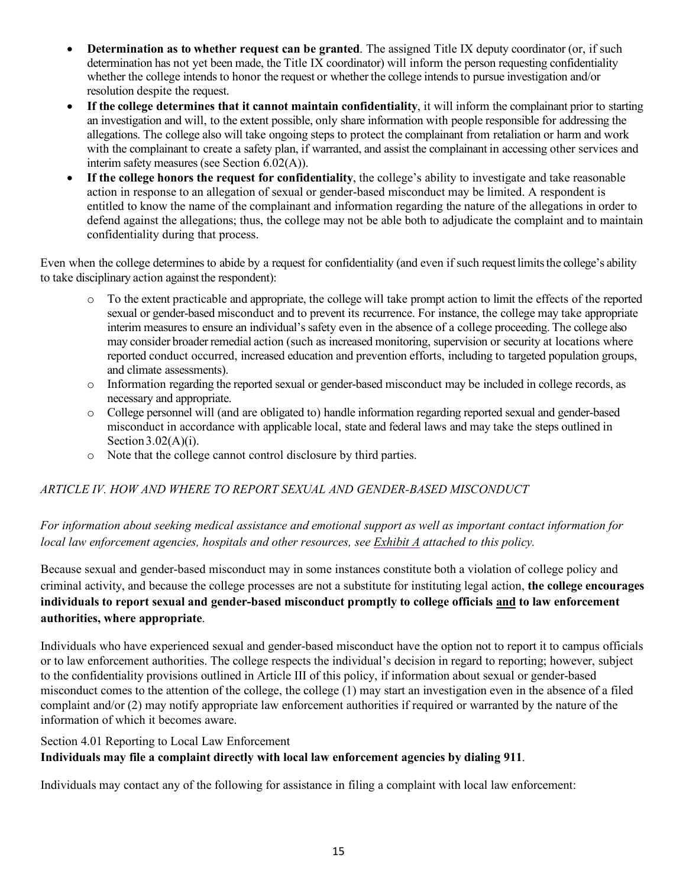- **Determination as to whether request can be granted**. The assigned Title IX deputy coordinator (or, if such determination has not yet been made, the Title IX coordinator) will inform the person requesting confidentiality whether the college intends to honor the request or whether the college intends to pursue investigation and/or resolution despite the request.
- **If the college determines that it cannot maintain confidentiality**, it will inform the complainant prior to starting an investigation and will, to the extent possible, only share information with people responsible for addressing the allegations. The college also will take ongoing steps to protect the complainant from retaliation or harm and work with the complainant to create a safety plan, if warranted, and assist the complainant in accessing other services and interim safety measures (see Section 6.02(A)).
- **If the college honors the request for confidentiality**, the college's ability to investigate and take reasonable action in response to an allegation of sexual or gender-based misconduct may be limited. A respondent is entitled to know the name of the complainant and information regarding the nature of the allegations in order to defend against the allegations; thus, the college may not be able both to adjudicate the complaint and to maintain confidentiality during that process.

Even when the college determines to abide by a request for confidentiality (and even if such request limits the college's ability to take disciplinary action against the respondent):

- To the extent practicable and appropriate, the college will take prompt action to limit the effects of the reported sexual or gender-based misconduct and to prevent its recurrence. For instance, the college may take appropriate interim measures to ensure an individual's safety even in the absence of a college proceeding. The college also may consider broader remedial action (such as increased monitoring, supervision or security at locations where reported conduct occurred, increased education and prevention efforts, including to targeted population groups, and climate assessments).
- Information regarding the reported sexual or gender-based misconduct may be included in college records, as necessary and appropriate.
- College personnel will (and are obligated to) handle information regarding reported sexual and gender-based misconduct in accordance with applicable local, state and federal laws and may take the steps outlined in Section 3.02(A)(i).
- Note that the college cannot control disclosure by third parties.

## *ARTICLE IV. HOW AND WHERE TO REPORT SEXUAL AND GENDER-BASED MISCONDUCT*

*For information about seeking medical assistance and emotional support as well as important contact information for local law enforcement agencies, hospitals and other resources, see Exhibit A attached to this policy.*

Because sexual and gender-based misconduct may in some instances constitute both a violation of college policy and criminal activity, and because the college processes are not a substitute for instituting legal action, **the college encourages individuals to report sexual and gender-based misconduct promptly to college officials and to law enforcement authorities, where appropriate**.

Individuals who have experienced sexual and gender-based misconduct have the option not to report it to campus officials or to law enforcement authorities. The college respects the individual's decision in regard to reporting; however, subject to the confidentiality provisions outlined in Article III of this policy, if information about sexual or gender-based misconduct comes to the attention of the college, the college (1) may start an investigation even in the absence of a filed complaint and/or (2) may notify appropriate law enforcement authorities if required or warranted by the nature of the information of which it becomes aware.

### Section 4.01 Reporting to Local Law Enforcement

**Individuals may file a complaint directly with local law enforcement agencies by dialing 911**.

Individuals may contact any of the following for assistance in filing a complaint with local law enforcement: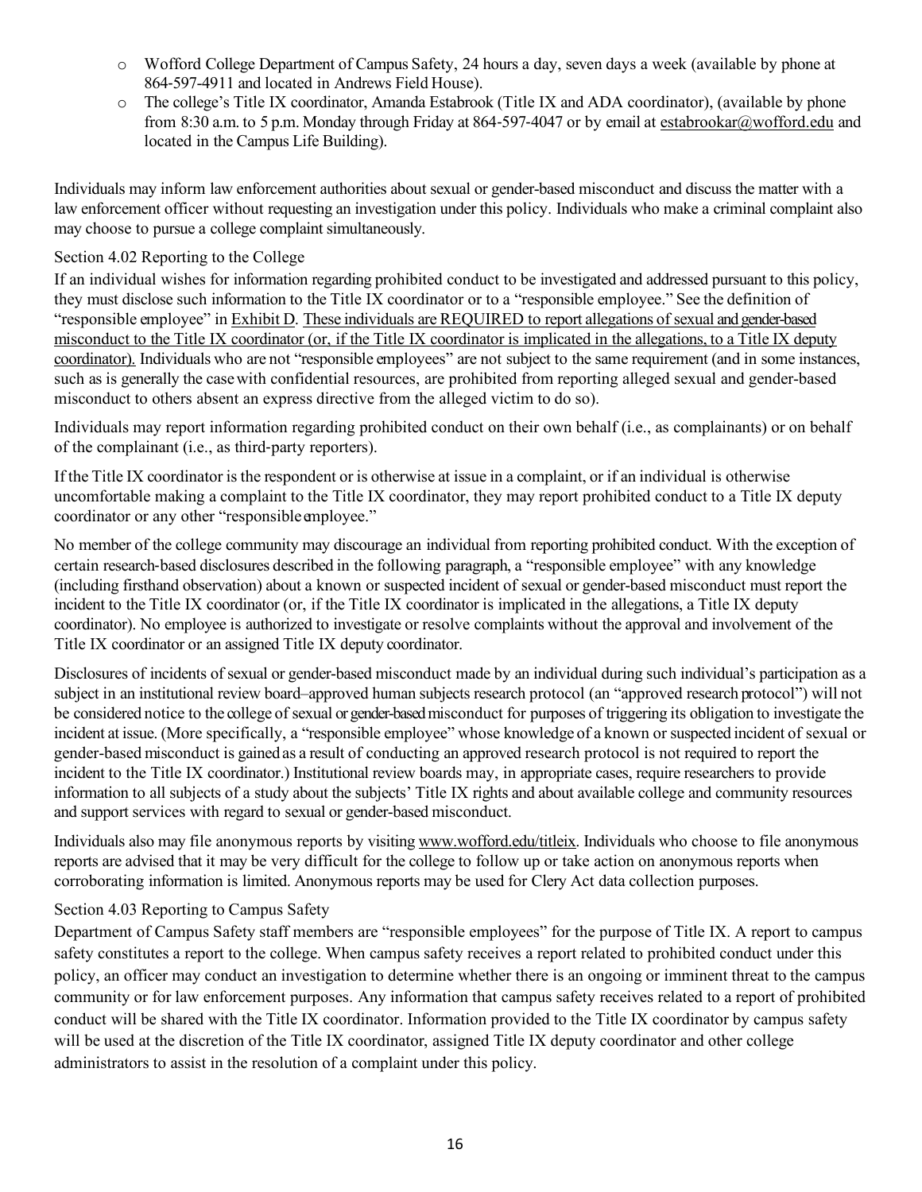- Wofford College Department of Campus Safety, 24 hours a day, seven days a week (available by phone at 864-597-4911 and located in Andrews Field House).
- The college's Title IX coordinator, Amanda Estabrook (Title IX and ADA coordinator), (available by phone from 8:30 a.m. to 5 p.m. Monday through Friday at 864-597-4047 or by email at estabrookar@wofford.edu and located in the Campus Life Building).

Individuals may inform law enforcement authorities about sexual or gender-based misconduct and discuss the matter with a law enforcement officer without requesting an investigation under this policy. Individuals who make a criminal complaint also may choose to pursue a college complaint simultaneously.

### Section 4.02 Reporting to the College

If an individual wishes for information regarding prohibited conduct to be investigated and addressed pursuant to this policy, they must disclose such information to the Title IX coordinator or to a "responsible employee." See the definition of "responsible employee" in Exhibit D. These individuals are REQUIRED to report allegations of sexual and gender-based misconduct to the Title IX coordinator (or, if the Title IX coordinator is implicated in the allegations, to a Title IX deputy coordinator). Individuals who are not "responsible employees" are not subject to the same requirement (and in some instances, such as is generally the case with confidential resources, are prohibited from reporting alleged sexual and gender-based misconduct to others absent an express directive from the alleged victim to do so).

Individuals may report information regarding prohibited conduct on their own behalf (i.e., as complainants) or on behalf of the complainant (i.e., as third-party reporters).

If the Title IX coordinator is the respondent or is otherwise at issue in a complaint, or if an individual is otherwise uncomfortable making a complaint to the Title IX coordinator, they may report prohibited conduct to a Title IX deputy coordinator or any other "responsible employee."

No member of the college community may discourage an individual from reporting prohibited conduct. With the exception of certain research-based disclosures described in the following paragraph, a "responsible employee" with any knowledge (including firsthand observation) about a known or suspected incident of sexual or gender-based misconduct must report the incident to the Title IX coordinator (or, if the Title IX coordinator is implicated in the allegations, a Title IX deputy coordinator). No employee is authorized to investigate or resolve complaints without the approval and involvement of the Title IX coordinator or an assigned Title IX deputy coordinator.

Disclosures of incidents of sexual or gender-based misconduct made by an individual during such individual's participation as a subject in an institutional review board–approved human subjects research protocol (an "approved research protocol") will not be considered notice to the college of sexual or gender-based misconduct for purposes of triggering its obligation to investigate the incident at issue. (More specifically, a "responsible employee" whose knowledge of a known or suspected incident of sexual or gender-based misconduct is gained as a result of conducting an approved research protocol is not required to report the incident to the Title IX coordinator.) Institutional review boards may, in appropriate cases, require researchers to provide information to all subjects of a study about the subjects' Title IX rights and about available college and community resources and support services with regard to sexual or gender-based misconduct.

Individuals also may file anonymous reports by visiting www.wofford.edu/titleix. Individuals who choose to file anonymous reports are advised that it may be very difficult for the college to follow up or take action on anonymous reports when corroborating information is limited. Anonymous reports may be used for Clery Act data collection purposes.

### Section 4.03 Reporting to Campus Safety

Department of Campus Safety staff members are "responsible employees" for the purpose of Title IX. A report to campus safety constitutes a report to the college. When campus safety receives a report related to prohibited conduct under this policy, an officer may conduct an investigation to determine whether there is an ongoing or imminent threat to the campus community or for law enforcement purposes. Any information that campus safety receives related to a report of prohibited conduct will be shared with the Title IX coordinator. Information provided to the Title IX coordinator by campus safety will be used at the discretion of the Title IX coordinator, assigned Title IX deputy coordinator and other college administrators to assist in the resolution of a complaint under this policy.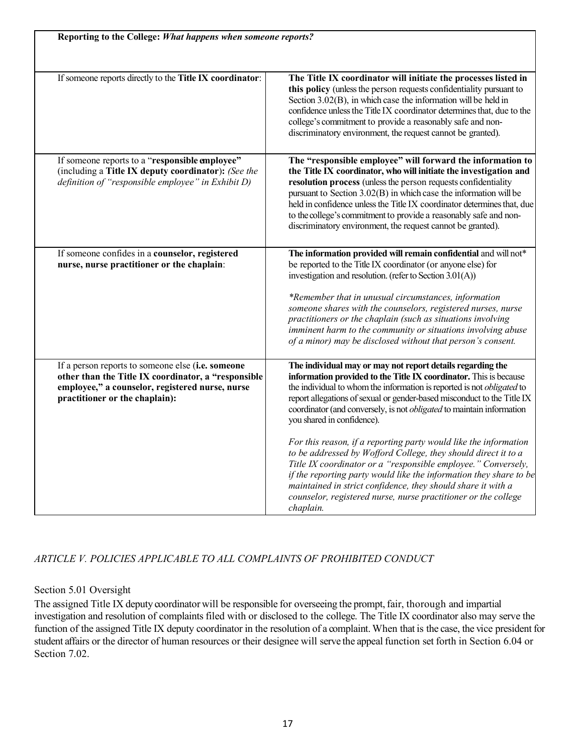| **Reporting to the College:** ***What happens when someone reports?*** | |
|---|---|
| If someone reports directly to the **Title IX coordinator**: | **The Title IX coordinator will initiate the processes listed in this policy** (unless the person requests confidentiality pursuant to Section 3.02(B), in which case the information will be held in confidence unless the Title IX coordinator determines that, due to the college's commitment to provide a reasonably safe and non-discriminatory environment, the request cannot be granted). |
| If someone reports to a "**responsible employee**" (including a **Title IX deputy coordinator**): *(See the definition of "responsible employee" in Exhibit D)* | **The "responsible employee" will forward the information to the Title IX coordinator, who will initiate the investigation and resolution process** (unless the person requests confidentiality pursuant to Section 3.02(B) in which case the information will be held in confidence unless the Title IX coordinator determines that, due to the college's commitment to provide a reasonably safe and non-discriminatory environment, the request cannot be granted). |
| If someone confides in a **counselor, registered nurse, nurse practitioner or the chaplain**: | **The information provided will remain confidential** and will not* be reported to the Title IX coordinator (or anyone else) for investigation and resolution. (refer to Section 3.01(A))<br><br>*\*Remember that in unusual circumstances, information someone shares with the counselors, registered nurses, nurse practitioners or the chaplain (such as situations involving imminent harm to the community or situations involving abuse of a minor) may be disclosed without that person's consent.* |
| If a person reports to someone else (**i.e. someone other than the Title IX coordinator, a "responsible employee," a counselor, registered nurse, nurse practitioner or the chaplain):** | **The individual may or may not report details regarding the information provided to the Title IX coordinator.** This is because the individual to whom the information is reported is not *obligated* to report allegations of sexual or gender-based misconduct to the Title IX coordinator (and conversely, is not *obligated* to maintain information you shared in confidence).<br><br>*For this reason, if a reporting party would like the information to be addressed by Wofford College, they should direct it to a Title IX coordinator or a "responsible employee." Conversely, if the reporting party would like the information they share to be maintained in strict confidence, they should share it with a counselor, registered nurse, nurse practitioner or the college chaplain.* |

## *ARTICLE V. POLICIES APPLICABLE TO ALL COMPLAINTS OF PROHIBITED CONDUCT*

### Section 5.01 Oversight

The assigned Title IX deputy coordinator will be responsible for overseeing the prompt, fair, thorough and impartial investigation and resolution of complaints filed with or disclosed to the college. The Title IX coordinator also may serve the function of the assigned Title IX deputy coordinator in the resolution of a complaint. When that is the case, the vice president for student affairs or the director of human resources or their designee will serve the appeal function set forth in Section 6.04 or Section 7.02.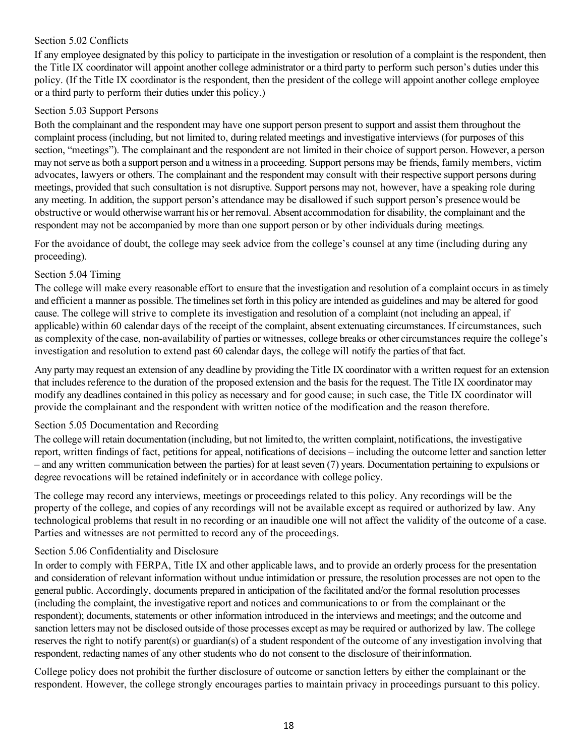### Section 5.02 Conflicts

If any employee designated by this policy to participate in the investigation or resolution of a complaint is the respondent, then the Title IX coordinator will appoint another college administrator or a third party to perform such person's duties under this policy. (If the Title IX coordinator is the respondent, then the president of the college will appoint another college employee or a third party to perform their duties under this policy.)

### Section 5.03 Support Persons

Both the complainant and the respondent may have one support person present to support and assist them throughout the complaint process (including, but not limited to, during related meetings and investigative interviews (for purposes of this section, "meetings"). The complainant and the respondent are not limited in their choice of support person. However, a person may not serve as both a support person and a witness in a proceeding. Support persons may be friends, family members, victim advocates, lawyers or others. The complainant and the respondent may consult with their respective support persons during meetings, provided that such consultation is not disruptive. Support persons may not, however, have a speaking role during any meeting. In addition, the support person's attendance may be disallowed if such support person's presence would be obstructive or would otherwise warrant his or her removal. Absent accommodation for disability, the complainant and the respondent may not be accompanied by more than one support person or by other individuals during meetings.

For the avoidance of doubt, the college may seek advice from the college's counsel at any time (including during any proceeding).

### Section 5.04 Timing

The college will make every reasonable effort to ensure that the investigation and resolution of a complaint occurs in as timely and efficient a manner as possible. The timelines set forth in this policy are intended as guidelines and may be altered for good cause. The college will strive to complete its investigation and resolution of a complaint (not including an appeal, if applicable) within 60 calendar days of the receipt of the complaint, absent extenuating circumstances. If circumstances, such as complexity of the case, non-availability of parties or witnesses, college breaks or other circumstances require the college's investigation and resolution to extend past 60 calendar days, the college will notify the parties of that fact.

Any party may request an extension of any deadline by providing the Title IX coordinator with a written request for an extension that includes reference to the duration of the proposed extension and the basis for the request. The Title IX coordinator may modify any deadlines contained in this policy as necessary and for good cause; in such case, the Title IX coordinator will provide the complainant and the respondent with written notice of the modification and the reason therefore.

### Section 5.05 Documentation and Recording

The college will retain documentation (including, but not limited to, the written complaint, notifications, the investigative report, written findings of fact, petitions for appeal, notifications of decisions – including the outcome letter and sanction letter – and any written communication between the parties) for at least seven (7) years. Documentation pertaining to expulsions or degree revocations will be retained indefinitely or in accordance with college policy.

The college may record any interviews, meetings or proceedings related to this policy. Any recordings will be the property of the college, and copies of any recordings will not be available except as required or authorized by law. Any technological problems that result in no recording or an inaudible one will not affect the validity of the outcome of a case. Parties and witnesses are not permitted to record any of the proceedings.

### Section 5.06 Confidentiality and Disclosure

In order to comply with FERPA, Title IX and other applicable laws, and to provide an orderly process for the presentation and consideration of relevant information without undue intimidation or pressure, the resolution processes are not open to the general public. Accordingly, documents prepared in anticipation of the facilitated and/or the formal resolution processes (including the complaint, the investigative report and notices and communications to or from the complainant or the respondent); documents, statements or other information introduced in the interviews and meetings; and the outcome and sanction letters may not be disclosed outside of those processes except as may be required or authorized by law. The college reserves the right to notify parent(s) or guardian(s) of a student respondent of the outcome of any investigation involving that respondent, redacting names of any other students who do not consent to the disclosure of their information.

College policy does not prohibit the further disclosure of outcome or sanction letters by either the complainant or the respondent. However, the college strongly encourages parties to maintain privacy in proceedings pursuant to this policy.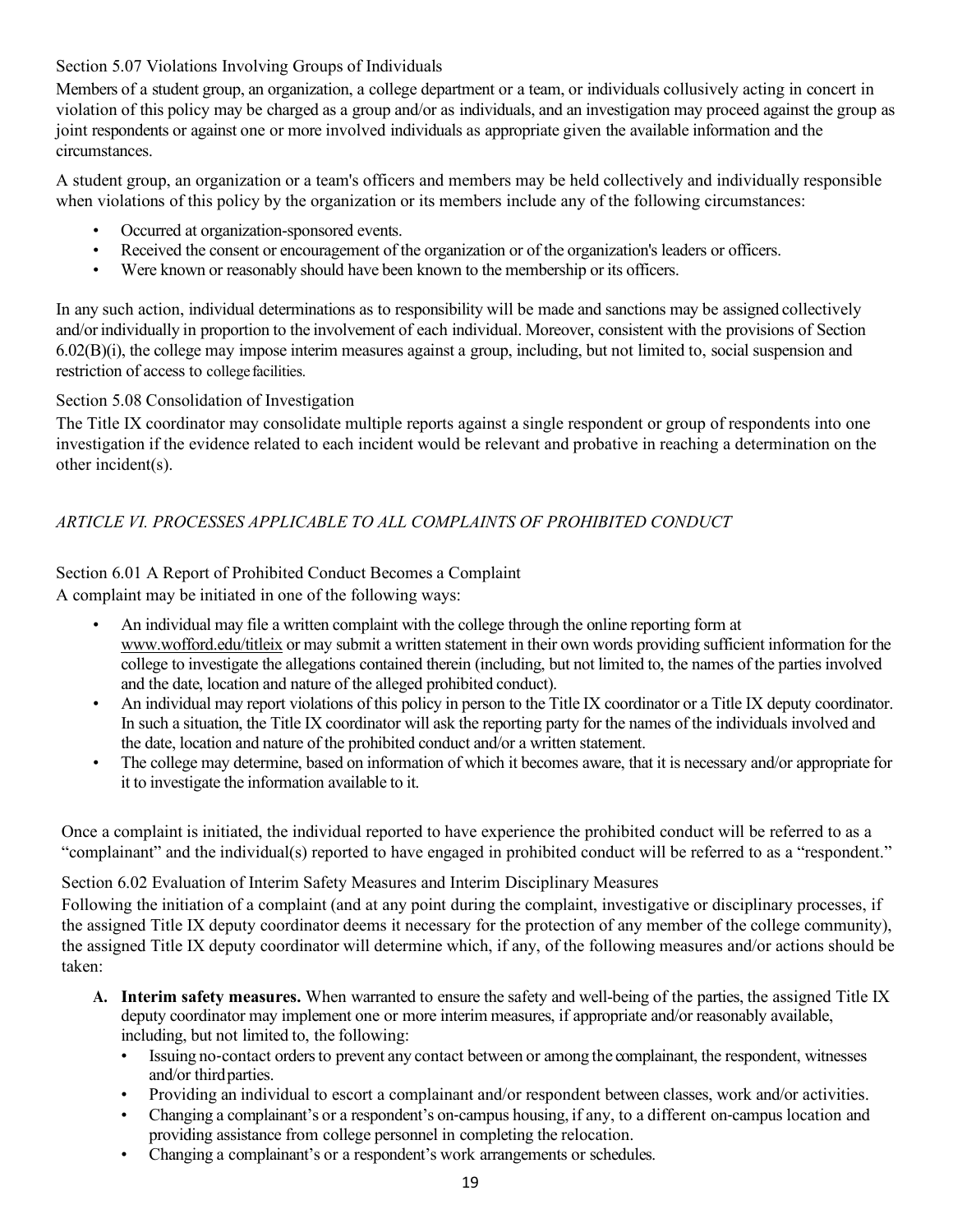### Section 5.07 Violations Involving Groups of Individuals

Members of a student group, an organization, a college department or a team, or individuals collusively acting in concert in violation of this policy may be charged as a group and/or as individuals, and an investigation may proceed against the group as joint respondents or against one or more involved individuals as appropriate given the available information and the circumstances.

A student group, an organization or a team's officers and members may be held collectively and individually responsible when violations of this policy by the organization or its members include any of the following circumstances:

- Occurred at organization-sponsored events.
- Received the consent or encouragement of the organization or of the organization's leaders or officers.
- Were known or reasonably should have been known to the membership or its officers.

In any such action, individual determinations as to responsibility will be made and sanctions may be assigned collectively and/or individually in proportion to the involvement of each individual. Moreover, consistent with the provisions of Section 6.02(B)(i), the college may impose interim measures against a group, including, but not limited to, social suspension and restriction of access to college facilities.

### Section 5.08 Consolidation of Investigation

The Title IX coordinator may consolidate multiple reports against a single respondent or group of respondents into one investigation if the evidence related to each incident would be relevant and probative in reaching a determination on the other incident(s).

## *ARTICLE VI. PROCESSES APPLICABLE TO ALL COMPLAINTS OF PROHIBITED CONDUCT*

### Section 6.01 A Report of Prohibited Conduct Becomes a Complaint

A complaint may be initiated in one of the following ways:

- An individual may file a written complaint with the college through the online reporting form at www.wofford.edu/titleix or may submit a written statement in their own words providing sufficient information for the college to investigate the allegations contained therein (including, but not limited to, the names of the parties involved and the date, location and nature of the alleged prohibited conduct).
- An individual may report violations of this policy in person to the Title IX coordinator or a Title IX deputy coordinator. In such a situation, the Title IX coordinator will ask the reporting party for the names of the individuals involved and the date, location and nature of the prohibited conduct and/or a written statement.
- The college may determine, based on information of which it becomes aware, that it is necessary and/or appropriate for it to investigate the information available to it.

Once a complaint is initiated, the individual reported to have experience the prohibited conduct will be referred to as a "complainant" and the individual(s) reported to have engaged in prohibited conduct will be referred to as a "respondent."

### Section 6.02 Evaluation of Interim Safety Measures and Interim Disciplinary Measures

Following the initiation of a complaint (and at any point during the complaint, investigative or disciplinary processes, if the assigned Title IX deputy coordinator deems it necessary for the protection of any member of the college community), the assigned Title IX deputy coordinator will determine which, if any, of the following measures and/or actions should be taken:

A. **Interim safety measures.** When warranted to ensure the safety and well-being of the parties, the assigned Title IX deputy coordinator may implement one or more interim measures, if appropriate and/or reasonably available, including, but not limited to, the following:
   - Issuing no-contact orders to prevent any contact between or among the complainant, the respondent, witnesses and/or third parties.
   - Providing an individual to escort a complainant and/or respondent between classes, work and/or activities.
   - Changing a complainant's or a respondent's on-campus housing, if any, to a different on-campus location and providing assistance from college personnel in completing the relocation.
   - Changing a complainant's or a respondent's work arrangements or schedules.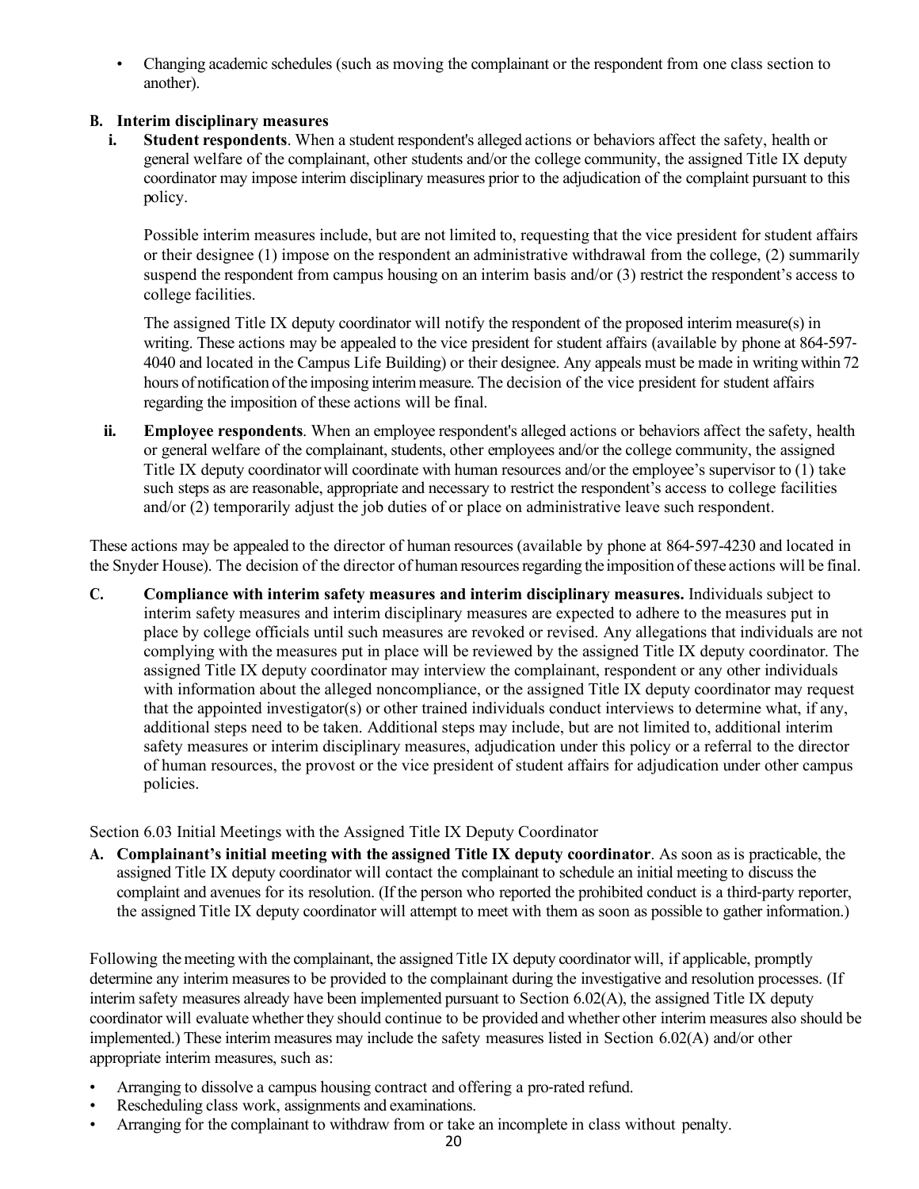- Changing academic schedules (such as moving the complainant or the respondent from one class section to another).

**B. Interim disciplinary measures**

**i. Student respondents**. When a student respondent's alleged actions or behaviors affect the safety, health or general welfare of the complainant, other students and/or the college community, the assigned Title IX deputy coordinator may impose interim disciplinary measures prior to the adjudication of the complaint pursuant to this policy.

Possible interim measures include, but are not limited to, requesting that the vice president for student affairs or their designee (1) impose on the respondent an administrative withdrawal from the college, (2) summarily suspend the respondent from campus housing on an interim basis and/or (3) restrict the respondent's access to college facilities.

The assigned Title IX deputy coordinator will notify the respondent of the proposed interim measure(s) in writing. These actions may be appealed to the vice president for student affairs (available by phone at 864-597-4040 and located in the Campus Life Building) or their designee. Any appeals must be made in writing within 72 hours of notification of the imposing interim measure. The decision of the vice president for student affairs regarding the imposition of these actions will be final.

**ii. Employee respondents**. When an employee respondent's alleged actions or behaviors affect the safety, health or general welfare of the complainant, students, other employees and/or the college community, the assigned Title IX deputy coordinator will coordinate with human resources and/or the employee's supervisor to (1) take such steps as are reasonable, appropriate and necessary to restrict the respondent's access to college facilities and/or (2) temporarily adjust the job duties of or place on administrative leave such respondent.

These actions may be appealed to the director of human resources (available by phone at 864-597-4230 and located in the Snyder House). The decision of the director of human resources regarding the imposition of these actions will be final.

**C. Compliance with interim safety measures and interim disciplinary measures.** Individuals subject to interim safety measures and interim disciplinary measures are expected to adhere to the measures put in place by college officials until such measures are revoked or revised. Any allegations that individuals are not complying with the measures put in place will be reviewed by the assigned Title IX deputy coordinator. The assigned Title IX deputy coordinator may interview the complainant, respondent or any other individuals with information about the alleged noncompliance, or the assigned Title IX deputy coordinator may request that the appointed investigator(s) or other trained individuals conduct interviews to determine what, if any, additional steps need to be taken. Additional steps may include, but are not limited to, additional interim safety measures or interim disciplinary measures, adjudication under this policy or a referral to the director of human resources, the provost or the vice president of student affairs for adjudication under other campus policies.

Section 6.03 Initial Meetings with the Assigned Title IX Deputy Coordinator

**A. Complainant's initial meeting with the assigned Title IX deputy coordinator**. As soon as is practicable, the assigned Title IX deputy coordinator will contact the complainant to schedule an initial meeting to discuss the complaint and avenues for its resolution. (If the person who reported the prohibited conduct is a third-party reporter, the assigned Title IX deputy coordinator will attempt to meet with them as soon as possible to gather information.)

Following the meeting with the complainant, the assigned Title IX deputy coordinator will, if applicable, promptly determine any interim measures to be provided to the complainant during the investigative and resolution processes. (If interim safety measures already have been implemented pursuant to Section 6.02(A), the assigned Title IX deputy coordinator will evaluate whether they should continue to be provided and whether other interim measures also should be implemented.) These interim measures may include the safety measures listed in Section 6.02(A) and/or other appropriate interim measures, such as:

- Arranging to dissolve a campus housing contract and offering a pro-rated refund.
- Rescheduling class work, assignments and examinations.
- Arranging for the complainant to withdraw from or take an incomplete in class without penalty.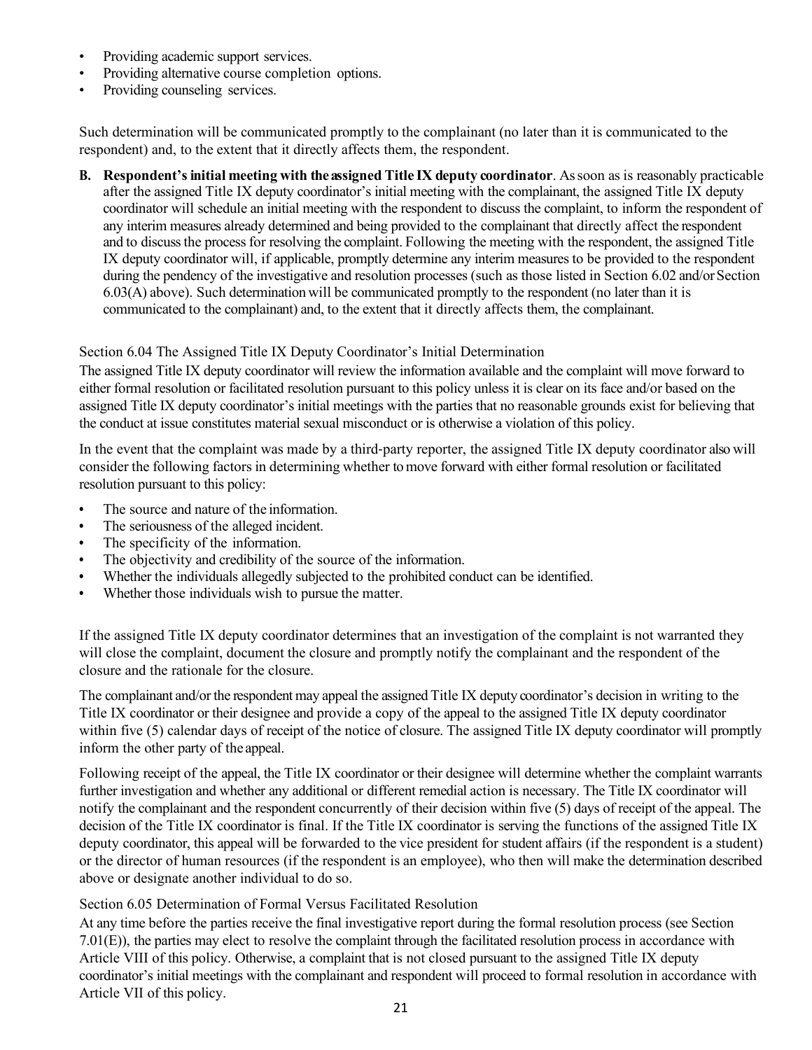- Providing academic support services.
- Providing alternative course completion options.
- Providing counseling services.

Such determination will be communicated promptly to the complainant (no later than it is communicated to the respondent) and, to the extent that it directly affects them, the respondent.

**B. Respondent's initial meeting with the assigned Title IX deputy coordinator**. As soon as is reasonably practicable after the assigned Title IX deputy coordinator's initial meeting with the complainant, the assigned Title IX deputy coordinator will schedule an initial meeting with the respondent to discuss the complaint, to inform the respondent of any interim measures already determined and being provided to the complainant that directly affect the respondent and to discuss the process for resolving the complaint. Following the meeting with the respondent, the assigned Title IX deputy coordinator will, if applicable, promptly determine any interim measures to be provided to the respondent during the pendency of the investigative and resolution processes (such as those listed in Section 6.02 and/or Section 6.03(A) above). Such determination will be communicated promptly to the respondent (no later than it is communicated to the complainant) and, to the extent that it directly affects them, the complainant.

### Section 6.04 The Assigned Title IX Deputy Coordinator's Initial Determination

The assigned Title IX deputy coordinator will review the information available and the complaint will move forward to either formal resolution or facilitated resolution pursuant to this policy unless it is clear on its face and/or based on the assigned Title IX deputy coordinator's initial meetings with the parties that no reasonable grounds exist for believing that the conduct at issue constitutes material sexual misconduct or is otherwise a violation of this policy.

In the event that the complaint was made by a third-party reporter, the assigned Title IX deputy coordinator also will consider the following factors in determining whether to move forward with either formal resolution or facilitated resolution pursuant to this policy:

- The source and nature of the information.
- The seriousness of the alleged incident.
- The specificity of the information.
- The objectivity and credibility of the source of the information.
- Whether the individuals allegedly subjected to the prohibited conduct can be identified.
- Whether those individuals wish to pursue the matter.

If the assigned Title IX deputy coordinator determines that an investigation of the complaint is not warranted they will close the complaint, document the closure and promptly notify the complainant and the respondent of the closure and the rationale for the closure.

The complainant and/or the respondent may appeal the assigned Title IX deputy coordinator's decision in writing to the Title IX coordinator or their designee and provide a copy of the appeal to the assigned Title IX deputy coordinator within five (5) calendar days of receipt of the notice of closure. The assigned Title IX deputy coordinator will promptly inform the other party of the appeal.

Following receipt of the appeal, the Title IX coordinator or their designee will determine whether the complaint warrants further investigation and whether any additional or different remedial action is necessary. The Title IX coordinator will notify the complainant and the respondent concurrently of their decision within five (5) days of receipt of the appeal. The decision of the Title IX coordinator is final. If the Title IX coordinator is serving the functions of the assigned Title IX deputy coordinator, this appeal will be forwarded to the vice president for student affairs (if the respondent is a student) or the director of human resources (if the respondent is an employee), who then will make the determination described above or designate another individual to do so.

### Section 6.05 Determination of Formal Versus Facilitated Resolution

At any time before the parties receive the final investigative report during the formal resolution process (see Section 7.01(E)), the parties may elect to resolve the complaint through the facilitated resolution process in accordance with Article VIII of this policy. Otherwise, a complaint that is not closed pursuant to the assigned Title IX deputy coordinator's initial meetings with the complainant and respondent will proceed to formal resolution in accordance with Article VII of this policy.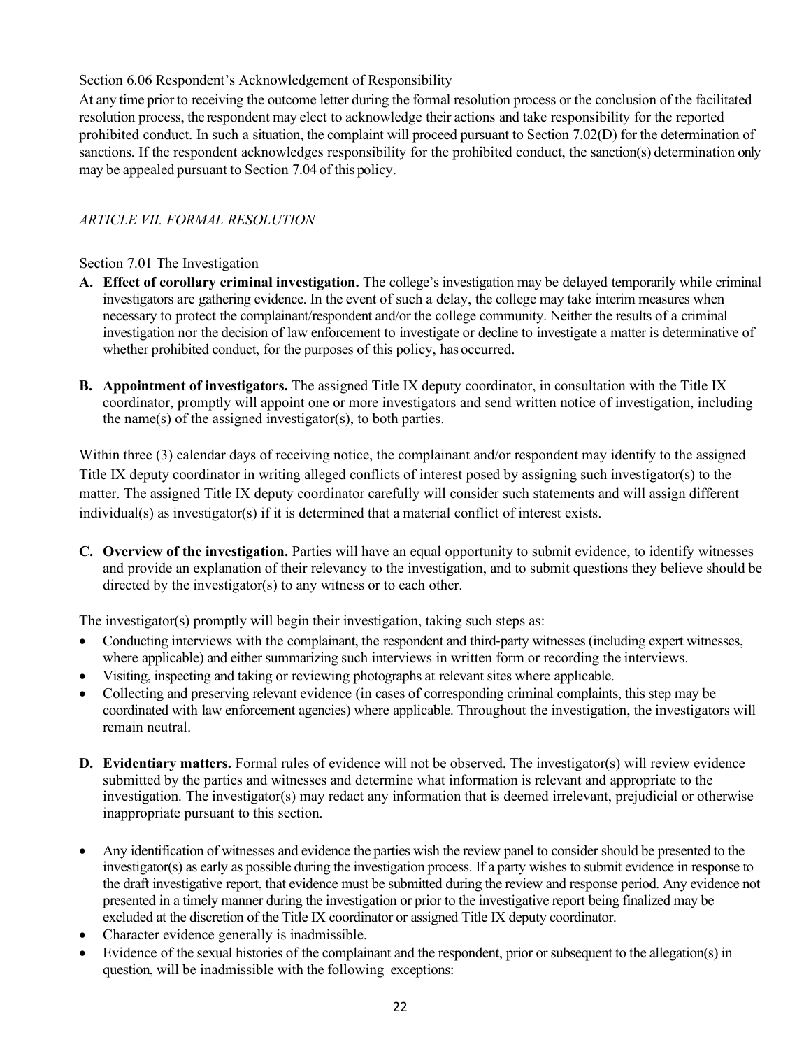Section 6.06 Respondent's Acknowledgement of Responsibility

At any time prior to receiving the outcome letter during the formal resolution process or the conclusion of the facilitated resolution process, the respondent may elect to acknowledge their actions and take responsibility for the reported prohibited conduct. In such a situation, the complaint will proceed pursuant to Section 7.02(D) for the determination of sanctions. If the respondent acknowledges responsibility for the prohibited conduct, the sanction(s) determination only may be appealed pursuant to Section 7.04 of this policy.

## *ARTICLE VII. FORMAL RESOLUTION*

Section 7.01 The Investigation

**A. Effect of corollary criminal investigation.** The college's investigation may be delayed temporarily while criminal investigators are gathering evidence. In the event of such a delay, the college may take interim measures when necessary to protect the complainant/respondent and/or the college community. Neither the results of a criminal investigation nor the decision of law enforcement to investigate or decline to investigate a matter is determinative of whether prohibited conduct, for the purposes of this policy, has occurred.

**B. Appointment of investigators.** The assigned Title IX deputy coordinator, in consultation with the Title IX coordinator, promptly will appoint one or more investigators and send written notice of investigation, including the name(s) of the assigned investigator(s), to both parties.

Within three (3) calendar days of receiving notice, the complainant and/or respondent may identify to the assigned Title IX deputy coordinator in writing alleged conflicts of interest posed by assigning such investigator(s) to the matter. The assigned Title IX deputy coordinator carefully will consider such statements and will assign different individual(s) as investigator(s) if it is determined that a material conflict of interest exists.

**C. Overview of the investigation.** Parties will have an equal opportunity to submit evidence, to identify witnesses and provide an explanation of their relevancy to the investigation, and to submit questions they believe should be directed by the investigator(s) to any witness or to each other.

The investigator(s) promptly will begin their investigation, taking such steps as:

- Conducting interviews with the complainant, the respondent and third-party witnesses (including expert witnesses, where applicable) and either summarizing such interviews in written form or recording the interviews.
- Visiting, inspecting and taking or reviewing photographs at relevant sites where applicable.
- Collecting and preserving relevant evidence (in cases of corresponding criminal complaints, this step may be coordinated with law enforcement agencies) where applicable. Throughout the investigation, the investigators will remain neutral.

**D. Evidentiary matters.** Formal rules of evidence will not be observed. The investigator(s) will review evidence submitted by the parties and witnesses and determine what information is relevant and appropriate to the investigation. The investigator(s) may redact any information that is deemed irrelevant, prejudicial or otherwise inappropriate pursuant to this section.

- Any identification of witnesses and evidence the parties wish the review panel to consider should be presented to the investigator(s) as early as possible during the investigation process. If a party wishes to submit evidence in response to the draft investigative report, that evidence must be submitted during the review and response period. Any evidence not presented in a timely manner during the investigation or prior to the investigative report being finalized may be excluded at the discretion of the Title IX coordinator or assigned Title IX deputy coordinator.
- Character evidence generally is inadmissible.
- Evidence of the sexual histories of the complainant and the respondent, prior or subsequent to the allegation(s) in question, will be inadmissible with the following exceptions: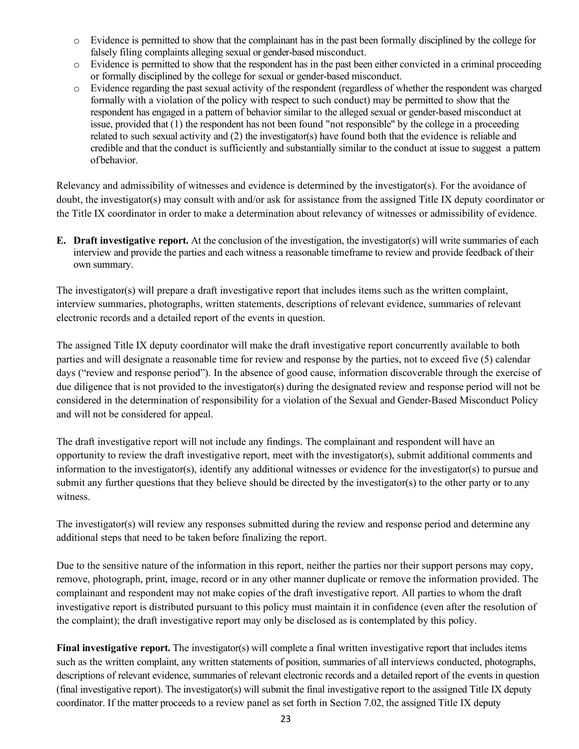- Evidence is permitted to show that the complainant has in the past been formally disciplined by the college for falsely filing complaints alleging sexual or gender-based misconduct.
- Evidence is permitted to show that the respondent has in the past been either convicted in a criminal proceeding or formally disciplined by the college for sexual or gender-based misconduct.
- Evidence regarding the past sexual activity of the respondent (regardless of whether the respondent was charged formally with a violation of the policy with respect to such conduct) may be permitted to show that the respondent has engaged in a pattern of behavior similar to the alleged sexual or gender-based misconduct at issue, provided that (1) the respondent has not been found "not responsible" by the college in a proceeding related to such sexual activity and (2) the investigator(s) have found both that the evidence is reliable and credible and that the conduct is sufficiently and substantially similar to the conduct at issue to suggest a pattern of behavior.

Relevancy and admissibility of witnesses and evidence is determined by the investigator(s). For the avoidance of doubt, the investigator(s) may consult with and/or ask for assistance from the assigned Title IX deputy coordinator or the Title IX coordinator in order to make a determination about relevancy of witnesses or admissibility of evidence.

**E. Draft investigative report.** At the conclusion of the investigation, the investigator(s) will write summaries of each interview and provide the parties and each witness a reasonable timeframe to review and provide feedback of their own summary.

The investigator(s) will prepare a draft investigative report that includes items such as the written complaint, interview summaries, photographs, written statements, descriptions of relevant evidence, summaries of relevant electronic records and a detailed report of the events in question.

The assigned Title IX deputy coordinator will make the draft investigative report concurrently available to both parties and will designate a reasonable time for review and response by the parties, not to exceed five (5) calendar days ("review and response period"). In the absence of good cause, information discoverable through the exercise of due diligence that is not provided to the investigator(s) during the designated review and response period will not be considered in the determination of responsibility for a violation of the Sexual and Gender-Based Misconduct Policy and will not be considered for appeal.

The draft investigative report will not include any findings. The complainant and respondent will have an opportunity to review the draft investigative report, meet with the investigator(s), submit additional comments and information to the investigator(s), identify any additional witnesses or evidence for the investigator(s) to pursue and submit any further questions that they believe should be directed by the investigator(s) to the other party or to any witness.

The investigator(s) will review any responses submitted during the review and response period and determine any additional steps that need to be taken before finalizing the report.

Due to the sensitive nature of the information in this report, neither the parties nor their support persons may copy, remove, photograph, print, image, record or in any other manner duplicate or remove the information provided. The complainant and respondent may not make copies of the draft investigative report. All parties to whom the draft investigative report is distributed pursuant to this policy must maintain it in confidence (even after the resolution of the complaint); the draft investigative report may only be disclosed as is contemplated by this policy.

**Final investigative report.** The investigator(s) will complete a final written investigative report that includes items such as the written complaint, any written statements of position, summaries of all interviews conducted, photographs, descriptions of relevant evidence, summaries of relevant electronic records and a detailed report of the events in question (final investigative report). The investigator(s) will submit the final investigative report to the assigned Title IX deputy coordinator. If the matter proceeds to a review panel as set forth in Section 7.02, the assigned Title IX deputy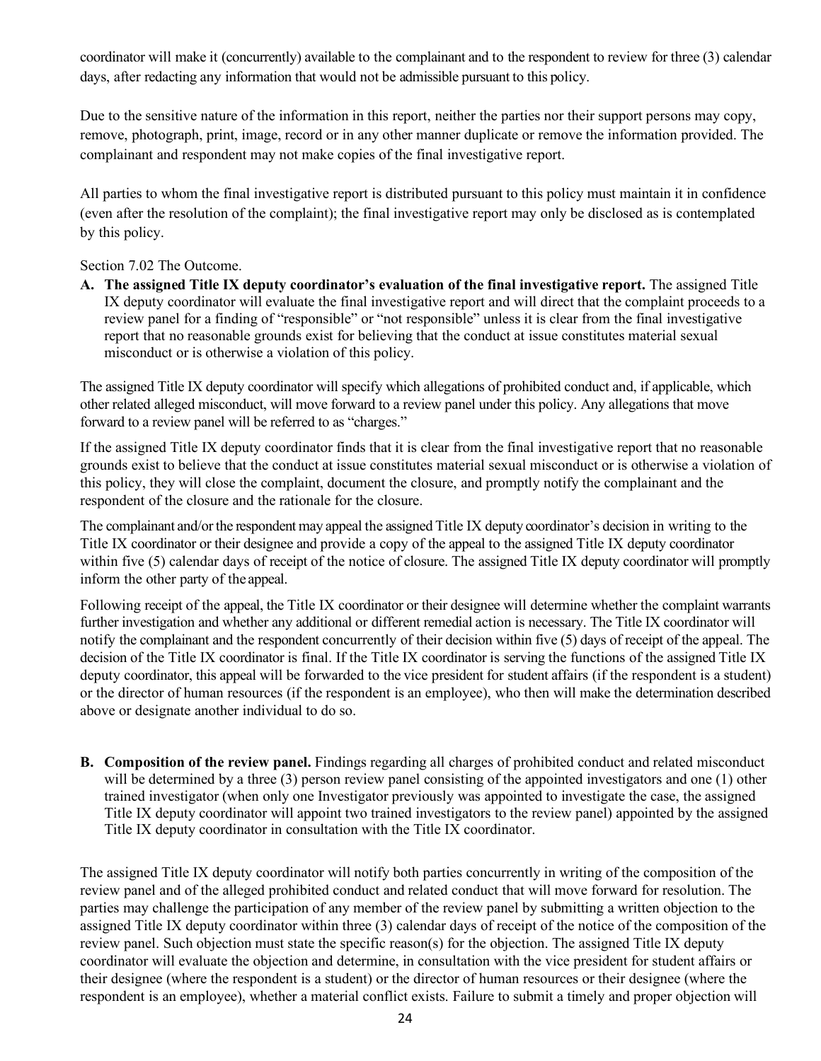coordinator will make it (concurrently) available to the complainant and to the respondent to review for three (3) calendar days, after redacting any information that would not be admissible pursuant to this policy.

Due to the sensitive nature of the information in this report, neither the parties nor their support persons may copy, remove, photograph, print, image, record or in any other manner duplicate or remove the information provided. The complainant and respondent may not make copies of the final investigative report.

All parties to whom the final investigative report is distributed pursuant to this policy must maintain it in confidence (even after the resolution of the complaint); the final investigative report may only be disclosed as is contemplated by this policy.

Section 7.02 The Outcome.

**A. The assigned Title IX deputy coordinator's evaluation of the final investigative report.** The assigned Title IX deputy coordinator will evaluate the final investigative report and will direct that the complaint proceeds to a review panel for a finding of "responsible" or "not responsible" unless it is clear from the final investigative report that no reasonable grounds exist for believing that the conduct at issue constitutes material sexual misconduct or is otherwise a violation of this policy.

The assigned Title IX deputy coordinator will specify which allegations of prohibited conduct and, if applicable, which other related alleged misconduct, will move forward to a review panel under this policy. Any allegations that move forward to a review panel will be referred to as "charges."

If the assigned Title IX deputy coordinator finds that it is clear from the final investigative report that no reasonable grounds exist to believe that the conduct at issue constitutes material sexual misconduct or is otherwise a violation of this policy, they will close the complaint, document the closure, and promptly notify the complainant and the respondent of the closure and the rationale for the closure.

The complainant and/or the respondent may appeal the assigned Title IX deputy coordinator's decision in writing to the Title IX coordinator or their designee and provide a copy of the appeal to the assigned Title IX deputy coordinator within five (5) calendar days of receipt of the notice of closure. The assigned Title IX deputy coordinator will promptly inform the other party of the appeal.

Following receipt of the appeal, the Title IX coordinator or their designee will determine whether the complaint warrants further investigation and whether any additional or different remedial action is necessary. The Title IX coordinator will notify the complainant and the respondent concurrently of their decision within five (5) days of receipt of the appeal. The decision of the Title IX coordinator is final. If the Title IX coordinator is serving the functions of the assigned Title IX deputy coordinator, this appeal will be forwarded to the vice president for student affairs (if the respondent is a student) or the director of human resources (if the respondent is an employee), who then will make the determination described above or designate another individual to do so.

**B. Composition of the review panel.** Findings regarding all charges of prohibited conduct and related misconduct will be determined by a three (3) person review panel consisting of the appointed investigators and one (1) other trained investigator (when only one Investigator previously was appointed to investigate the case, the assigned Title IX deputy coordinator will appoint two trained investigators to the review panel) appointed by the assigned Title IX deputy coordinator in consultation with the Title IX coordinator.

The assigned Title IX deputy coordinator will notify both parties concurrently in writing of the composition of the review panel and of the alleged prohibited conduct and related conduct that will move forward for resolution. The parties may challenge the participation of any member of the review panel by submitting a written objection to the assigned Title IX deputy coordinator within three (3) calendar days of receipt of the notice of the composition of the review panel. Such objection must state the specific reason(s) for the objection. The assigned Title IX deputy coordinator will evaluate the objection and determine, in consultation with the vice president for student affairs or their designee (where the respondent is a student) or the director of human resources or their designee (where the respondent is an employee), whether a material conflict exists. Failure to submit a timely and proper objection will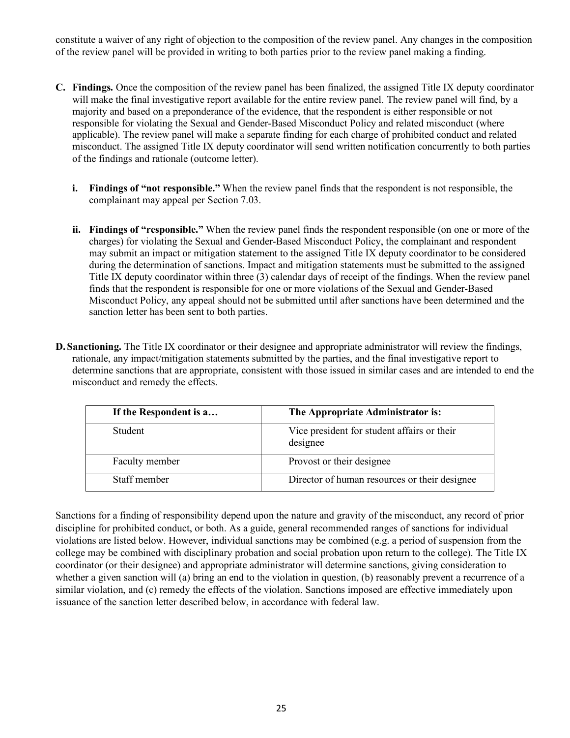constitute a waiver of any right of objection to the composition of the review panel. Any changes in the composition of the review panel will be provided in writing to both parties prior to the review panel making a finding.

**C. Findings.** Once the composition of the review panel has been finalized, the assigned Title IX deputy coordinator will make the final investigative report available for the entire review panel. The review panel will find, by a majority and based on a preponderance of the evidence, that the respondent is either responsible or not responsible for violating the Sexual and Gender-Based Misconduct Policy and related misconduct (where applicable). The review panel will make a separate finding for each charge of prohibited conduct and related misconduct. The assigned Title IX deputy coordinator will send written notification concurrently to both parties of the findings and rationale (outcome letter).

**i. Findings of "not responsible."** When the review panel finds that the respondent is not responsible, the complainant may appeal per Section 7.03.

**ii. Findings of "responsible."** When the review panel finds the respondent responsible (on one or more of the charges) for violating the Sexual and Gender-Based Misconduct Policy, the complainant and respondent may submit an impact or mitigation statement to the assigned Title IX deputy coordinator to be considered during the determination of sanctions. Impact and mitigation statements must be submitted to the assigned Title IX deputy coordinator within three (3) calendar days of receipt of the findings. When the review panel finds that the respondent is responsible for one or more violations of the Sexual and Gender-Based Misconduct Policy, any appeal should not be submitted until after sanctions have been determined and the sanction letter has been sent to both parties.

**D. Sanctioning.** The Title IX coordinator or their designee and appropriate administrator will review the findings, rationale, any impact/mitigation statements submitted by the parties, and the final investigative report to determine sanctions that are appropriate, consistent with those issued in similar cases and are intended to end the misconduct and remedy the effects.

| If the Respondent is a… | The Appropriate Administrator is: |
|---|---|
| Student | Vice president for student affairs or their designee |
| Faculty member | Provost or their designee |
| Staff member | Director of human resources or their designee |

Sanctions for a finding of responsibility depend upon the nature and gravity of the misconduct, any record of prior discipline for prohibited conduct, or both. As a guide, general recommended ranges of sanctions for individual violations are listed below. However, individual sanctions may be combined (e.g. a period of suspension from the college may be combined with disciplinary probation and social probation upon return to the college). The Title IX coordinator (or their designee) and appropriate administrator will determine sanctions, giving consideration to whether a given sanction will (a) bring an end to the violation in question, (b) reasonably prevent a recurrence of a similar violation, and (c) remedy the effects of the violation. Sanctions imposed are effective immediately upon issuance of the sanction letter described below, in accordance with federal law.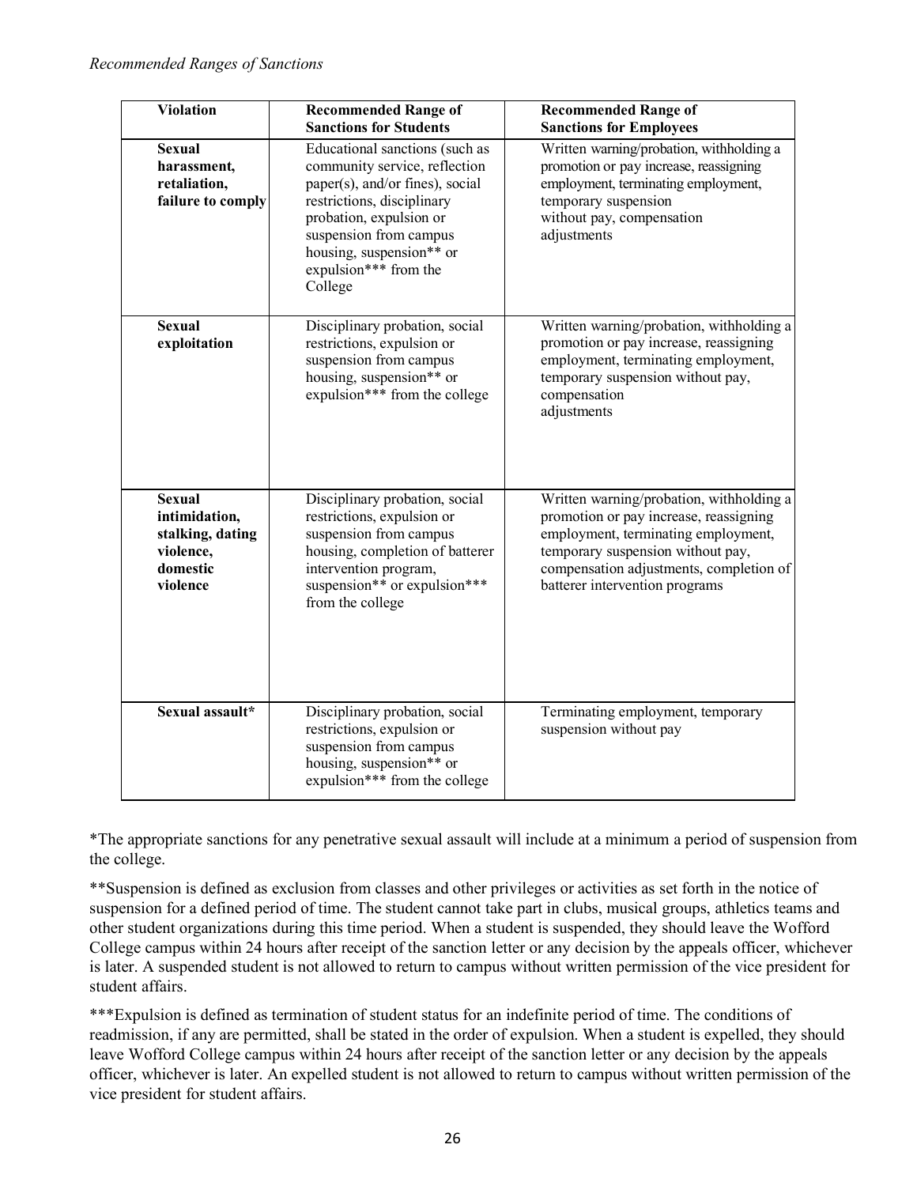*Recommended Ranges of Sanctions*

| Violation | Recommended Range of Sanctions for Students | Recommended Range of Sanctions for Employees |
|---|---|---|
| **Sexual harassment, retaliation, failure to comply** | Educational sanctions (such as community service, reflection paper(s), and/or fines), social restrictions, disciplinary probation, expulsion or suspension from campus housing, suspension** or expulsion*** from the College | Written warning/probation, withholding a promotion or pay increase, reassigning employment, terminating employment, temporary suspension without pay, compensation adjustments |
| **Sexual exploitation** | Disciplinary probation, social restrictions, expulsion or suspension from campus housing, suspension** or expulsion*** from the college | Written warning/probation, withholding a promotion or pay increase, reassigning employment, terminating employment, temporary suspension without pay, compensation adjustments |
| **Sexual intimidation, stalking, dating violence, domestic violence** | Disciplinary probation, social restrictions, expulsion or suspension from campus housing, completion of batterer intervention program, suspension** or expulsion*** from the college | Written warning/probation, withholding a promotion or pay increase, reassigning employment, terminating employment, temporary suspension without pay, compensation adjustments, completion of batterer intervention programs |
| **Sexual assault*** | Disciplinary probation, social restrictions, expulsion or suspension from campus housing, suspension** or expulsion*** from the college | Terminating employment, temporary suspension without pay |

*The appropriate sanctions for any penetrative sexual assault will include at a minimum a period of suspension from the college.

**Suspension is defined as exclusion from classes and other privileges or activities as set forth in the notice of suspension for a defined period of time. The student cannot take part in clubs, musical groups, athletics teams and other student organizations during this time period. When a student is suspended, they should leave the Wofford College campus within 24 hours after receipt of the sanction letter or any decision by the appeals officer, whichever is later. A suspended student is not allowed to return to campus without written permission of the vice president for student affairs.

***Expulsion is defined as termination of student status for an indefinite period of time. The conditions of readmission, if any are permitted, shall be stated in the order of expulsion. When a student is expelled, they should leave Wofford College campus within 24 hours after receipt of the sanction letter or any decision by the appeals officer, whichever is later. An expelled student is not allowed to return to campus without written permission of the vice president for student affairs.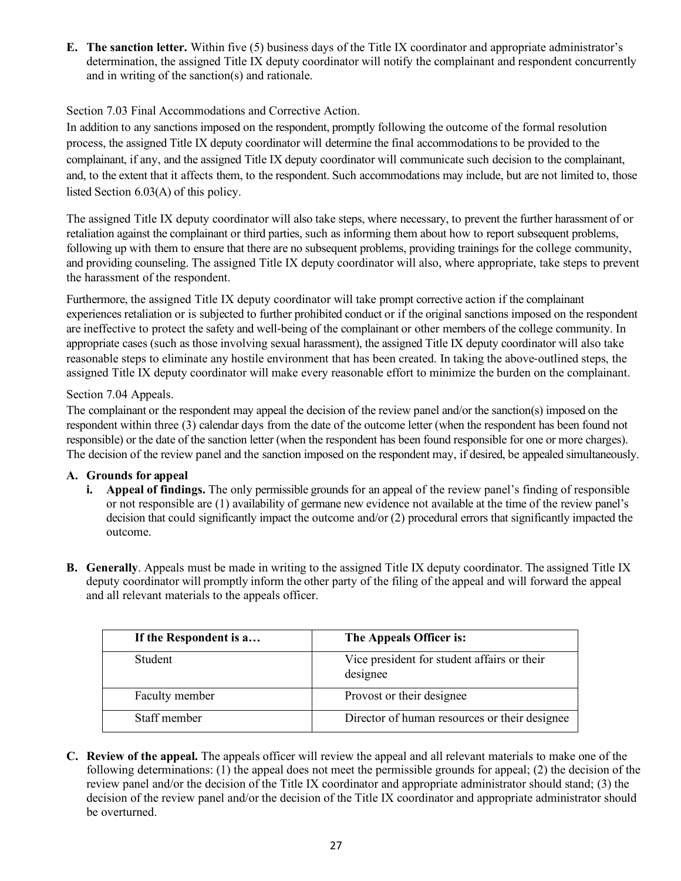**E. The sanction letter.** Within five (5) business days of the Title IX coordinator and appropriate administrator's determination, the assigned Title IX deputy coordinator will notify the complainant and respondent concurrently and in writing of the sanction(s) and rationale.

Section 7.03 Final Accommodations and Corrective Action.

In addition to any sanctions imposed on the respondent, promptly following the outcome of the formal resolution process, the assigned Title IX deputy coordinator will determine the final accommodations to be provided to the complainant, if any, and the assigned Title IX deputy coordinator will communicate such decision to the complainant, and, to the extent that it affects them, to the respondent. Such accommodations may include, but are not limited to, those listed Section 6.03(A) of this policy.

The assigned Title IX deputy coordinator will also take steps, where necessary, to prevent the further harassment of or retaliation against the complainant or third parties, such as informing them about how to report subsequent problems, following up with them to ensure that there are no subsequent problems, providing trainings for the college community, and providing counseling. The assigned Title IX deputy coordinator will also, where appropriate, take steps to prevent the harassment of the respondent.

Furthermore, the assigned Title IX deputy coordinator will take prompt corrective action if the complainant experiences retaliation or is subjected to further prohibited conduct or if the original sanctions imposed on the respondent are ineffective to protect the safety and well-being of the complainant or other members of the college community. In appropriate cases (such as those involving sexual harassment), the assigned Title IX deputy coordinator will also take reasonable steps to eliminate any hostile environment that has been created. In taking the above-outlined steps, the assigned Title IX deputy coordinator will make every reasonable effort to minimize the burden on the complainant.

Section 7.04 Appeals.

The complainant or the respondent may appeal the decision of the review panel and/or the sanction(s) imposed on the respondent within three (3) calendar days from the date of the outcome letter (when the respondent has been found not responsible) or the date of the sanction letter (when the respondent has been found responsible for one or more charges). The decision of the review panel and the sanction imposed on the respondent may, if desired, be appealed simultaneously.

**A. Grounds for appeal**

**i. Appeal of findings.** The only permissible grounds for an appeal of the review panel's finding of responsible or not responsible are (1) availability of germane new evidence not available at the time of the review panel's decision that could significantly impact the outcome and/or (2) procedural errors that significantly impacted the outcome.

**B. Generally**. Appeals must be made in writing to the assigned Title IX deputy coordinator. The assigned Title IX deputy coordinator will promptly inform the other party of the filing of the appeal and will forward the appeal and all relevant materials to the appeals officer.

| If the Respondent is a… | The Appeals Officer is: |
|---|---|
| Student | Vice president for student affairs or their designee |
| Faculty member | Provost or their designee |
| Staff member | Director of human resources or their designee |

**C. Review of the appeal.** The appeals officer will review the appeal and all relevant materials to make one of the following determinations: (1) the appeal does not meet the permissible grounds for appeal; (2) the decision of the review panel and/or the decision of the Title IX coordinator and appropriate administrator should stand; (3) the decision of the review panel and/or the decision of the Title IX coordinator and appropriate administrator should be overturned.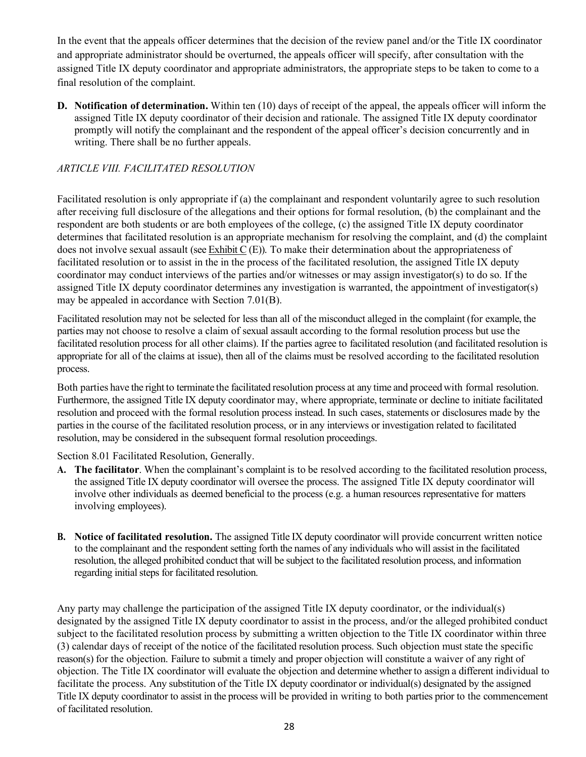In the event that the appeals officer determines that the decision of the review panel and/or the Title IX coordinator and appropriate administrator should be overturned, the appeals officer will specify, after consultation with the assigned Title IX deputy coordinator and appropriate administrators, the appropriate steps to be taken to come to a final resolution of the complaint.

**D. Notification of determination.** Within ten (10) days of receipt of the appeal, the appeals officer will inform the assigned Title IX deputy coordinator of their decision and rationale. The assigned Title IX deputy coordinator promptly will notify the complainant and the respondent of the appeal officer's decision concurrently and in writing. There shall be no further appeals.

*ARTICLE VIII. FACILITATED RESOLUTION*

Facilitated resolution is only appropriate if (a) the complainant and respondent voluntarily agree to such resolution after receiving full disclosure of the allegations and their options for formal resolution, (b) the complainant and the respondent are both students or are both employees of the college, (c) the assigned Title IX deputy coordinator determines that facilitated resolution is an appropriate mechanism for resolving the complaint, and (d) the complaint does not involve sexual assault (see Exhibit C (E)). To make their determination about the appropriateness of facilitated resolution or to assist in the in the process of the facilitated resolution, the assigned Title IX deputy coordinator may conduct interviews of the parties and/or witnesses or may assign investigator(s) to do so. If the assigned Title IX deputy coordinator determines any investigation is warranted, the appointment of investigator(s) may be appealed in accordance with Section 7.01(B).

Facilitated resolution may not be selected for less than all of the misconduct alleged in the complaint (for example, the parties may not choose to resolve a claim of sexual assault according to the formal resolution process but use the facilitated resolution process for all other claims). If the parties agree to facilitated resolution (and facilitated resolution is appropriate for all of the claims at issue), then all of the claims must be resolved according to the facilitated resolution process.

Both parties have the right to terminate the facilitated resolution process at any time and proceed with formal resolution. Furthermore, the assigned Title IX deputy coordinator may, where appropriate, terminate or decline to initiate facilitated resolution and proceed with the formal resolution process instead. In such cases, statements or disclosures made by the parties in the course of the facilitated resolution process, or in any interviews or investigation related to facilitated resolution, may be considered in the subsequent formal resolution proceedings.

Section 8.01 Facilitated Resolution, Generally.

**A. The facilitator**. When the complainant's complaint is to be resolved according to the facilitated resolution process, the assigned Title IX deputy coordinator will oversee the process. The assigned Title IX deputy coordinator will involve other individuals as deemed beneficial to the process (e.g. a human resources representative for matters involving employees).

**B. Notice of facilitated resolution.** The assigned Title IX deputy coordinator will provide concurrent written notice to the complainant and the respondent setting forth the names of any individuals who will assist in the facilitated resolution, the alleged prohibited conduct that will be subject to the facilitated resolution process, and information regarding initial steps for facilitated resolution.

Any party may challenge the participation of the assigned Title IX deputy coordinator, or the individual(s) designated by the assigned Title IX deputy coordinator to assist in the process, and/or the alleged prohibited conduct subject to the facilitated resolution process by submitting a written objection to the Title IX coordinator within three (3) calendar days of receipt of the notice of the facilitated resolution process. Such objection must state the specific reason(s) for the objection. Failure to submit a timely and proper objection will constitute a waiver of any right of objection. The Title IX coordinator will evaluate the objection and determine whether to assign a different individual to facilitate the process. Any substitution of the Title IX deputy coordinator or individual(s) designated by the assigned Title IX deputy coordinator to assist in the process will be provided in writing to both parties prior to the commencement of facilitated resolution.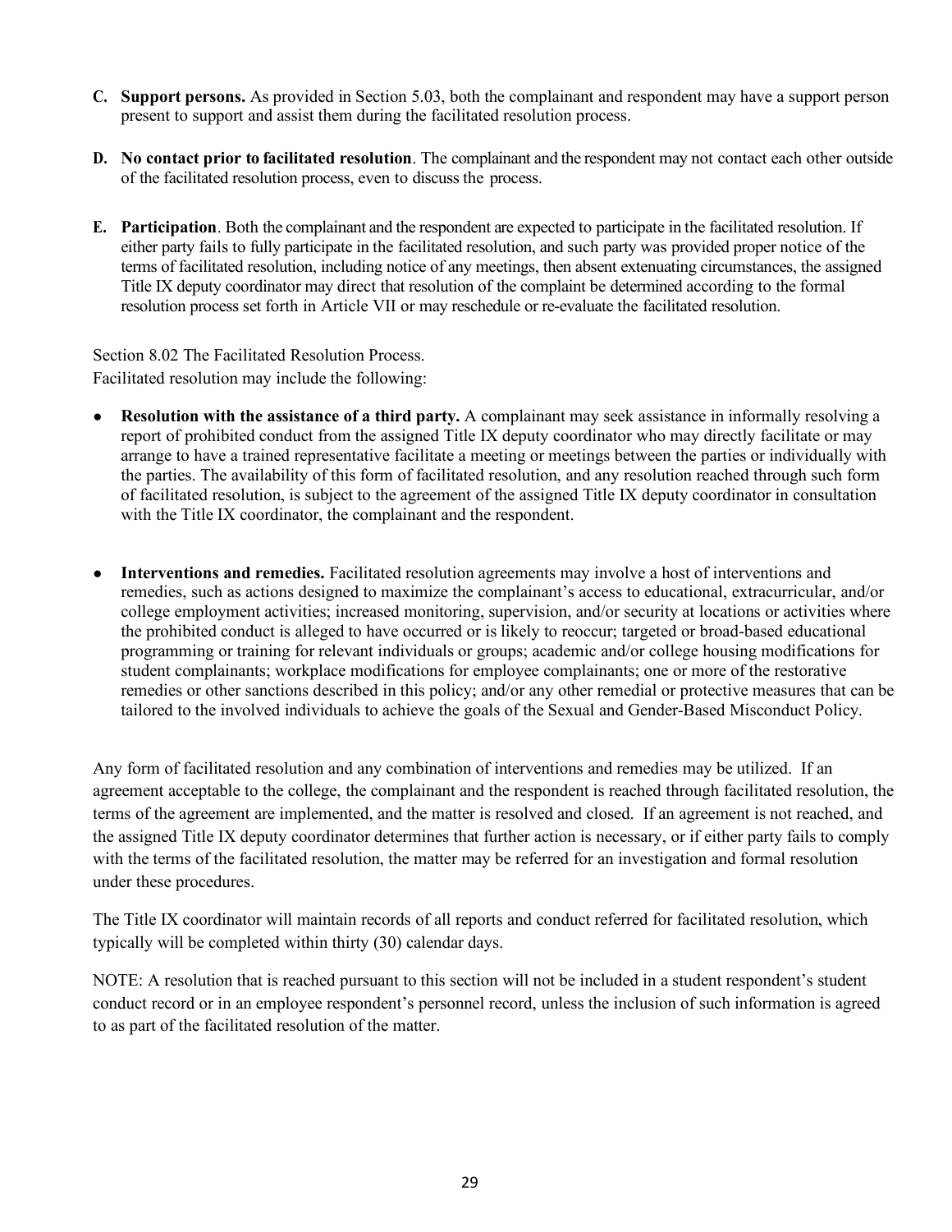**C. Support persons.** As provided in Section 5.03, both the complainant and respondent may have a support person present to support and assist them during the facilitated resolution process.

**D. No contact prior to facilitated resolution**. The complainant and the respondent may not contact each other outside of the facilitated resolution process, even to discuss the process.

**E. Participation**. Both the complainant and the respondent are expected to participate in the facilitated resolution. If either party fails to fully participate in the facilitated resolution, and such party was provided proper notice of the terms of facilitated resolution, including notice of any meetings, then absent extenuating circumstances, the assigned Title IX deputy coordinator may direct that resolution of the complaint be determined according to the formal resolution process set forth in Article VII or may reschedule or re-evaluate the facilitated resolution.

Section 8.02 The Facilitated Resolution Process.

Facilitated resolution may include the following:

- **Resolution with the assistance of a third party.** A complainant may seek assistance in informally resolving a report of prohibited conduct from the assigned Title IX deputy coordinator who may directly facilitate or may arrange to have a trained representative facilitate a meeting or meetings between the parties or individually with the parties. The availability of this form of facilitated resolution, and any resolution reached through such form of facilitated resolution, is subject to the agreement of the assigned Title IX deputy coordinator in consultation with the Title IX coordinator, the complainant and the respondent.

- **Interventions and remedies.** Facilitated resolution agreements may involve a host of interventions and remedies, such as actions designed to maximize the complainant's access to educational, extracurricular, and/or college employment activities; increased monitoring, supervision, and/or security at locations or activities where the prohibited conduct is alleged to have occurred or is likely to reoccur; targeted or broad-based educational programming or training for relevant individuals or groups; academic and/or college housing modifications for student complainants; workplace modifications for employee complainants; one or more of the restorative remedies or other sanctions described in this policy; and/or any other remedial or protective measures that can be tailored to the involved individuals to achieve the goals of the Sexual and Gender-Based Misconduct Policy.

Any form of facilitated resolution and any combination of interventions and remedies may be utilized. If an agreement acceptable to the college, the complainant and the respondent is reached through facilitated resolution, the terms of the agreement are implemented, and the matter is resolved and closed. If an agreement is not reached, and the assigned Title IX deputy coordinator determines that further action is necessary, or if either party fails to comply with the terms of the facilitated resolution, the matter may be referred for an investigation and formal resolution under these procedures.

The Title IX coordinator will maintain records of all reports and conduct referred for facilitated resolution, which typically will be completed within thirty (30) calendar days.

NOTE: A resolution that is reached pursuant to this section will not be included in a student respondent's student conduct record or in an employee respondent's personnel record, unless the inclusion of such information is agreed to as part of the facilitated resolution of the matter.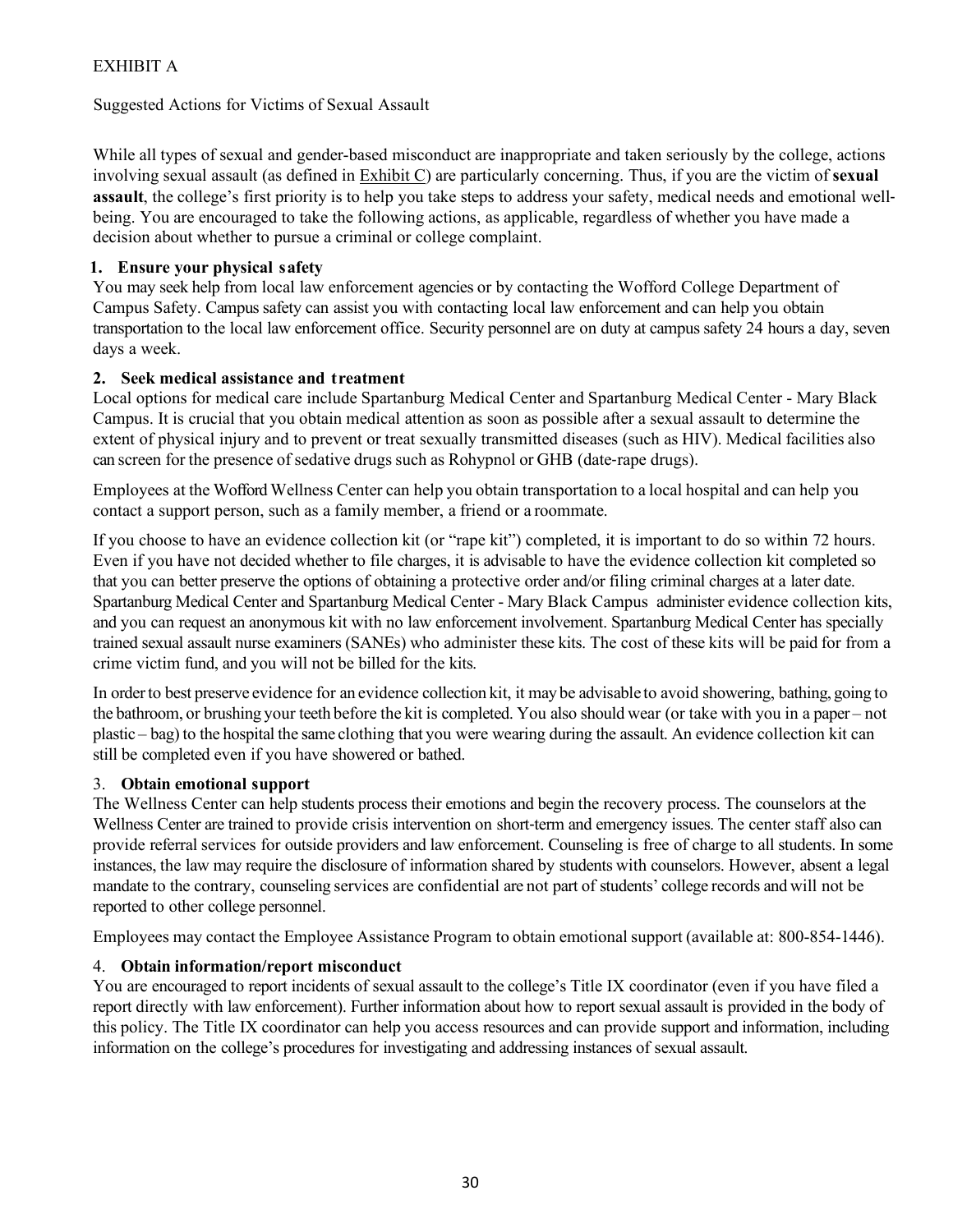EXHIBIT A

Suggested Actions for Victims of Sexual Assault

While all types of sexual and gender-based misconduct are inappropriate and taken seriously by the college, actions involving sexual assault (as defined in Exhibit C) are particularly concerning. Thus, if you are the victim of **sexual assault**, the college's first priority is to help you take steps to address your safety, medical needs and emotional well-being. You are encouraged to take the following actions, as applicable, regardless of whether you have made a decision about whether to pursue a criminal or college complaint.

**1. Ensure your physical safety**

You may seek help from local law enforcement agencies or by contacting the Wofford College Department of Campus Safety. Campus safety can assist you with contacting local law enforcement and can help you obtain transportation to the local law enforcement office. Security personnel are on duty at campus safety 24 hours a day, seven days a week.

**2. Seek medical assistance and treatment**

Local options for medical care include Spartanburg Medical Center and Spartanburg Medical Center - Mary Black Campus. It is crucial that you obtain medical attention as soon as possible after a sexual assault to determine the extent of physical injury and to prevent or treat sexually transmitted diseases (such as HIV). Medical facilities also can screen for the presence of sedative drugs such as Rohypnol or GHB (date-rape drugs).

Employees at the Wofford Wellness Center can help you obtain transportation to a local hospital and can help you contact a support person, such as a family member, a friend or a roommate.

If you choose to have an evidence collection kit (or "rape kit") completed, it is important to do so within 72 hours. Even if you have not decided whether to file charges, it is advisable to have the evidence collection kit completed so that you can better preserve the options of obtaining a protective order and/or filing criminal charges at a later date. Spartanburg Medical Center and Spartanburg Medical Center - Mary Black Campus administer evidence collection kits, and you can request an anonymous kit with no law enforcement involvement. Spartanburg Medical Center has specially trained sexual assault nurse examiners (SANEs) who administer these kits. The cost of these kits will be paid for from a crime victim fund, and you will not be billed for the kits.

In order to best preserve evidence for an evidence collection kit, it may be advisable to avoid showering, bathing, going to the bathroom, or brushing your teeth before the kit is completed. You also should wear (or take with you in a paper – not plastic – bag) to the hospital the same clothing that you were wearing during the assault. An evidence collection kit can still be completed even if you have showered or bathed.

3. **Obtain emotional support**

The Wellness Center can help students process their emotions and begin the recovery process. The counselors at the Wellness Center are trained to provide crisis intervention on short-term and emergency issues. The center staff also can provide referral services for outside providers and law enforcement. Counseling is free of charge to all students. In some instances, the law may require the disclosure of information shared by students with counselors. However, absent a legal mandate to the contrary, counseling services are confidential are not part of students' college records and will not be reported to other college personnel.

Employees may contact the Employee Assistance Program to obtain emotional support (available at: 800-854-1446).

4. **Obtain information/report misconduct**

You are encouraged to report incidents of sexual assault to the college's Title IX coordinator (even if you have filed a report directly with law enforcement). Further information about how to report sexual assault is provided in the body of this policy. The Title IX coordinator can help you access resources and can provide support and information, including information on the college's procedures for investigating and addressing instances of sexual assault.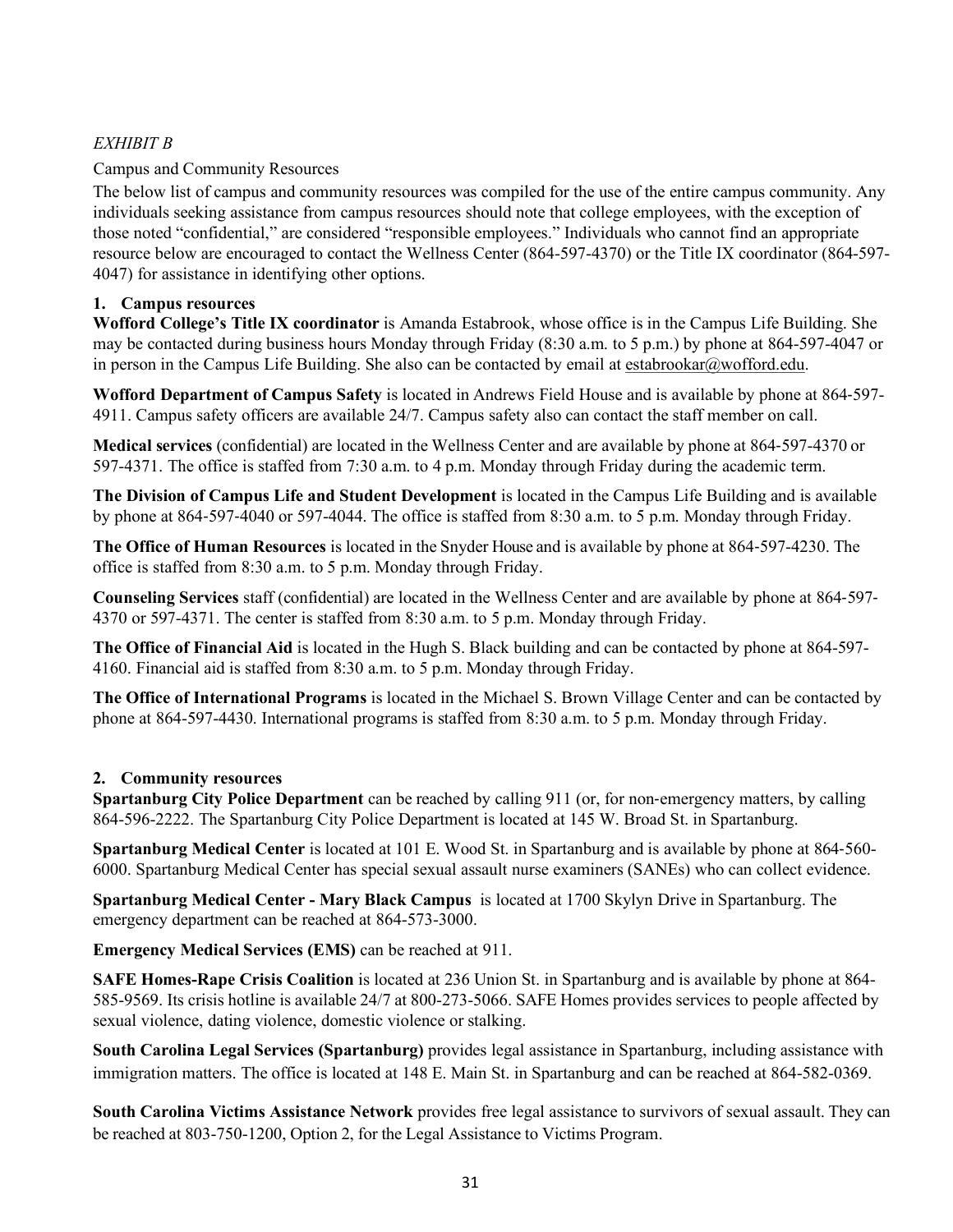*EXHIBIT B*

Campus and Community Resources

The below list of campus and community resources was compiled for the use of the entire campus community. Any individuals seeking assistance from campus resources should note that college employees, with the exception of those noted "confidential," are considered "responsible employees." Individuals who cannot find an appropriate resource below are encouraged to contact the Wellness Center (864-597-4370) or the Title IX coordinator (864-597-4047) for assistance in identifying other options.

## 1. Campus resources

**Wofford College's Title IX coordinator** is Amanda Estabrook, whose office is in the Campus Life Building. She may be contacted during business hours Monday through Friday (8:30 a.m. to 5 p.m.) by phone at 864-597-4047 or in person in the Campus Life Building. She also can be contacted by email at estabrookar@wofford.edu.

**Wofford Department of Campus Safety** is located in Andrews Field House and is available by phone at 864-597-4911. Campus safety officers are available 24/7. Campus safety also can contact the staff member on call.

**Medical services** (confidential) are located in the Wellness Center and are available by phone at 864-597-4370 or 597-4371. The office is staffed from 7:30 a.m. to 4 p.m. Monday through Friday during the academic term.

**The Division of Campus Life and Student Development** is located in the Campus Life Building and is available by phone at 864-597-4040 or 597-4044. The office is staffed from 8:30 a.m. to 5 p.m. Monday through Friday.

**The Office of Human Resources** is located in the Snyder House and is available by phone at 864-597-4230. The office is staffed from 8:30 a.m. to 5 p.m. Monday through Friday.

**Counseling Services** staff (confidential) are located in the Wellness Center and are available by phone at 864-597-4370 or 597-4371. The center is staffed from 8:30 a.m. to 5 p.m. Monday through Friday.

**The Office of Financial Aid** is located in the Hugh S. Black building and can be contacted by phone at 864-597-4160. Financial aid is staffed from 8:30 a.m. to 5 p.m. Monday through Friday.

**The Office of International Programs** is located in the Michael S. Brown Village Center and can be contacted by phone at 864-597-4430. International programs is staffed from 8:30 a.m. to 5 p.m. Monday through Friday.

## 2. Community resources

**Spartanburg City Police Department** can be reached by calling 911 (or, for non-emergency matters, by calling 864-596-2222. The Spartanburg City Police Department is located at 145 W. Broad St. in Spartanburg.

**Spartanburg Medical Center** is located at 101 E. Wood St. in Spartanburg and is available by phone at 864-560-6000. Spartanburg Medical Center has special sexual assault nurse examiners (SANEs) who can collect evidence.

**Spartanburg Medical Center - Mary Black Campus** is located at 1700 Skylyn Drive in Spartanburg. The emergency department can be reached at 864-573-3000.

**Emergency Medical Services (EMS)** can be reached at 911.

**SAFE Homes-Rape Crisis Coalition** is located at 236 Union St. in Spartanburg and is available by phone at 864-585-9569. Its crisis hotline is available 24/7 at 800-273-5066. SAFE Homes provides services to people affected by sexual violence, dating violence, domestic violence or stalking.

**South Carolina Legal Services (Spartanburg)** provides legal assistance in Spartanburg, including assistance with immigration matters. The office is located at 148 E. Main St. in Spartanburg and can be reached at 864-582-0369.

**South Carolina Victims Assistance Network** provides free legal assistance to survivors of sexual assault. They can be reached at 803-750-1200, Option 2, for the Legal Assistance to Victims Program.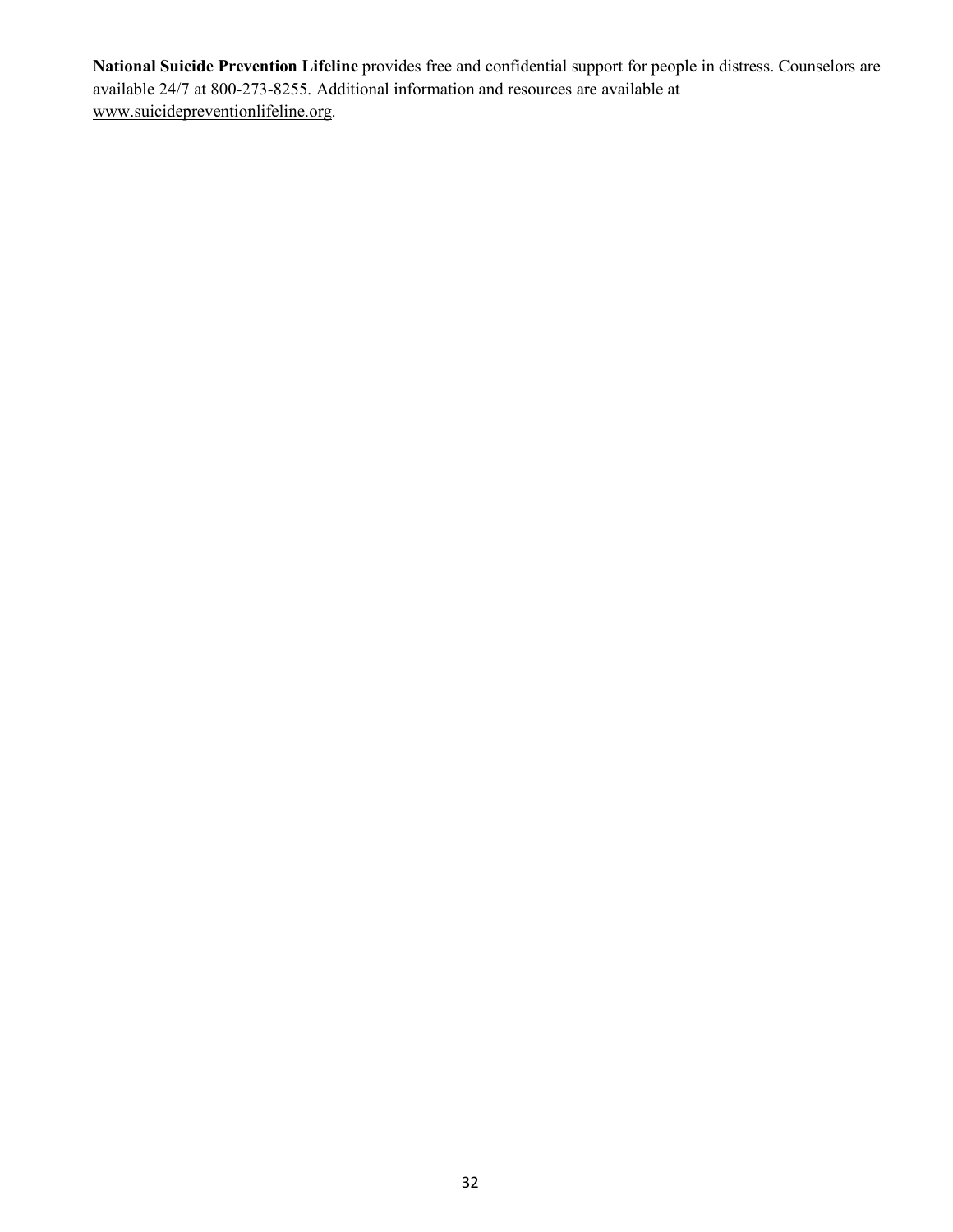**National Suicide Prevention Lifeline** provides free and confidential support for people in distress. Counselors are available 24/7 at 800-273-8255. Additional information and resources are available at www.suicidepreventionlifeline.org.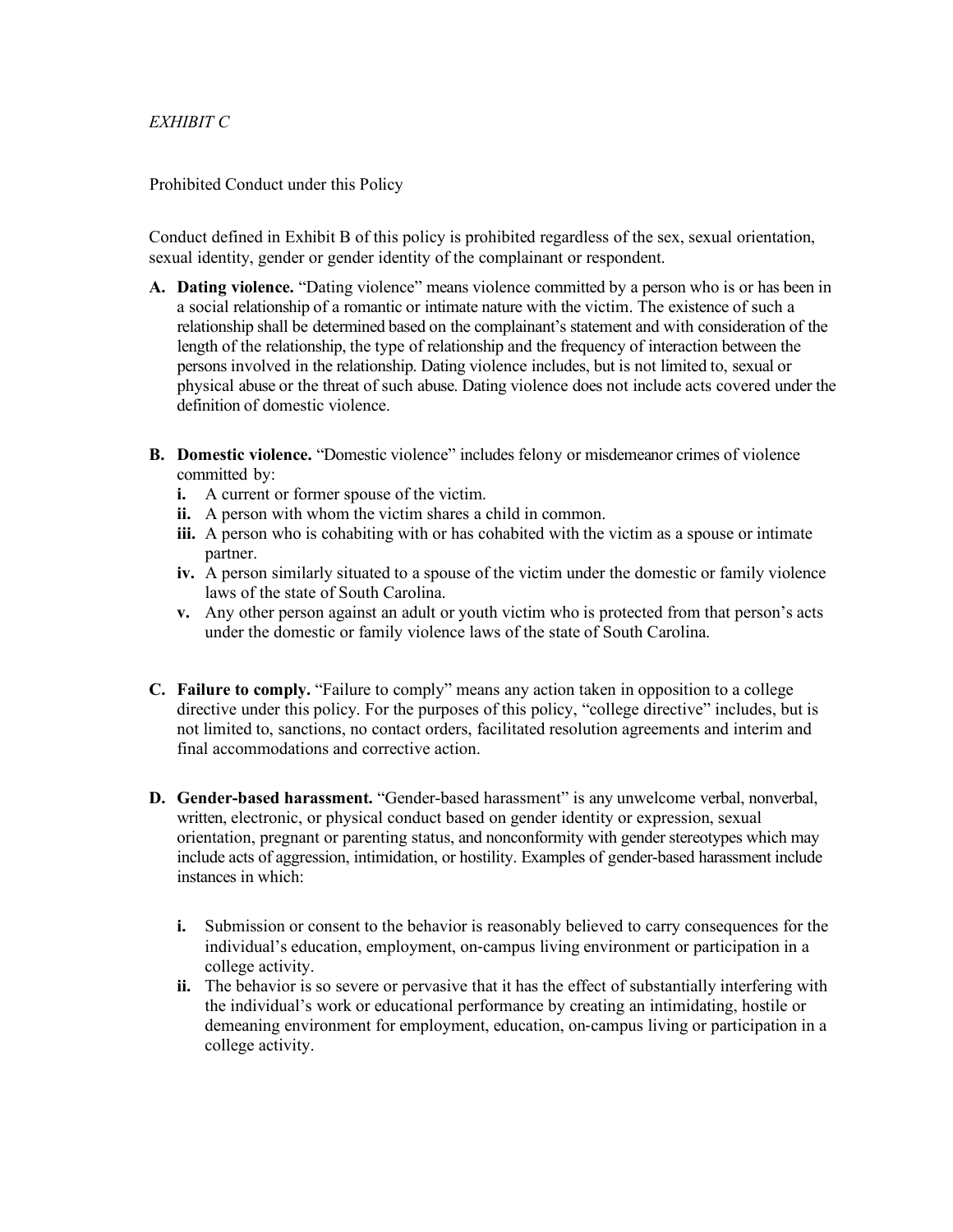*EXHIBIT C*

Prohibited Conduct under this Policy

Conduct defined in Exhibit B of this policy is prohibited regardless of the sex, sexual orientation, sexual identity, gender or gender identity of the complainant or respondent.

**A. Dating violence.** "Dating violence" means violence committed by a person who is or has been in a social relationship of a romantic or intimate nature with the victim. The existence of such a relationship shall be determined based on the complainant's statement and with consideration of the length of the relationship, the type of relationship and the frequency of interaction between the persons involved in the relationship. Dating violence includes, but is not limited to, sexual or physical abuse or the threat of such abuse. Dating violence does not include acts covered under the definition of domestic violence.

**B. Domestic violence.** "Domestic violence" includes felony or misdemeanor crimes of violence committed by:

- **i.** A current or former spouse of the victim.
- **ii.** A person with whom the victim shares a child in common.
- **iii.** A person who is cohabiting with or has cohabited with the victim as a spouse or intimate partner.
- **iv.** A person similarly situated to a spouse of the victim under the domestic or family violence laws of the state of South Carolina.
- **v.** Any other person against an adult or youth victim who is protected from that person's acts under the domestic or family violence laws of the state of South Carolina.

**C. Failure to comply.** "Failure to comply" means any action taken in opposition to a college directive under this policy. For the purposes of this policy, "college directive" includes, but is not limited to, sanctions, no contact orders, facilitated resolution agreements and interim and final accommodations and corrective action.

**D. Gender-based harassment.** "Gender-based harassment" is any unwelcome verbal, nonverbal, written, electronic, or physical conduct based on gender identity or expression, sexual orientation, pregnant or parenting status, and nonconformity with gender stereotypes which may include acts of aggression, intimidation, or hostility. Examples of gender-based harassment include instances in which:

- **i.** Submission or consent to the behavior is reasonably believed to carry consequences for the individual's education, employment, on-campus living environment or participation in a college activity.
- **ii.** The behavior is so severe or pervasive that it has the effect of substantially interfering with the individual's work or educational performance by creating an intimidating, hostile or demeaning environment for employment, education, on-campus living or participation in a college activity.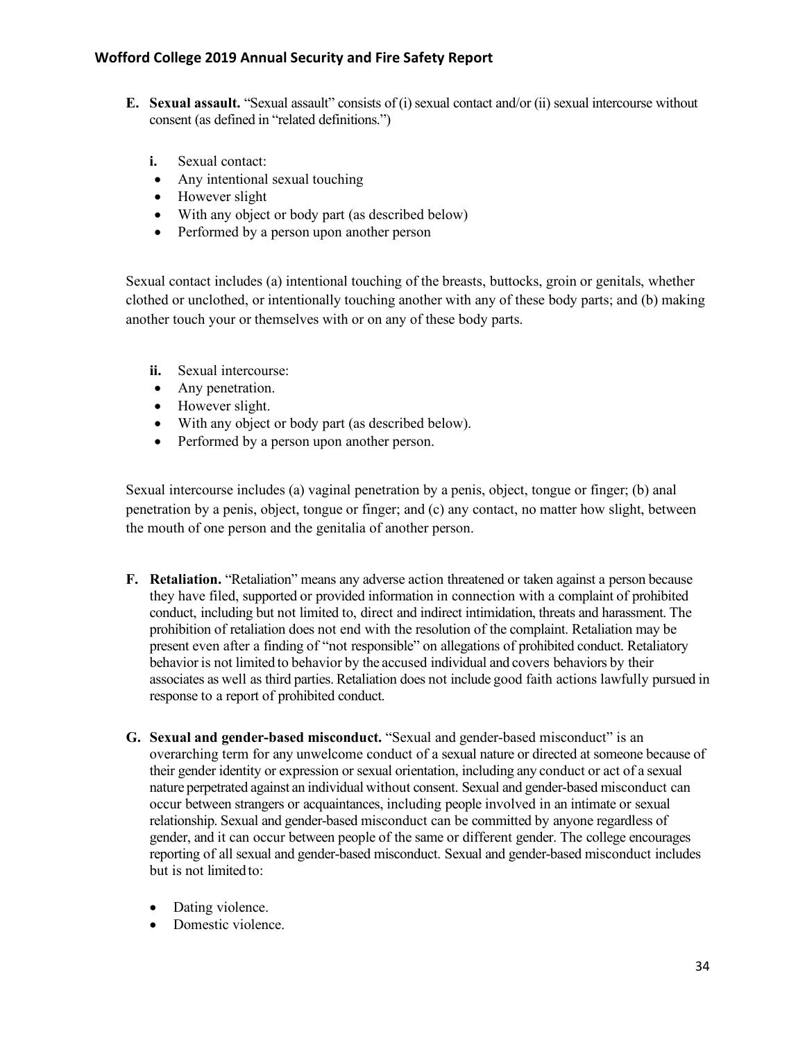**E. Sexual assault.** "Sexual assault" consists of (i) sexual contact and/or (ii) sexual intercourse without consent (as defined in "related definitions.")

**i.** Sexual contact:

- Any intentional sexual touching
- However slight
- With any object or body part (as described below)
- Performed by a person upon another person

Sexual contact includes (a) intentional touching of the breasts, buttocks, groin or genitals, whether clothed or unclothed, or intentionally touching another with any of these body parts; and (b) making another touch your or themselves with or on any of these body parts.

**ii.** Sexual intercourse:

- Any penetration.
- However slight.
- With any object or body part (as described below).
- Performed by a person upon another person.

Sexual intercourse includes (a) vaginal penetration by a penis, object, tongue or finger; (b) anal penetration by a penis, object, tongue or finger; and (c) any contact, no matter how slight, between the mouth of one person and the genitalia of another person.

**F. Retaliation.** "Retaliation" means any adverse action threatened or taken against a person because they have filed, supported or provided information in connection with a complaint of prohibited conduct, including but not limited to, direct and indirect intimidation, threats and harassment. The prohibition of retaliation does not end with the resolution of the complaint. Retaliation may be present even after a finding of "not responsible" on allegations of prohibited conduct. Retaliatory behavior is not limited to behavior by the accused individual and covers behaviors by their associates as well as third parties. Retaliation does not include good faith actions lawfully pursued in response to a report of prohibited conduct.

**G. Sexual and gender-based misconduct.** "Sexual and gender-based misconduct" is an overarching term for any unwelcome conduct of a sexual nature or directed at someone because of their gender identity or expression or sexual orientation, including any conduct or act of a sexual nature perpetrated against an individual without consent. Sexual and gender-based misconduct can occur between strangers or acquaintances, including people involved in an intimate or sexual relationship. Sexual and gender-based misconduct can be committed by anyone regardless of gender, and it can occur between people of the same or different gender. The college encourages reporting of all sexual and gender-based misconduct. Sexual and gender-based misconduct includes but is not limited to:

- Dating violence.
- Domestic violence.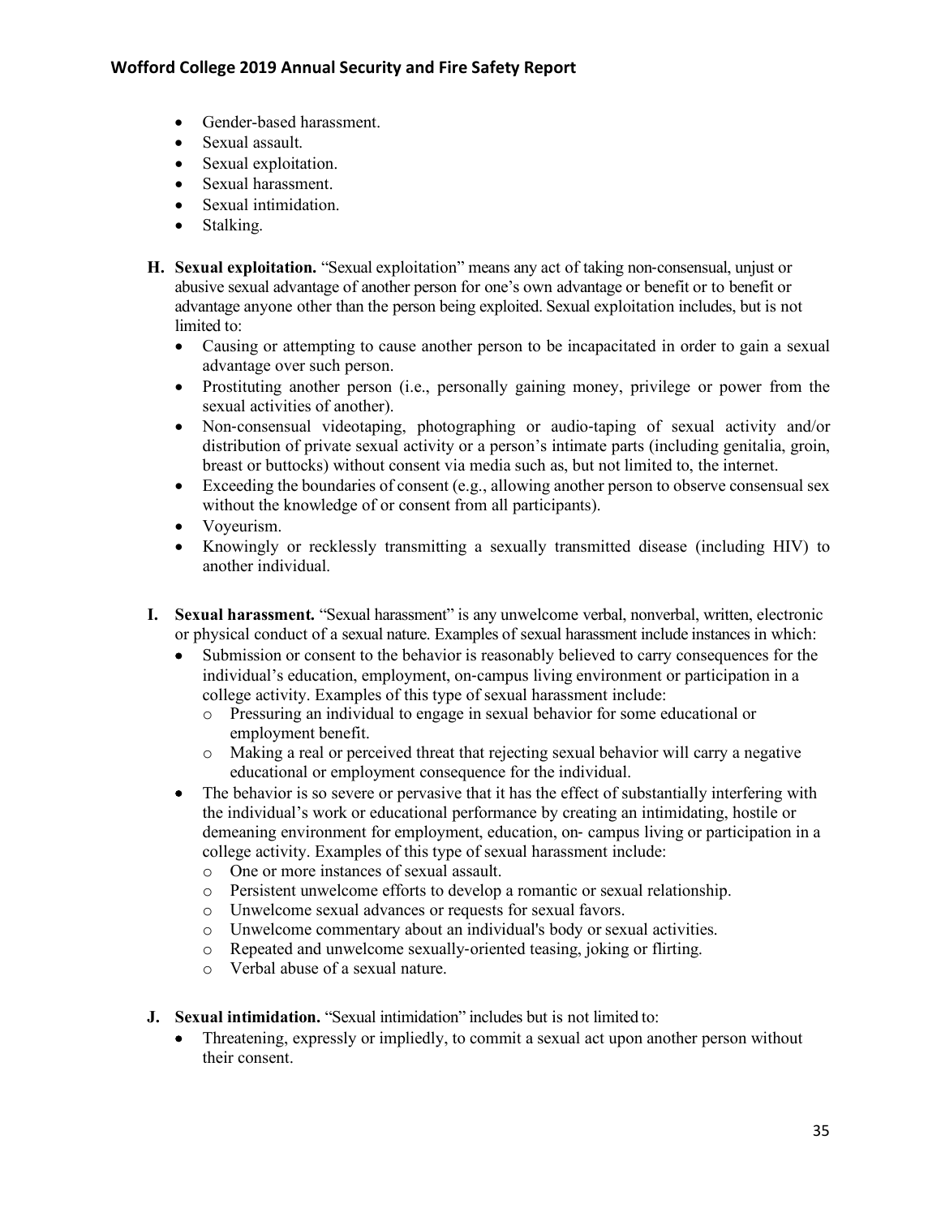- Gender-based harassment.
- Sexual assault.
- Sexual exploitation.
- Sexual harassment.
- Sexual intimidation.
- Stalking.

**H. Sexual exploitation.** "Sexual exploitation" means any act of taking non-consensual, unjust or abusive sexual advantage of another person for one's own advantage or benefit or to benefit or advantage anyone other than the person being exploited. Sexual exploitation includes, but is not limited to:

- Causing or attempting to cause another person to be incapacitated in order to gain a sexual advantage over such person.
- Prostituting another person (i.e., personally gaining money, privilege or power from the sexual activities of another).
- Non-consensual videotaping, photographing or audio-taping of sexual activity and/or distribution of private sexual activity or a person's intimate parts (including genitalia, groin, breast or buttocks) without consent via media such as, but not limited to, the internet.
- Exceeding the boundaries of consent (e.g., allowing another person to observe consensual sex without the knowledge of or consent from all participants).
- Voyeurism.
- Knowingly or recklessly transmitting a sexually transmitted disease (including HIV) to another individual.

**I. Sexual harassment.** "Sexual harassment" is any unwelcome verbal, nonverbal, written, electronic or physical conduct of a sexual nature. Examples of sexual harassment include instances in which:

- Submission or consent to the behavior is reasonably believed to carry consequences for the individual's education, employment, on-campus living environment or participation in a college activity. Examples of this type of sexual harassment include:
  - Pressuring an individual to engage in sexual behavior for some educational or employment benefit.
  - Making a real or perceived threat that rejecting sexual behavior will carry a negative educational or employment consequence for the individual.
- The behavior is so severe or pervasive that it has the effect of substantially interfering with the individual's work or educational performance by creating an intimidating, hostile or demeaning environment for employment, education, on- campus living or participation in a college activity. Examples of this type of sexual harassment include:
  - One or more instances of sexual assault.
  - Persistent unwelcome efforts to develop a romantic or sexual relationship.
  - Unwelcome sexual advances or requests for sexual favors.
  - Unwelcome commentary about an individual's body or sexual activities.
  - Repeated and unwelcome sexually-oriented teasing, joking or flirting.
  - Verbal abuse of a sexual nature.

**J. Sexual intimidation.** "Sexual intimidation" includes but is not limited to:

- Threatening, expressly or impliedly, to commit a sexual act upon another person without their consent.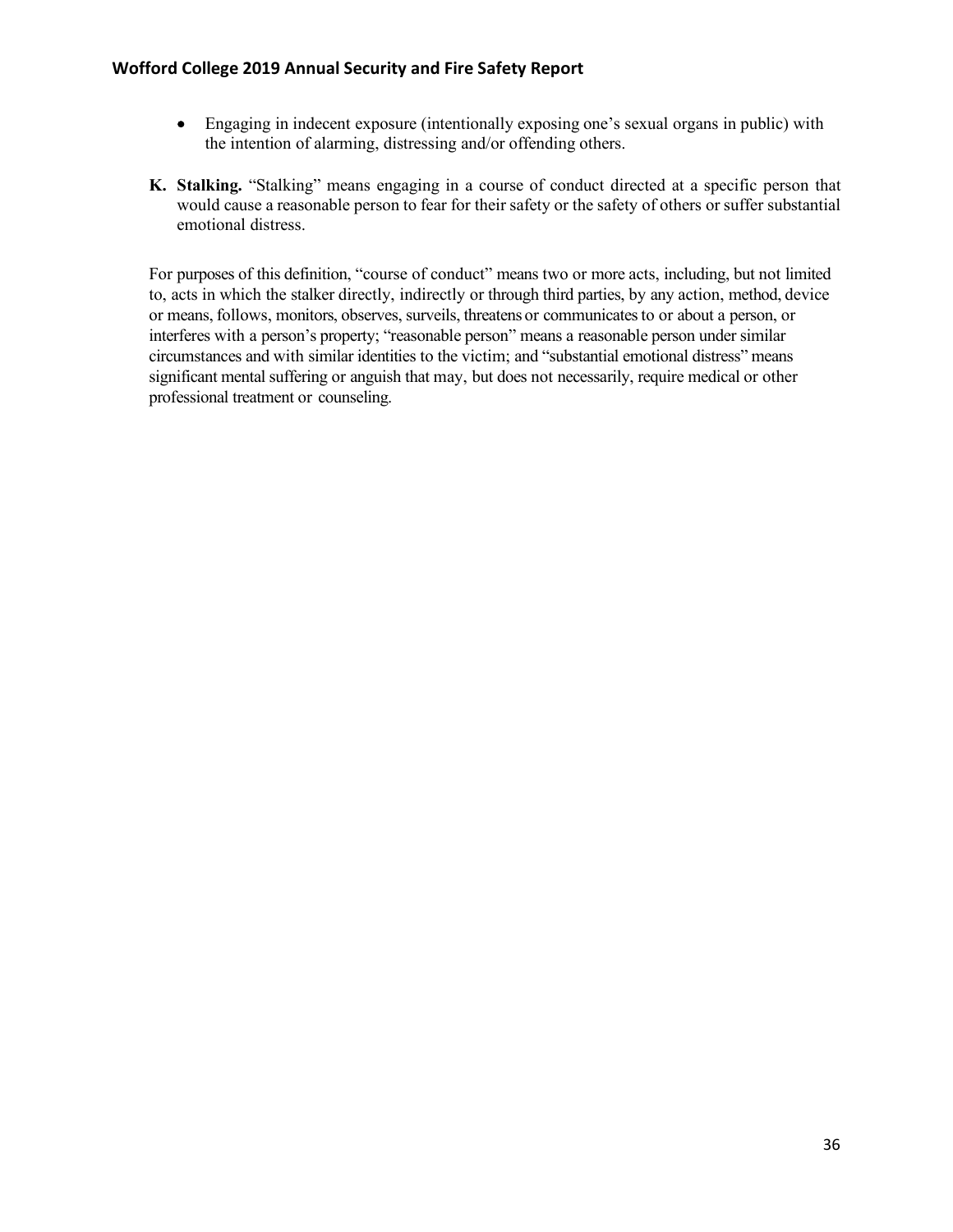- Engaging in indecent exposure (intentionally exposing one's sexual organs in public) with the intention of alarming, distressing and/or offending others.

**K. Stalking.** "Stalking" means engaging in a course of conduct directed at a specific person that would cause a reasonable person to fear for their safety or the safety of others or suffer substantial emotional distress.

For purposes of this definition, "course of conduct" means two or more acts, including, but not limited to, acts in which the stalker directly, indirectly or through third parties, by any action, method, device or means, follows, monitors, observes, surveils, threatens or communicates to or about a person, or interferes with a person's property; "reasonable person" means a reasonable person under similar circumstances and with similar identities to the victim; and "substantial emotional distress" means significant mental suffering or anguish that may, but does not necessarily, require medical or other professional treatment or counseling.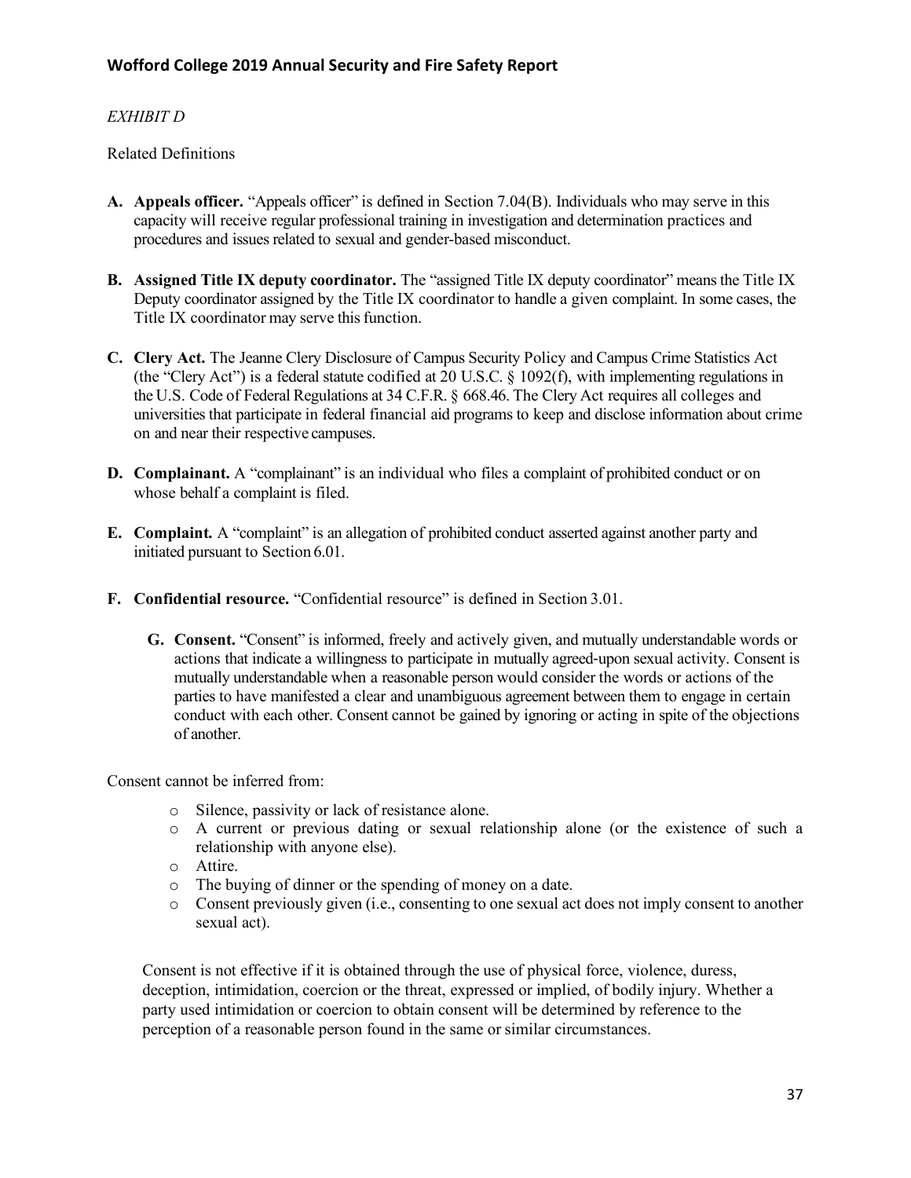*EXHIBIT D*

Related Definitions

**A. Appeals officer.** "Appeals officer" is defined in Section 7.04(B). Individuals who may serve in this capacity will receive regular professional training in investigation and determination practices and procedures and issues related to sexual and gender-based misconduct.

**B. Assigned Title IX deputy coordinator.** The "assigned Title IX deputy coordinator" means the Title IX Deputy coordinator assigned by the Title IX coordinator to handle a given complaint. In some cases, the Title IX coordinator may serve this function.

**C. Clery Act.** The Jeanne Clery Disclosure of Campus Security Policy and Campus Crime Statistics Act (the "Clery Act") is a federal statute codified at 20 U.S.C. § 1092(f), with implementing regulations in the U.S. Code of Federal Regulations at 34 C.F.R. § 668.46. The Clery Act requires all colleges and universities that participate in federal financial aid programs to keep and disclose information about crime on and near their respective campuses.

**D. Complainant.** A "complainant" is an individual who files a complaint of prohibited conduct or on whose behalf a complaint is filed.

**E. Complaint.** A "complaint" is an allegation of prohibited conduct asserted against another party and initiated pursuant to Section 6.01.

**F. Confidential resource.** "Confidential resource" is defined in Section 3.01.

**G. Consent.** "Consent" is informed, freely and actively given, and mutually understandable words or actions that indicate a willingness to participate in mutually agreed-upon sexual activity. Consent is mutually understandable when a reasonable person would consider the words or actions of the parties to have manifested a clear and unambiguous agreement between them to engage in certain conduct with each other. Consent cannot be gained by ignoring or acting in spite of the objections of another.

Consent cannot be inferred from:

- Silence, passivity or lack of resistance alone.
- A current or previous dating or sexual relationship alone (or the existence of such a relationship with anyone else).
- Attire.
- The buying of dinner or the spending of money on a date.
- Consent previously given (i.e., consenting to one sexual act does not imply consent to another sexual act).

Consent is not effective if it is obtained through the use of physical force, violence, duress, deception, intimidation, coercion or the threat, expressed or implied, of bodily injury. Whether a party used intimidation or coercion to obtain consent will be determined by reference to the perception of a reasonable person found in the same or similar circumstances.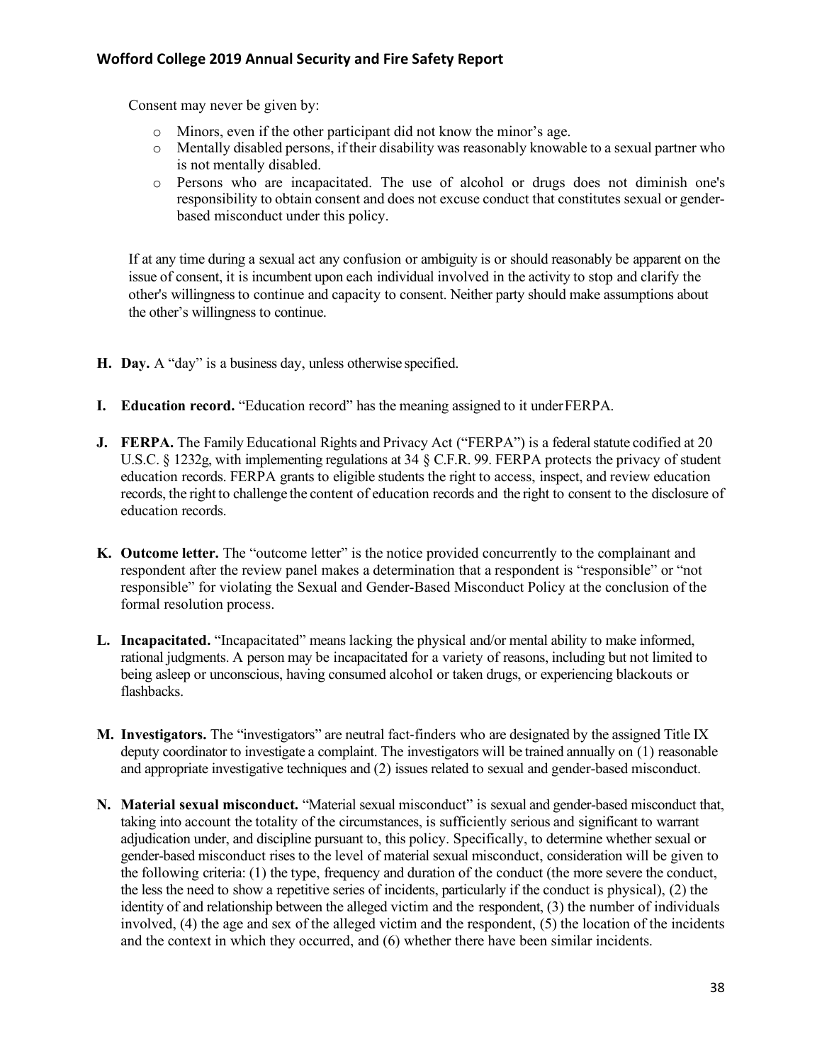Consent may never be given by:

- Minors, even if the other participant did not know the minor's age.
- Mentally disabled persons, if their disability was reasonably knowable to a sexual partner who is not mentally disabled.
- Persons who are incapacitated. The use of alcohol or drugs does not diminish one's responsibility to obtain consent and does not excuse conduct that constitutes sexual or gender-based misconduct under this policy.

If at any time during a sexual act any confusion or ambiguity is or should reasonably be apparent on the issue of consent, it is incumbent upon each individual involved in the activity to stop and clarify the other's willingness to continue and capacity to consent. Neither party should make assumptions about the other's willingness to continue.

**H. Day.** A "day" is a business day, unless otherwise specified.

**I. Education record.** "Education record" has the meaning assigned to it under FERPA.

**J. FERPA.** The Family Educational Rights and Privacy Act ("FERPA") is a federal statute codified at 20 U.S.C. § 1232g, with implementing regulations at 34 § C.F.R. 99. FERPA protects the privacy of student education records. FERPA grants to eligible students the right to access, inspect, and review education records, the right to challenge the content of education records and the right to consent to the disclosure of education records.

**K. Outcome letter.** The "outcome letter" is the notice provided concurrently to the complainant and respondent after the review panel makes a determination that a respondent is "responsible" or "not responsible" for violating the Sexual and Gender-Based Misconduct Policy at the conclusion of the formal resolution process.

**L. Incapacitated.** "Incapacitated" means lacking the physical and/or mental ability to make informed, rational judgments. A person may be incapacitated for a variety of reasons, including but not limited to being asleep or unconscious, having consumed alcohol or taken drugs, or experiencing blackouts or flashbacks.

**M. Investigators.** The "investigators" are neutral fact-finders who are designated by the assigned Title IX deputy coordinator to investigate a complaint. The investigators will be trained annually on (1) reasonable and appropriate investigative techniques and (2) issues related to sexual and gender-based misconduct.

**N. Material sexual misconduct.** "Material sexual misconduct" is sexual and gender-based misconduct that, taking into account the totality of the circumstances, is sufficiently serious and significant to warrant adjudication under, and discipline pursuant to, this policy. Specifically, to determine whether sexual or gender-based misconduct rises to the level of material sexual misconduct, consideration will be given to the following criteria: (1) the type, frequency and duration of the conduct (the more severe the conduct, the less the need to show a repetitive series of incidents, particularly if the conduct is physical), (2) the identity of and relationship between the alleged victim and the respondent, (3) the number of individuals involved, (4) the age and sex of the alleged victim and the respondent, (5) the location of the incidents and the context in which they occurred, and (6) whether there have been similar incidents.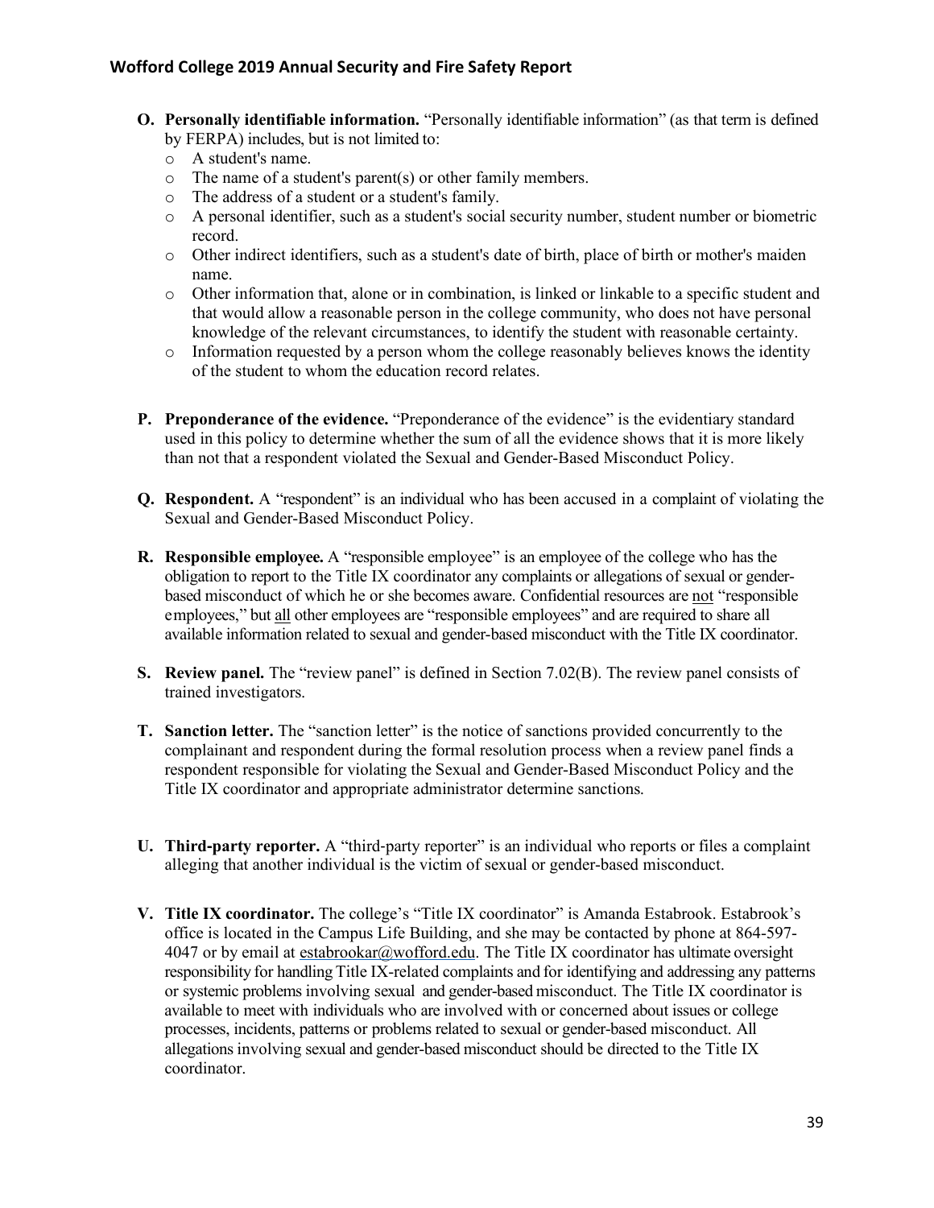- **O. Personally identifiable information.** "Personally identifiable information" (as that term is defined by FERPA) includes, but is not limited to:
  - A student's name.
  - The name of a student's parent(s) or other family members.
  - The address of a student or a student's family.
  - A personal identifier, such as a student's social security number, student number or biometric record.
  - Other indirect identifiers, such as a student's date of birth, place of birth or mother's maiden name.
  - Other information that, alone or in combination, is linked or linkable to a specific student and that would allow a reasonable person in the college community, who does not have personal knowledge of the relevant circumstances, to identify the student with reasonable certainty.
  - Information requested by a person whom the college reasonably believes knows the identity of the student to whom the education record relates.

- **P. Preponderance of the evidence.** "Preponderance of the evidence" is the evidentiary standard used in this policy to determine whether the sum of all the evidence shows that it is more likely than not that a respondent violated the Sexual and Gender-Based Misconduct Policy.

- **Q. Respondent.** A "respondent" is an individual who has been accused in a complaint of violating the Sexual and Gender-Based Misconduct Policy.

- **R. Responsible employee.** A "responsible employee" is an employee of the college who has the obligation to report to the Title IX coordinator any complaints or allegations of sexual or gender-based misconduct of which he or she becomes aware. Confidential resources are not "responsible employees," but all other employees are "responsible employees" and are required to share all available information related to sexual and gender-based misconduct with the Title IX coordinator.

- **S. Review panel.** The "review panel" is defined in Section 7.02(B). The review panel consists of trained investigators.

- **T. Sanction letter.** The "sanction letter" is the notice of sanctions provided concurrently to the complainant and respondent during the formal resolution process when a review panel finds a respondent responsible for violating the Sexual and Gender-Based Misconduct Policy and the Title IX coordinator and appropriate administrator determine sanctions.

- **U. Third-party reporter.** A "third-party reporter" is an individual who reports or files a complaint alleging that another individual is the victim of sexual or gender-based misconduct.

- **V. Title IX coordinator.** The college's "Title IX coordinator" is Amanda Estabrook. Estabrook's office is located in the Campus Life Building, and she may be contacted by phone at 864-597-4047 or by email at estabrookar@wofford.edu. The Title IX coordinator has ultimate oversight responsibility for handling Title IX-related complaints and for identifying and addressing any patterns or systemic problems involving sexual and gender-based misconduct. The Title IX coordinator is available to meet with individuals who are involved with or concerned about issues or college processes, incidents, patterns or problems related to sexual or gender-based misconduct. All allegations involving sexual and gender-based misconduct should be directed to the Title IX coordinator.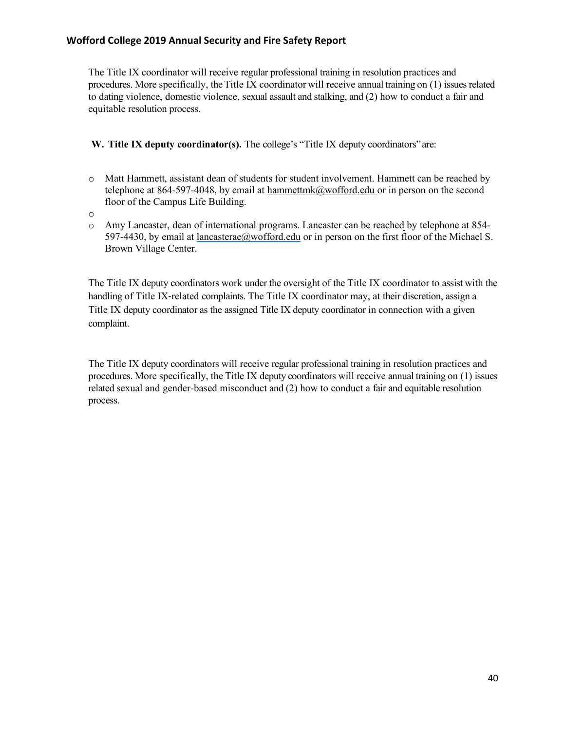The Title IX coordinator will receive regular professional training in resolution practices and procedures. More specifically, the Title IX coordinator will receive annual training on (1) issues related to dating violence, domestic violence, sexual assault and stalking, and (2) how to conduct a fair and equitable resolution process.

**W. Title IX deputy coordinator(s).** The college's "Title IX deputy coordinators" are:

- Matt Hammett, assistant dean of students for student involvement. Hammett can be reached by telephone at 864-597-4048, by email at hammettmk@wofford.edu or in person on the second floor of the Campus Life Building.
- 
- Amy Lancaster, dean of international programs. Lancaster can be reached by telephone at 854-597-4430, by email at lancasterae@wofford.edu or in person on the first floor of the Michael S. Brown Village Center.

The Title IX deputy coordinators work under the oversight of the Title IX coordinator to assist with the handling of Title IX-related complaints. The Title IX coordinator may, at their discretion, assign a Title IX deputy coordinator as the assigned Title IX deputy coordinator in connection with a given complaint.

The Title IX deputy coordinators will receive regular professional training in resolution practices and procedures. More specifically, the Title IX deputy coordinators will receive annual training on (1) issues related sexual and gender-based misconduct and (2) how to conduct a fair and equitable resolution process.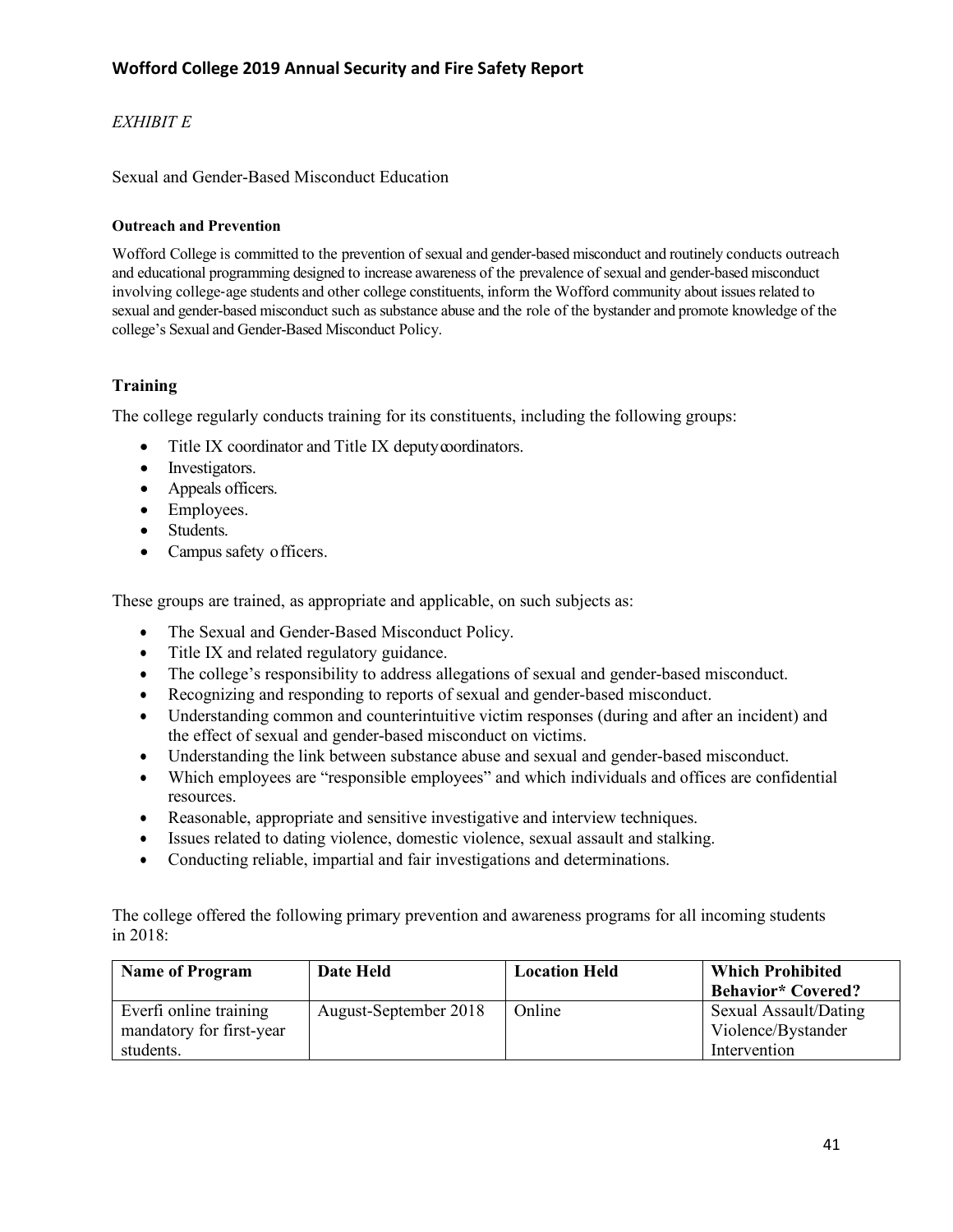*EXHIBIT E*

Sexual and Gender-Based Misconduct Education

**Outreach and Prevention**

Wofford College is committed to the prevention of sexual and gender-based misconduct and routinely conducts outreach and educational programming designed to increase awareness of the prevalence of sexual and gender-based misconduct involving college-age students and other college constituents, inform the Wofford community about issues related to sexual and gender-based misconduct such as substance abuse and the role of the bystander and promote knowledge of the college's Sexual and Gender-Based Misconduct Policy.

## Training

The college regularly conducts training for its constituents, including the following groups:

- Title IX coordinator and Title IX deputy coordinators.
- Investigators.
- Appeals officers.
- Employees.
- Students.
- Campus safety officers.

These groups are trained, as appropriate and applicable, on such subjects as:

- The Sexual and Gender-Based Misconduct Policy.
- Title IX and related regulatory guidance.
- The college's responsibility to address allegations of sexual and gender-based misconduct.
- Recognizing and responding to reports of sexual and gender-based misconduct.
- Understanding common and counterintuitive victim responses (during and after an incident) and the effect of sexual and gender-based misconduct on victims.
- Understanding the link between substance abuse and sexual and gender-based misconduct.
- Which employees are "responsible employees" and which individuals and offices are confidential resources.
- Reasonable, appropriate and sensitive investigative and interview techniques.
- Issues related to dating violence, domestic violence, sexual assault and stalking.
- Conducting reliable, impartial and fair investigations and determinations.

The college offered the following primary prevention and awareness programs for all incoming students in 2018:

| Name of Program | Date Held | Location Held | Which Prohibited Behavior* Covered? |
|---|---|---|---|
| Everfi online training mandatory for first-year students. | August-September 2018 | Online | Sexual Assault/Dating Violence/Bystander Intervention |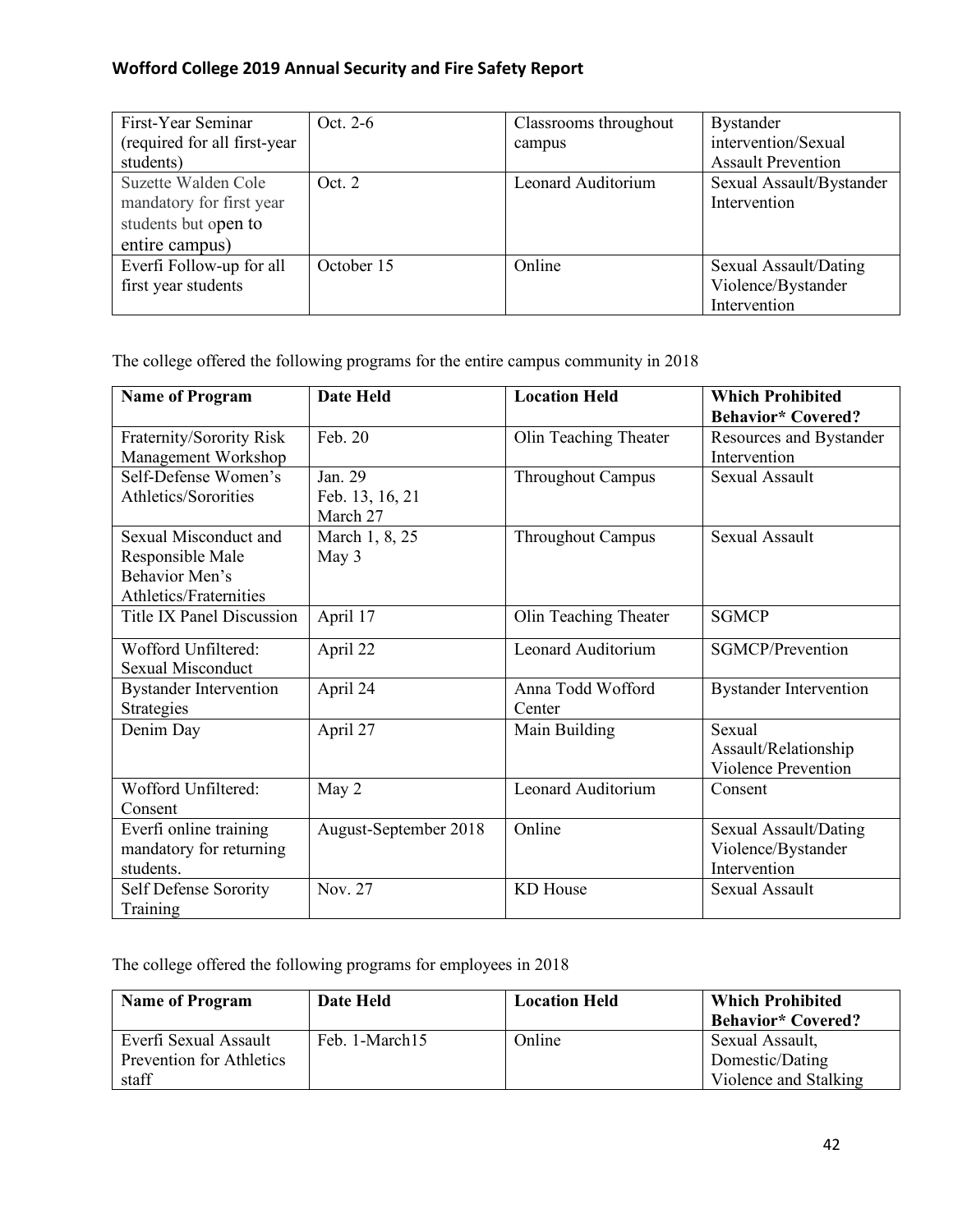| First-Year Seminar (required for all first-year students) | Oct. 2-6 | Classrooms throughout campus | Bystander intervention/Sexual Assault Prevention |
|---|---|---|---|
| Suzette Walden Cole mandatory for first year students but open to entire campus) | Oct. 2 | Leonard Auditorium | Sexual Assault/Bystander Intervention |
| Everfi Follow-up for all first year students | October 15 | Online | Sexual Assault/Dating Violence/Bystander Intervention |

The college offered the following programs for the entire campus community in 2018

| Name of Program | Date Held | Location Held | Which Prohibited Behavior* Covered? |
|---|---|---|---|
| Fraternity/Sorority Risk Management Workshop | Feb. 20 | Olin Teaching Theater | Resources and Bystander Intervention |
| Self-Defense Women's Athletics/Sororities | Jan. 29<br>Feb. 13, 16, 21<br>March 27 | Throughout Campus | Sexual Assault |
| Sexual Misconduct and Responsible Male Behavior Men's Athletics/Fraternities | March 1, 8, 25<br>May 3 | Throughout Campus | Sexual Assault |
| Title IX Panel Discussion | April 17 | Olin Teaching Theater | SGMCP |
| Wofford Unfiltered: Sexual Misconduct | April 22 | Leonard Auditorium | SGMCP/Prevention |
| Bystander Intervention Strategies | April 24 | Anna Todd Wofford Center | Bystander Intervention |
| Denim Day | April 27 | Main Building | Sexual Assault/Relationship Violence Prevention |
| Wofford Unfiltered: Consent | May 2 | Leonard Auditorium | Consent |
| Everfi online training mandatory for returning students. | August-September 2018 | Online | Sexual Assault/Dating Violence/Bystander Intervention |
| Self Defense Sorority Training | Nov. 27 | KD House | Sexual Assault |

The college offered the following programs for employees in 2018

| Name of Program | Date Held | Location Held | Which Prohibited Behavior* Covered? |
|---|---|---|---|
| Everfi Sexual Assault Prevention for Athletics staff | Feb. 1-March15 | Online | Sexual Assault, Domestic/Dating Violence and Stalking |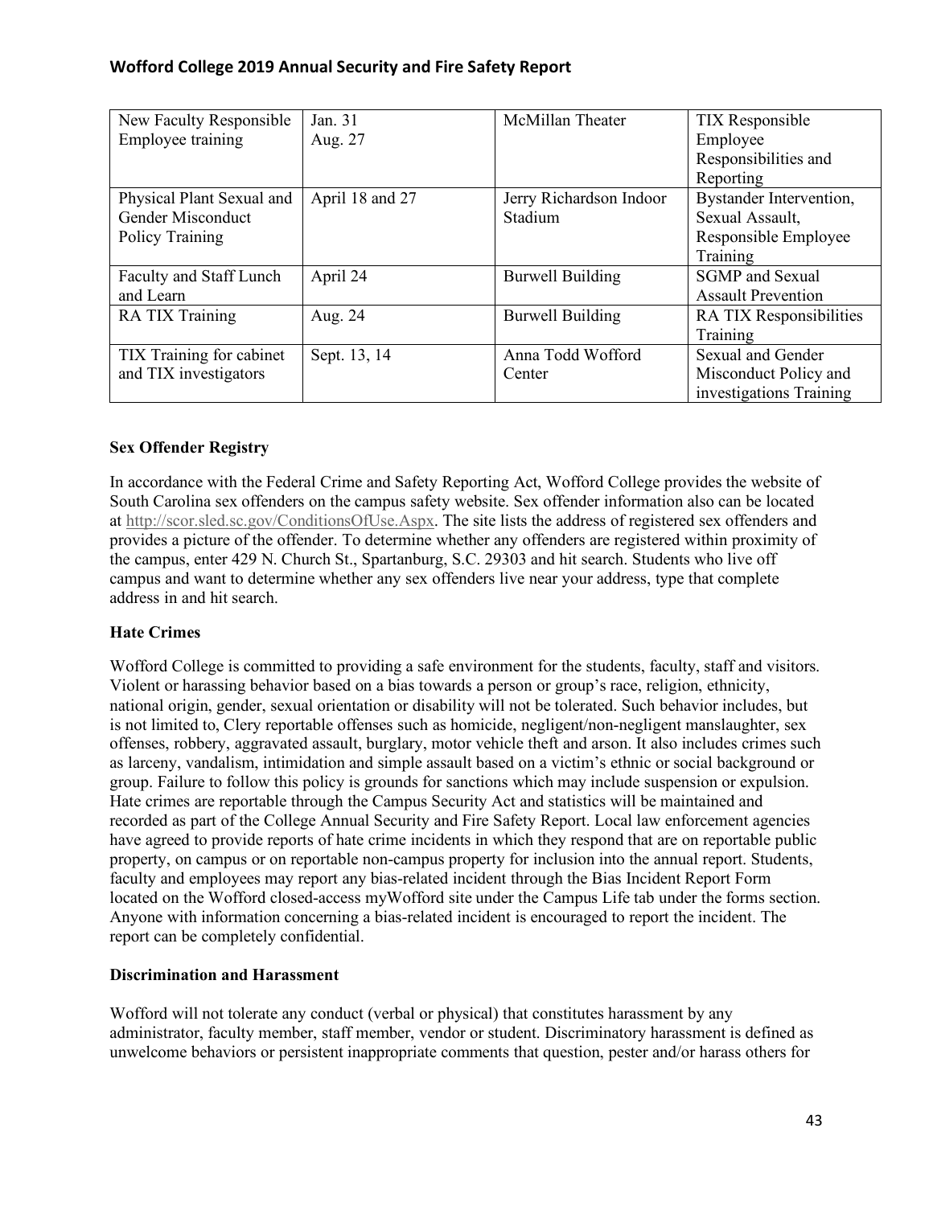| New Faculty Responsible Employee training | Jan. 31<br>Aug. 27 | McMillan Theater | TIX Responsible Employee Responsibilities and Reporting |
|---|---|---|---|
| Physical Plant Sexual and Gender Misconduct Policy Training | April 18 and 27 | Jerry Richardson Indoor Stadium | Bystander Intervention, Sexual Assault, Responsible Employee Training |
| Faculty and Staff Lunch and Learn | April 24 | Burwell Building | SGMP and Sexual Assault Prevention |
| RA TIX Training | Aug. 24 | Burwell Building | RA TIX Responsibilities Training |
| TIX Training for cabinet and TIX investigators | Sept. 13, 14 | Anna Todd Wofford Center | Sexual and Gender Misconduct Policy and investigations Training |

**Sex Offender Registry**

In accordance with the Federal Crime and Safety Reporting Act, Wofford College provides the website of South Carolina sex offenders on the campus safety website. Sex offender information also can be located at http://scor.sled.sc.gov/ConditionsOfUse.Aspx. The site lists the address of registered sex offenders and provides a picture of the offender. To determine whether any offenders are registered within proximity of the campus, enter 429 N. Church St., Spartanburg, S.C. 29303 and hit search. Students who live off campus and want to determine whether any sex offenders live near your address, type that complete address in and hit search.

**Hate Crimes**

Wofford College is committed to providing a safe environment for the students, faculty, staff and visitors. Violent or harassing behavior based on a bias towards a person or group's race, religion, ethnicity, national origin, gender, sexual orientation or disability will not be tolerated. Such behavior includes, but is not limited to, Clery reportable offenses such as homicide, negligent/non-negligent manslaughter, sex offenses, robbery, aggravated assault, burglary, motor vehicle theft and arson. It also includes crimes such as larceny, vandalism, intimidation and simple assault based on a victim's ethnic or social background or group. Failure to follow this policy is grounds for sanctions which may include suspension or expulsion. Hate crimes are reportable through the Campus Security Act and statistics will be maintained and recorded as part of the College Annual Security and Fire Safety Report. Local law enforcement agencies have agreed to provide reports of hate crime incidents in which they respond that are on reportable public property, on campus or on reportable non-campus property for inclusion into the annual report. Students, faculty and employees may report any bias-related incident through the Bias Incident Report Form located on the Wofford closed-access myWofford site under the Campus Life tab under the forms section. Anyone with information concerning a bias-related incident is encouraged to report the incident. The report can be completely confidential.

**Discrimination and Harassment**

Wofford will not tolerate any conduct (verbal or physical) that constitutes harassment by any administrator, faculty member, staff member, vendor or student. Discriminatory harassment is defined as unwelcome behaviors or persistent inappropriate comments that question, pester and/or harass others for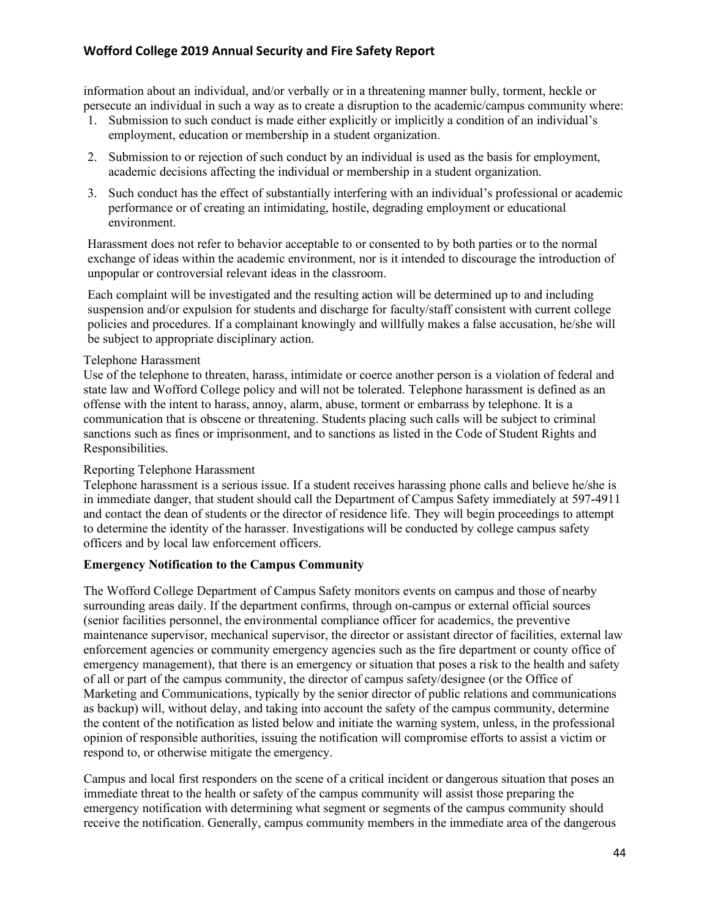information about an individual, and/or verbally or in a threatening manner bully, torment, heckle or persecute an individual in such a way as to create a disruption to the academic/campus community where:

1. Submission to such conduct is made either explicitly or implicitly a condition of an individual's employment, education or membership in a student organization.
2. Submission to or rejection of such conduct by an individual is used as the basis for employment, academic decisions affecting the individual or membership in a student organization.
3. Such conduct has the effect of substantially interfering with an individual's professional or academic performance or of creating an intimidating, hostile, degrading employment or educational environment.

Harassment does not refer to behavior acceptable to or consented to by both parties or to the normal exchange of ideas within the academic environment, nor is it intended to discourage the introduction of unpopular or controversial relevant ideas in the classroom.

Each complaint will be investigated and the resulting action will be determined up to and including suspension and/or expulsion for students and discharge for faculty/staff consistent with current college policies and procedures. If a complainant knowingly and willfully makes a false accusation, he/she will be subject to appropriate disciplinary action.

Telephone Harassment

Use of the telephone to threaten, harass, intimidate or coerce another person is a violation of federal and state law and Wofford College policy and will not be tolerated. Telephone harassment is defined as an offense with the intent to harass, annoy, alarm, abuse, torment or embarrass by telephone. It is a communication that is obscene or threatening. Students placing such calls will be subject to criminal sanctions such as fines or imprisonment, and to sanctions as listed in the Code of Student Rights and Responsibilities.

Reporting Telephone Harassment

Telephone harassment is a serious issue. If a student receives harassing phone calls and believe he/she is in immediate danger, that student should call the Department of Campus Safety immediately at 597-4911 and contact the dean of students or the director of residence life. They will begin proceedings to attempt to determine the identity of the harasser. Investigations will be conducted by college campus safety officers and by local law enforcement officers.

**Emergency Notification to the Campus Community**

The Wofford College Department of Campus Safety monitors events on campus and those of nearby surrounding areas daily. If the department confirms, through on-campus or external official sources (senior facilities personnel, the environmental compliance officer for academics, the preventive maintenance supervisor, mechanical supervisor, the director or assistant director of facilities, external law enforcement agencies or community emergency agencies such as the fire department or county office of emergency management), that there is an emergency or situation that poses a risk to the health and safety of all or part of the campus community, the director of campus safety/designee (or the Office of Marketing and Communications, typically by the senior director of public relations and communications as backup) will, without delay, and taking into account the safety of the campus community, determine the content of the notification as listed below and initiate the warning system, unless, in the professional opinion of responsible authorities, issuing the notification will compromise efforts to assist a victim or respond to, or otherwise mitigate the emergency.

Campus and local first responders on the scene of a critical incident or dangerous situation that poses an immediate threat to the health or safety of the campus community will assist those preparing the emergency notification with determining what segment or segments of the campus community should receive the notification. Generally, campus community members in the immediate area of the dangerous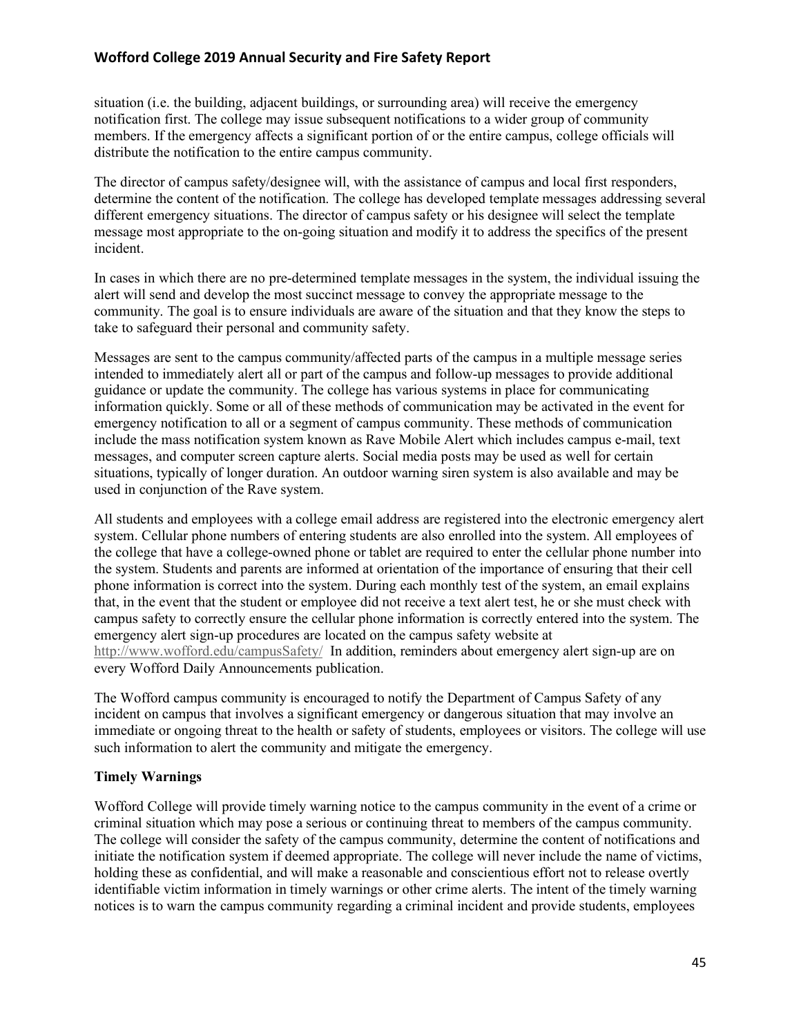situation (i.e. the building, adjacent buildings, or surrounding area) will receive the emergency notification first. The college may issue subsequent notifications to a wider group of community members. If the emergency affects a significant portion of or the entire campus, college officials will distribute the notification to the entire campus community.

The director of campus safety/designee will, with the assistance of campus and local first responders, determine the content of the notification. The college has developed template messages addressing several different emergency situations. The director of campus safety or his designee will select the template message most appropriate to the on-going situation and modify it to address the specifics of the present incident.

In cases in which there are no pre-determined template messages in the system, the individual issuing the alert will send and develop the most succinct message to convey the appropriate message to the community. The goal is to ensure individuals are aware of the situation and that they know the steps to take to safeguard their personal and community safety.

Messages are sent to the campus community/affected parts of the campus in a multiple message series intended to immediately alert all or part of the campus and follow-up messages to provide additional guidance or update the community. The college has various systems in place for communicating information quickly. Some or all of these methods of communication may be activated in the event for emergency notification to all or a segment of campus community. These methods of communication include the mass notification system known as Rave Mobile Alert which includes campus e-mail, text messages, and computer screen capture alerts. Social media posts may be used as well for certain situations, typically of longer duration. An outdoor warning siren system is also available and may be used in conjunction of the Rave system.

All students and employees with a college email address are registered into the electronic emergency alert system. Cellular phone numbers of entering students are also enrolled into the system. All employees of the college that have a college-owned phone or tablet are required to enter the cellular phone number into the system. Students and parents are informed at orientation of the importance of ensuring that their cell phone information is correct into the system. During each monthly test of the system, an email explains that, in the event that the student or employee did not receive a text alert test, he or she must check with campus safety to correctly ensure the cellular phone information is correctly entered into the system. The emergency alert sign-up procedures are located on the campus safety website at http://www.wofford.edu/campusSafety/ In addition, reminders about emergency alert sign-up are on every Wofford Daily Announcements publication.

The Wofford campus community is encouraged to notify the Department of Campus Safety of any incident on campus that involves a significant emergency or dangerous situation that may involve an immediate or ongoing threat to the health or safety of students, employees or visitors. The college will use such information to alert the community and mitigate the emergency.

**Timely Warnings**

Wofford College will provide timely warning notice to the campus community in the event of a crime or criminal situation which may pose a serious or continuing threat to members of the campus community. The college will consider the safety of the campus community, determine the content of notifications and initiate the notification system if deemed appropriate. The college will never include the name of victims, holding these as confidential, and will make a reasonable and conscientious effort not to release overtly identifiable victim information in timely warnings or other crime alerts. The intent of the timely warning notices is to warn the campus community regarding a criminal incident and provide students, employees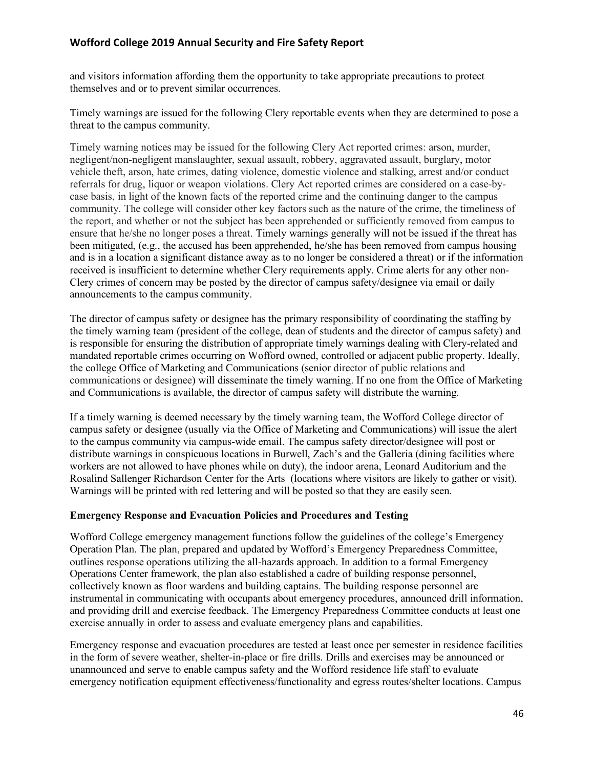and visitors information affording them the opportunity to take appropriate precautions to protect themselves and or to prevent similar occurrences.

Timely warnings are issued for the following Clery reportable events when they are determined to pose a threat to the campus community.

Timely warning notices may be issued for the following Clery Act reported crimes: arson, murder, negligent/non-negligent manslaughter, sexual assault, robbery, aggravated assault, burglary, motor vehicle theft, arson, hate crimes, dating violence, domestic violence and stalking, arrest and/or conduct referrals for drug, liquor or weapon violations. Clery Act reported crimes are considered on a case-by-case basis, in light of the known facts of the reported crime and the continuing danger to the campus community. The college will consider other key factors such as the nature of the crime, the timeliness of the report, and whether or not the subject has been apprehended or sufficiently removed from campus to ensure that he/she no longer poses a threat. Timely warnings generally will not be issued if the threat has been mitigated, (e.g., the accused has been apprehended, he/she has been removed from campus housing and is in a location a significant distance away as to no longer be considered a threat) or if the information received is insufficient to determine whether Clery requirements apply. Crime alerts for any other non-Clery crimes of concern may be posted by the director of campus safety/designee via email or daily announcements to the campus community.

The director of campus safety or designee has the primary responsibility of coordinating the staffing by the timely warning team (president of the college, dean of students and the director of campus safety) and is responsible for ensuring the distribution of appropriate timely warnings dealing with Clery-related and mandated reportable crimes occurring on Wofford owned, controlled or adjacent public property. Ideally, the college Office of Marketing and Communications (senior director of public relations and communications or designee) will disseminate the timely warning. If no one from the Office of Marketing and Communications is available, the director of campus safety will distribute the warning.

If a timely warning is deemed necessary by the timely warning team, the Wofford College director of campus safety or designee (usually via the Office of Marketing and Communications) will issue the alert to the campus community via campus-wide email. The campus safety director/designee will post or distribute warnings in conspicuous locations in Burwell, Zach's and the Galleria (dining facilities where workers are not allowed to have phones while on duty), the indoor arena, Leonard Auditorium and the Rosalind Sallenger Richardson Center for the Arts (locations where visitors are likely to gather or visit). Warnings will be printed with red lettering and will be posted so that they are easily seen.

**Emergency Response and Evacuation Policies and Procedures and Testing**

Wofford College emergency management functions follow the guidelines of the college's Emergency Operation Plan. The plan, prepared and updated by Wofford's Emergency Preparedness Committee, outlines response operations utilizing the all-hazards approach. In addition to a formal Emergency Operations Center framework, the plan also established a cadre of building response personnel, collectively known as floor wardens and building captains. The building response personnel are instrumental in communicating with occupants about emergency procedures, announced drill information, and providing drill and exercise feedback. The Emergency Preparedness Committee conducts at least one exercise annually in order to assess and evaluate emergency plans and capabilities.

Emergency response and evacuation procedures are tested at least once per semester in residence facilities in the form of severe weather, shelter-in-place or fire drills. Drills and exercises may be announced or unannounced and serve to enable campus safety and the Wofford residence life staff to evaluate emergency notification equipment effectiveness/functionality and egress routes/shelter locations. Campus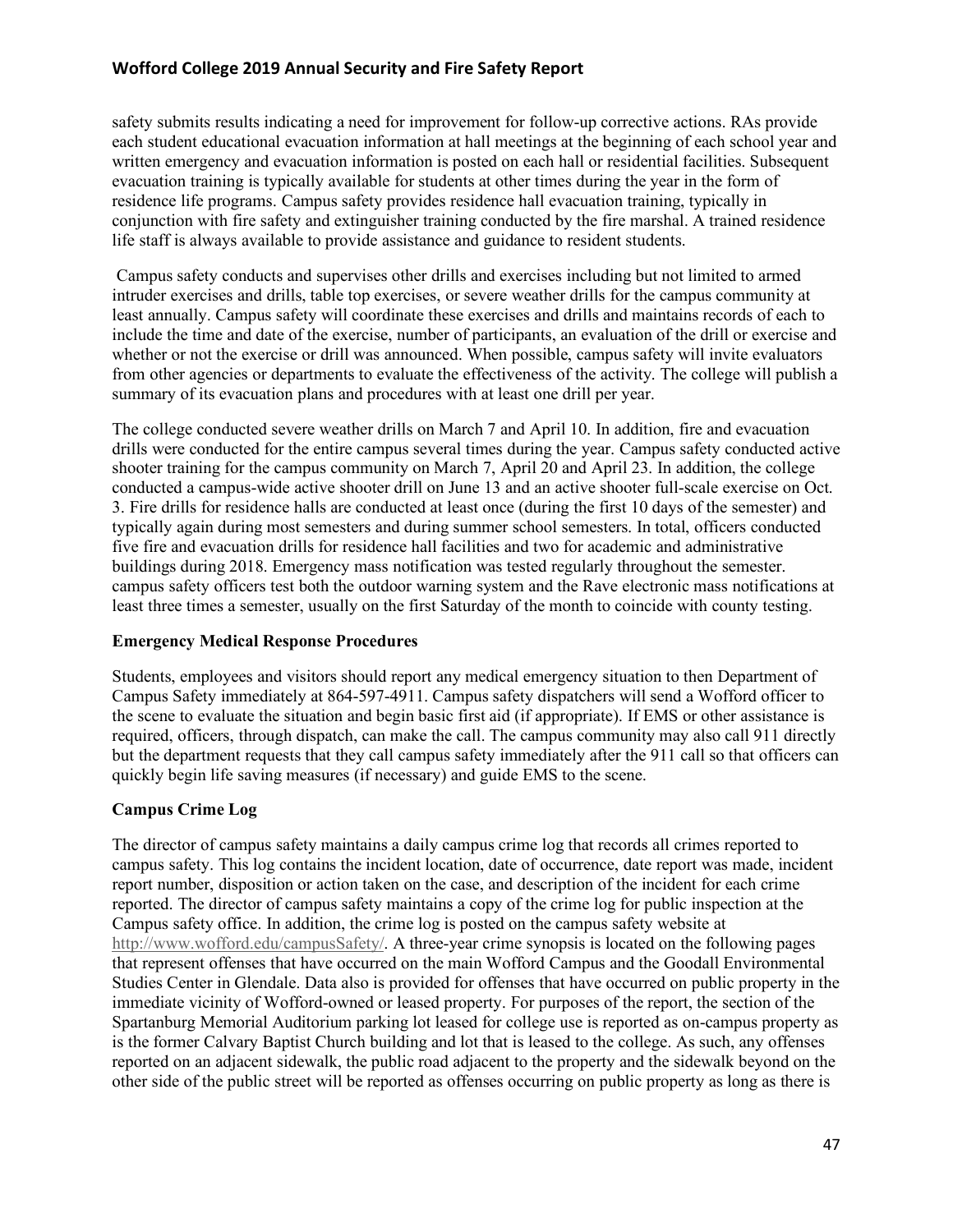safety submits results indicating a need for improvement for follow-up corrective actions. RAs provide each student educational evacuation information at hall meetings at the beginning of each school year and written emergency and evacuation information is posted on each hall or residential facilities. Subsequent evacuation training is typically available for students at other times during the year in the form of residence life programs. Campus safety provides residence hall evacuation training, typically in conjunction with fire safety and extinguisher training conducted by the fire marshal. A trained residence life staff is always available to provide assistance and guidance to resident students.

Campus safety conducts and supervises other drills and exercises including but not limited to armed intruder exercises and drills, table top exercises, or severe weather drills for the campus community at least annually. Campus safety will coordinate these exercises and drills and maintains records of each to include the time and date of the exercise, number of participants, an evaluation of the drill or exercise and whether or not the exercise or drill was announced. When possible, campus safety will invite evaluators from other agencies or departments to evaluate the effectiveness of the activity. The college will publish a summary of its evacuation plans and procedures with at least one drill per year.

The college conducted severe weather drills on March 7 and April 10. In addition, fire and evacuation drills were conducted for the entire campus several times during the year. Campus safety conducted active shooter training for the campus community on March 7, April 20 and April 23. In addition, the college conducted a campus-wide active shooter drill on June 13 and an active shooter full-scale exercise on Oct. 3. Fire drills for residence halls are conducted at least once (during the first 10 days of the semester) and typically again during most semesters and during summer school semesters. In total, officers conducted five fire and evacuation drills for residence hall facilities and two for academic and administrative buildings during 2018. Emergency mass notification was tested regularly throughout the semester. campus safety officers test both the outdoor warning system and the Rave electronic mass notifications at least three times a semester, usually on the first Saturday of the month to coincide with county testing.

**Emergency Medical Response Procedures**

Students, employees and visitors should report any medical emergency situation to then Department of Campus Safety immediately at 864-597-4911. Campus safety dispatchers will send a Wofford officer to the scene to evaluate the situation and begin basic first aid (if appropriate). If EMS or other assistance is required, officers, through dispatch, can make the call. The campus community may also call 911 directly but the department requests that they call campus safety immediately after the 911 call so that officers can quickly begin life saving measures (if necessary) and guide EMS to the scene.

**Campus Crime Log**

The director of campus safety maintains a daily campus crime log that records all crimes reported to campus safety. This log contains the incident location, date of occurrence, date report was made, incident report number, disposition or action taken on the case, and description of the incident for each crime reported. The director of campus safety maintains a copy of the crime log for public inspection at the Campus safety office. In addition, the crime log is posted on the campus safety website at http://www.wofford.edu/campusSafety/. A three-year crime synopsis is located on the following pages that represent offenses that have occurred on the main Wofford Campus and the Goodall Environmental Studies Center in Glendale. Data also is provided for offenses that have occurred on public property in the immediate vicinity of Wofford-owned or leased property. For purposes of the report, the section of the Spartanburg Memorial Auditorium parking lot leased for college use is reported as on-campus property as is the former Calvary Baptist Church building and lot that is leased to the college. As such, any offenses reported on an adjacent sidewalk, the public road adjacent to the property and the sidewalk beyond on the other side of the public street will be reported as offenses occurring on public property as long as there is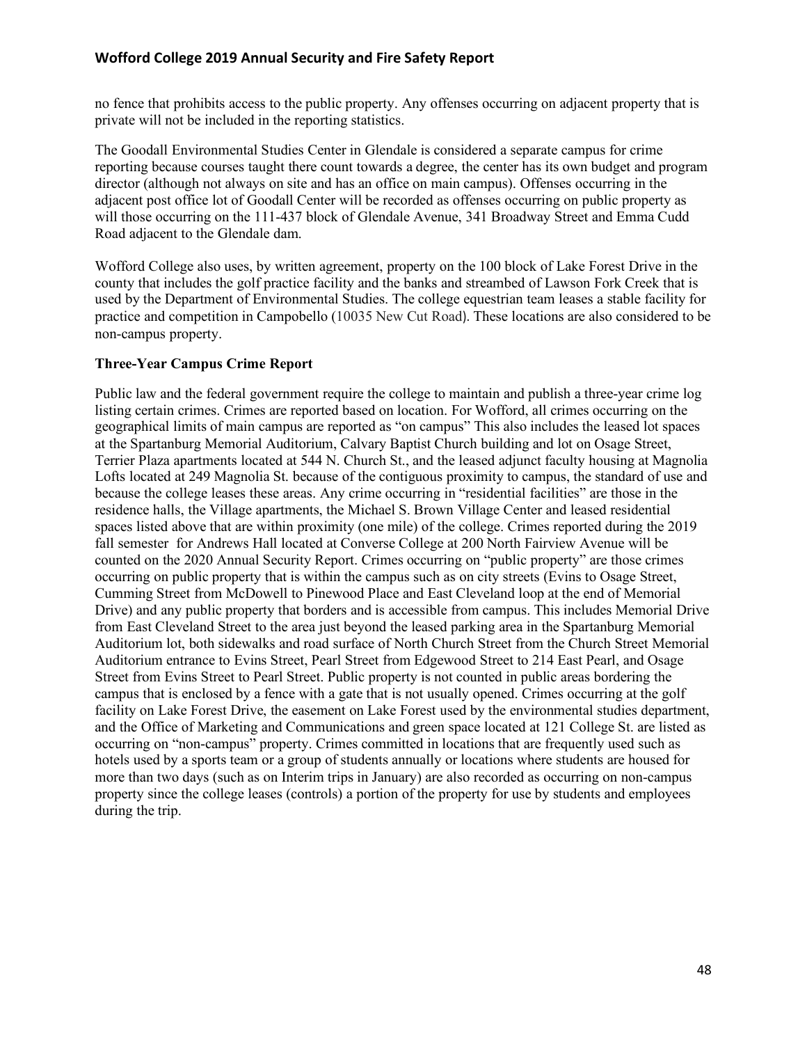no fence that prohibits access to the public property. Any offenses occurring on adjacent property that is private will not be included in the reporting statistics.

The Goodall Environmental Studies Center in Glendale is considered a separate campus for crime reporting because courses taught there count towards a degree, the center has its own budget and program director (although not always on site and has an office on main campus). Offenses occurring in the adjacent post office lot of Goodall Center will be recorded as offenses occurring on public property as will those occurring on the 111-437 block of Glendale Avenue, 341 Broadway Street and Emma Cudd Road adjacent to the Glendale dam.

Wofford College also uses, by written agreement, property on the 100 block of Lake Forest Drive in the county that includes the golf practice facility and the banks and streambed of Lawson Fork Creek that is used by the Department of Environmental Studies. The college equestrian team leases a stable facility for practice and competition in Campobello (10035 New Cut Road). These locations are also considered to be non-campus property.

**Three-Year Campus Crime Report**

Public law and the federal government require the college to maintain and publish a three-year crime log listing certain crimes. Crimes are reported based on location. For Wofford, all crimes occurring on the geographical limits of main campus are reported as "on campus" This also includes the leased lot spaces at the Spartanburg Memorial Auditorium, Calvary Baptist Church building and lot on Osage Street, Terrier Plaza apartments located at 544 N. Church St., and the leased adjunct faculty housing at Magnolia Lofts located at 249 Magnolia St. because of the contiguous proximity to campus, the standard of use and because the college leases these areas. Any crime occurring in "residential facilities" are those in the residence halls, the Village apartments, the Michael S. Brown Village Center and leased residential spaces listed above that are within proximity (one mile) of the college. Crimes reported during the 2019 fall semester for Andrews Hall located at Converse College at 200 North Fairview Avenue will be counted on the 2020 Annual Security Report. Crimes occurring on "public property" are those crimes occurring on public property that is within the campus such as on city streets (Evins to Osage Street, Cumming Street from McDowell to Pinewood Place and East Cleveland loop at the end of Memorial Drive) and any public property that borders and is accessible from campus. This includes Memorial Drive from East Cleveland Street to the area just beyond the leased parking area in the Spartanburg Memorial Auditorium lot, both sidewalks and road surface of North Church Street from the Church Street Memorial Auditorium entrance to Evins Street, Pearl Street from Edgewood Street to 214 East Pearl, and Osage Street from Evins Street to Pearl Street. Public property is not counted in public areas bordering the campus that is enclosed by a fence with a gate that is not usually opened. Crimes occurring at the golf facility on Lake Forest Drive, the easement on Lake Forest used by the environmental studies department, and the Office of Marketing and Communications and green space located at 121 College St. are listed as occurring on "non-campus" property. Crimes committed in locations that are frequently used such as hotels used by a sports team or a group of students annually or locations where students are housed for more than two days (such as on Interim trips in January) are also recorded as occurring on non-campus property since the college leases (controls) a portion of the property for use by students and employees during the trip.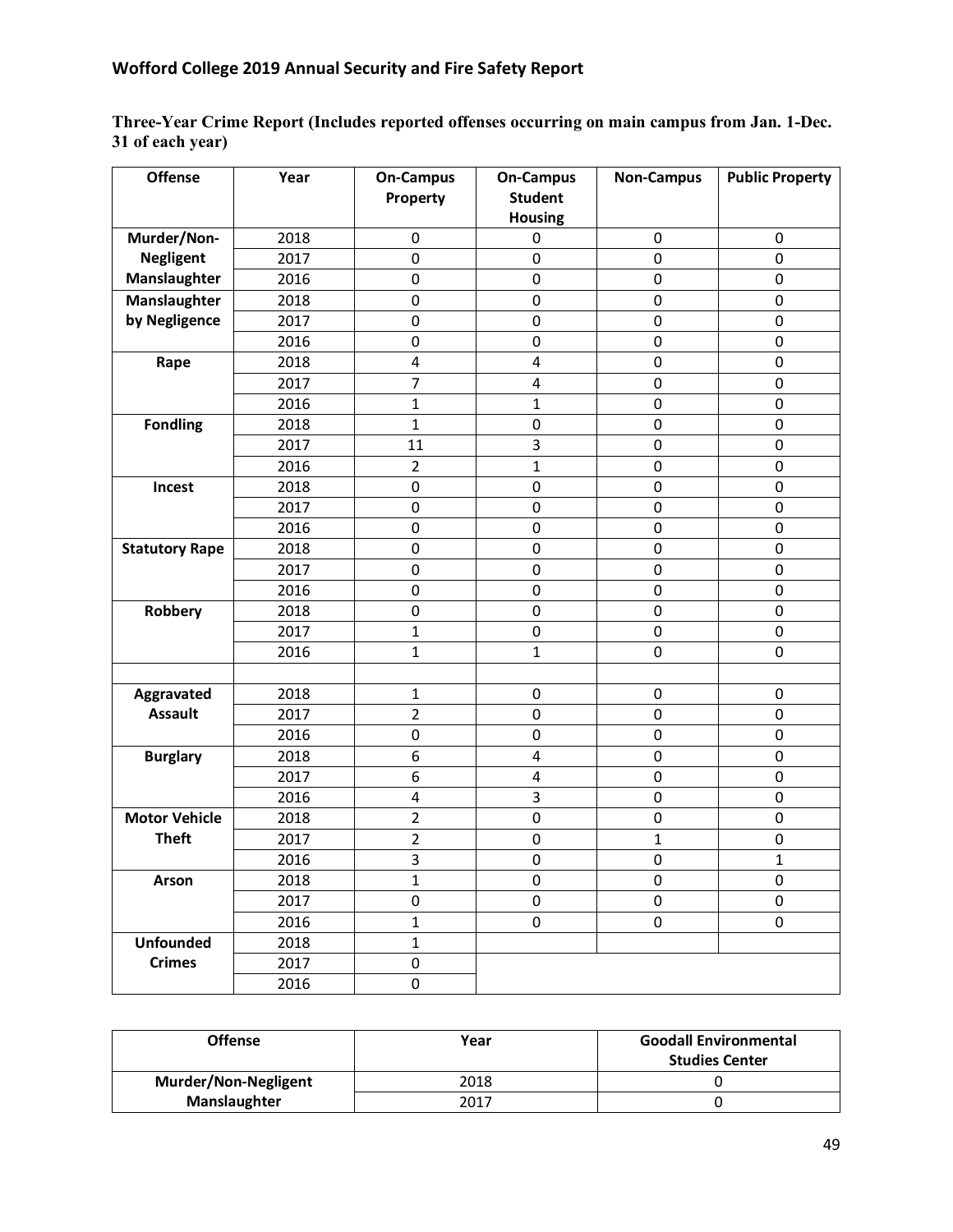**Three-Year Crime Report (Includes reported offenses occurring on main campus from Jan. 1-Dec. 31 of each year)**

| Offense | Year | On-Campus Property | On-Campus Student Housing | Non-Campus | Public Property |
|---|---|---|---|---|---|
| Murder/Non-Negligent Manslaughter | 2018 | 0 | 0 | 0 | 0 |
| | 2017 | 0 | 0 | 0 | 0 |
| | 2016 | 0 | 0 | 0 | 0 |
| Manslaughter by Negligence | 2018 | 0 | 0 | 0 | 0 |
| | 2017 | 0 | 0 | 0 | 0 |
| | 2016 | 0 | 0 | 0 | 0 |
| Rape | 2018 | 4 | 4 | 0 | 0 |
| | 2017 | 7 | 4 | 0 | 0 |
| | 2016 | 1 | 1 | 0 | 0 |
| Fondling | 2018 | 1 | 0 | 0 | 0 |
| | 2017 | 11 | 3 | 0 | 0 |
| | 2016 | 2 | 1 | 0 | 0 |
| Incest | 2018 | 0 | 0 | 0 | 0 |
| | 2017 | 0 | 0 | 0 | 0 |
| | 2016 | 0 | 0 | 0 | 0 |
| Statutory Rape | 2018 | 0 | 0 | 0 | 0 |
| | 2017 | 0 | 0 | 0 | 0 |
| | 2016 | 0 | 0 | 0 | 0 |
| Robbery | 2018 | 0 | 0 | 0 | 0 |
| | 2017 | 1 | 0 | 0 | 0 |
| | 2016 | 1 | 1 | 0 | 0 |
| | | | | | |
| Aggravated Assault | 2018 | 1 | 0 | 0 | 0 |
| | 2017 | 2 | 0 | 0 | 0 |
| | 2016 | 0 | 0 | 0 | 0 |
| Burglary | 2018 | 6 | 4 | 0 | 0 |
| | 2017 | 6 | 4 | 0 | 0 |
| | 2016 | 4 | 3 | 0 | 0 |
| Motor Vehicle Theft | 2018 | 2 | 0 | 0 | 0 |
| | 2017 | 2 | 0 | 1 | 0 |
| | 2016 | 3 | 0 | 0 | 1 |
| Arson | 2018 | 1 | 0 | 0 | 0 |
| | 2017 | 0 | 0 | 0 | 0 |
| | 2016 | 1 | 0 | 0 | 0 |
| Unfounded Crimes | 2018 | 1 | | | |
| | 2017 | 0 | | | |
| | 2016 | 0 | | | |

| Offense | Year | Goodall Environmental Studies Center |
|---|---|---|
| Murder/Non-Negligent Manslaughter | 2018 | 0 |
| | 2017 | 0 |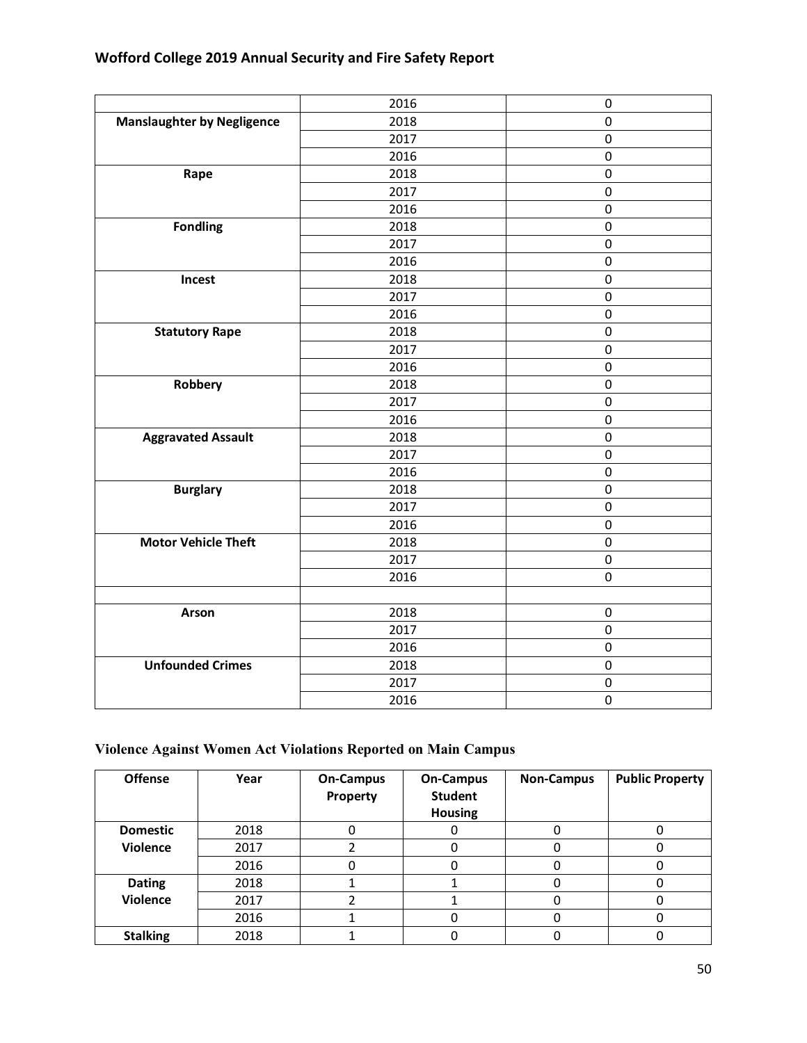| | | |
|---|---|---|
| | 2016 | 0 |
| **Manslaughter by Negligence** | 2018 | 0 |
| | 2017 | 0 |
| | 2016 | 0 |
| **Rape** | 2018 | 0 |
| | 2017 | 0 |
| | 2016 | 0 |
| **Fondling** | 2018 | 0 |
| | 2017 | 0 |
| | 2016 | 0 |
| **Incest** | 2018 | 0 |
| | 2017 | 0 |
| | 2016 | 0 |
| **Statutory Rape** | 2018 | 0 |
| | 2017 | 0 |
| | 2016 | 0 |
| **Robbery** | 2018 | 0 |
| | 2017 | 0 |
| | 2016 | 0 |
| **Aggravated Assault** | 2018 | 0 |
| | 2017 | 0 |
| | 2016 | 0 |
| **Burglary** | 2018 | 0 |
| | 2017 | 0 |
| | 2016 | 0 |
| **Motor Vehicle Theft** | 2018 | 0 |
| | 2017 | 0 |
| | 2016 | 0 |
| | | |
| **Arson** | 2018 | 0 |
| | 2017 | 0 |
| | 2016 | 0 |
| **Unfounded Crimes** | 2018 | 0 |
| | 2017 | 0 |
| | 2016 | 0 |

## Violence Against Women Act Violations Reported on Main Campus

| Offense | Year | On-Campus Property | On-Campus Student Housing | Non-Campus | Public Property |
|---|---|---|---|---|---|
| **Domestic Violence** | 2018 | 0 | 0 | 0 | 0 |
| | 2017 | 2 | 0 | 0 | 0 |
| | 2016 | 0 | 0 | 0 | 0 |
| **Dating Violence** | 2018 | 1 | 1 | 0 | 0 |
| | 2017 | 2 | 1 | 0 | 0 |
| | 2016 | 1 | 0 | 0 | 0 |
| **Stalking** | 2018 | 1 | 0 | 0 | 0 |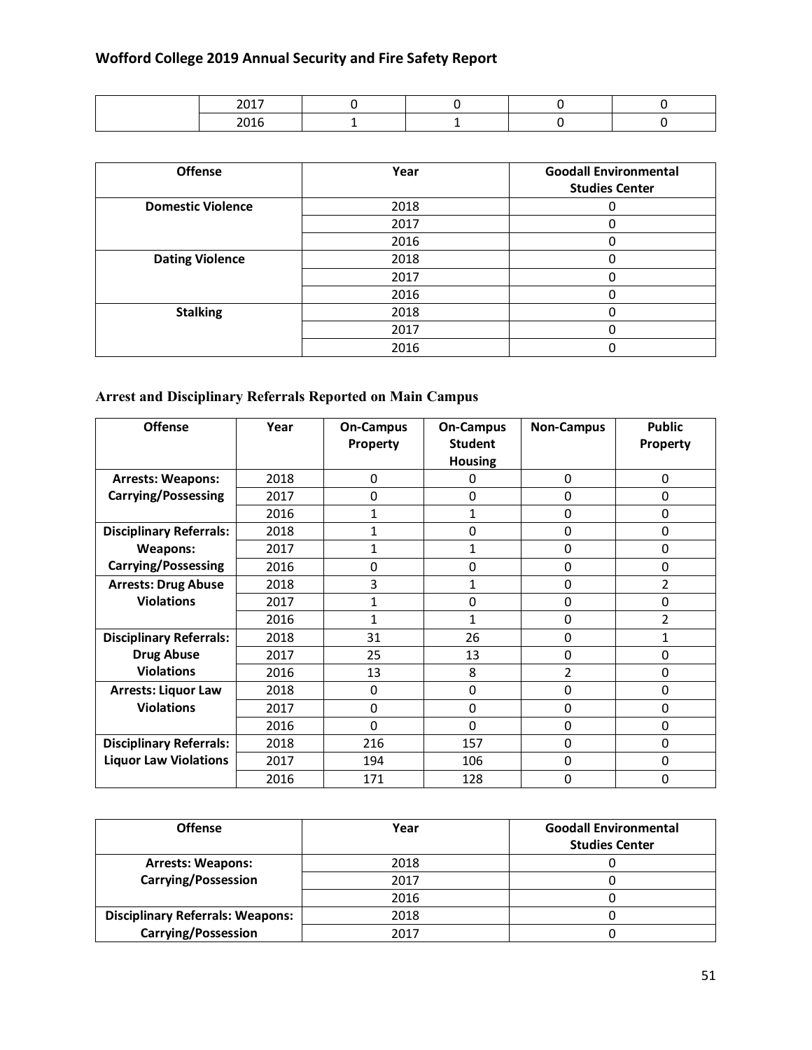| | 2017 | 0 | 0 | 0 | 0 |
|---|---|---|---|---|---|
| | 2016 | 1 | 1 | 0 | 0 |

| Offense | Year | Goodall Environmental Studies Center |
|---|---|---|
| **Domestic Violence** | 2018 | 0 |
| | 2017 | 0 |
| | 2016 | 0 |
| **Dating Violence** | 2018 | 0 |
| | 2017 | 0 |
| | 2016 | 0 |
| **Stalking** | 2018 | 0 |
| | 2017 | 0 |
| | 2016 | 0 |

### Arrest and Disciplinary Referrals Reported on Main Campus

| Offense | Year | On-Campus Property | On-Campus Student Housing | Non-Campus | Public Property |
|---|---|---|---|---|---|
| **Arrests: Weapons: Carrying/Possessing** | 2018 | 0 | 0 | 0 | 0 |
| | 2017 | 0 | 0 | 0 | 0 |
| | 2016 | 1 | 1 | 0 | 0 |
| **Disciplinary Referrals: Weapons: Carrying/Possessing** | 2018 | 1 | 0 | 0 | 0 |
| | 2017 | 1 | 1 | 0 | 0 |
| | 2016 | 0 | 0 | 0 | 0 |
| **Arrests: Drug Abuse Violations** | 2018 | 3 | 1 | 0 | 2 |
| | 2017 | 1 | 0 | 0 | 0 |
| | 2016 | 1 | 1 | 0 | 2 |
| **Disciplinary Referrals: Drug Abuse Violations** | 2018 | 31 | 26 | 0 | 1 |
| | 2017 | 25 | 13 | 0 | 0 |
| | 2016 | 13 | 8 | 2 | 0 |
| **Arrests: Liquor Law Violations** | 2018 | 0 | 0 | 0 | 0 |
| | 2017 | 0 | 0 | 0 | 0 |
| | 2016 | 0 | 0 | 0 | 0 |
| **Disciplinary Referrals: Liquor Law Violations** | 2018 | 216 | 157 | 0 | 0 |
| | 2017 | 194 | 106 | 0 | 0 |
| | 2016 | 171 | 128 | 0 | 0 |

| Offense | Year | Goodall Environmental Studies Center |
|---|---|---|
| **Arrests: Weapons: Carrying/Possession** | 2018 | 0 |
| | 2017 | 0 |
| | 2016 | 0 |
| **Disciplinary Referrals: Weapons: Carrying/Possession** | 2018 | 0 |
| | 2017 | 0 |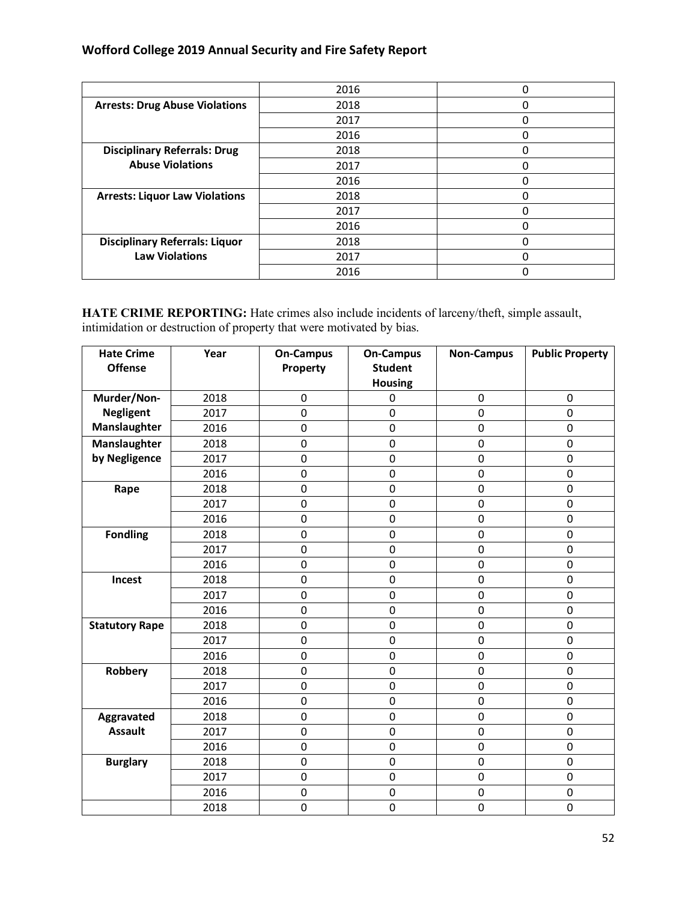| | 2016 | 0 |
|---|---|---|
| **Arrests: Drug Abuse Violations** | 2018 | 0 |
| | 2017 | 0 |
| | 2016 | 0 |
| **Disciplinary Referrals: Drug Abuse Violations** | 2018 | 0 |
| | 2017 | 0 |
| | 2016 | 0 |
| **Arrests: Liquor Law Violations** | 2018 | 0 |
| | 2017 | 0 |
| | 2016 | 0 |
| **Disciplinary Referrals: Liquor Law Violations** | 2018 | 0 |
| | 2017 | 0 |
| | 2016 | 0 |

**HATE CRIME REPORTING:** Hate crimes also include incidents of larceny/theft, simple assault, intimidation or destruction of property that were motivated by bias.

| Hate Crime Offense | Year | On-Campus Property | On-Campus Student Housing | Non-Campus | Public Property |
|---|---|---|---|---|---|
| **Murder/Non-Negligent Manslaughter** | 2018 | 0 | 0 | 0 | 0 |
| | 2017 | 0 | 0 | 0 | 0 |
| | 2016 | 0 | 0 | 0 | 0 |
| **Manslaughter by Negligence** | 2018 | 0 | 0 | 0 | 0 |
| | 2017 | 0 | 0 | 0 | 0 |
| | 2016 | 0 | 0 | 0 | 0 |
| **Rape** | 2018 | 0 | 0 | 0 | 0 |
| | 2017 | 0 | 0 | 0 | 0 |
| | 2016 | 0 | 0 | 0 | 0 |
| **Fondling** | 2018 | 0 | 0 | 0 | 0 |
| | 2017 | 0 | 0 | 0 | 0 |
| | 2016 | 0 | 0 | 0 | 0 |
| **Incest** | 2018 | 0 | 0 | 0 | 0 |
| | 2017 | 0 | 0 | 0 | 0 |
| | 2016 | 0 | 0 | 0 | 0 |
| **Statutory Rape** | 2018 | 0 | 0 | 0 | 0 |
| | 2017 | 0 | 0 | 0 | 0 |
| | 2016 | 0 | 0 | 0 | 0 |
| **Robbery** | 2018 | 0 | 0 | 0 | 0 |
| | 2017 | 0 | 0 | 0 | 0 |
| | 2016 | 0 | 0 | 0 | 0 |
| **Aggravated Assault** | 2018 | 0 | 0 | 0 | 0 |
| | 2017 | 0 | 0 | 0 | 0 |
| | 2016 | 0 | 0 | 0 | 0 |
| **Burglary** | 2018 | 0 | 0 | 0 | 0 |
| | 2017 | 0 | 0 | 0 | 0 |
| | 2016 | 0 | 0 | 0 | 0 |
| | 2018 | 0 | 0 | 0 | 0 |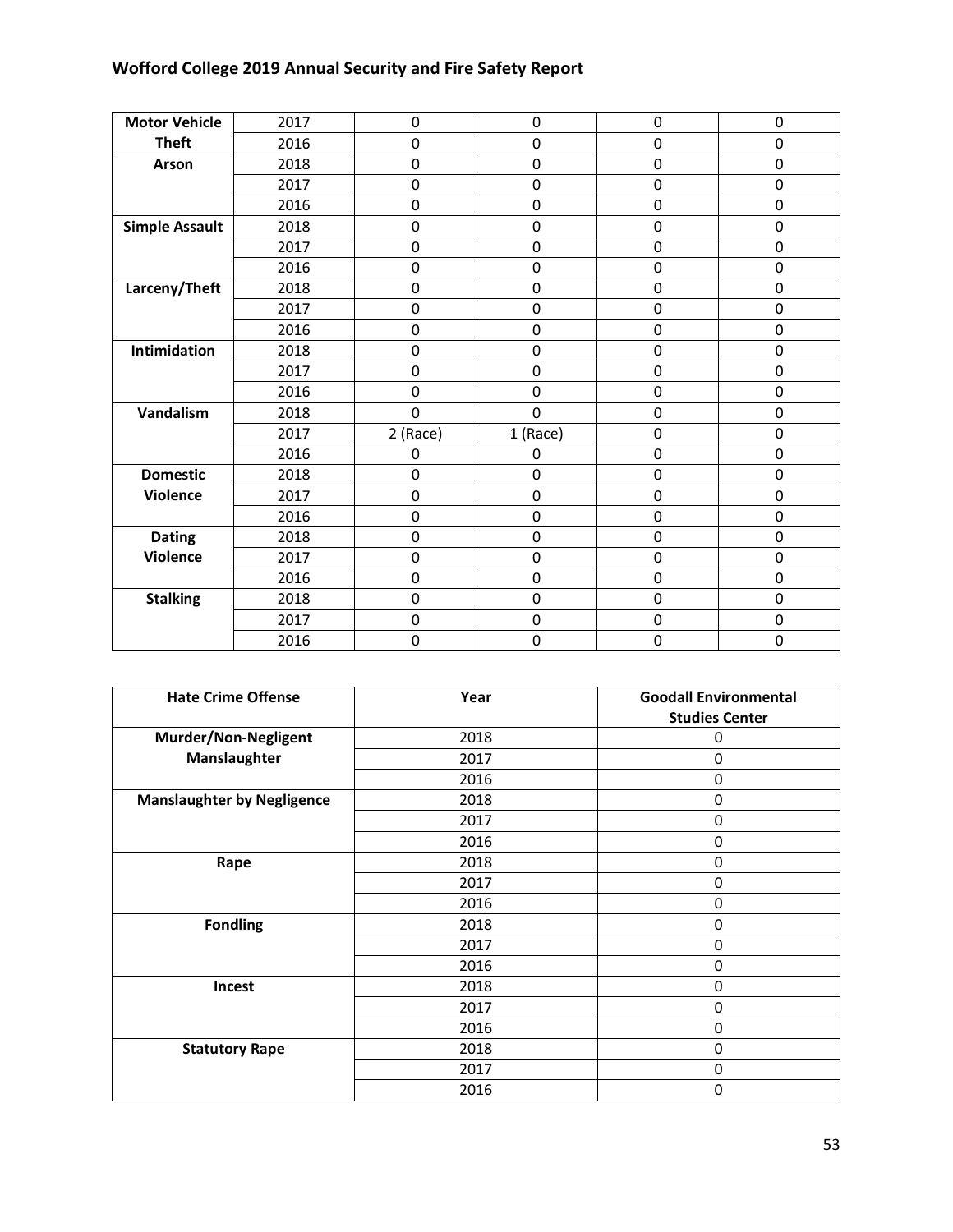## Wofford College 2019 Annual Security and Fire Safety Report

| | | | | | |
|---|---|---|---|---|---|
| **Motor Vehicle Theft** | 2017 | 0 | 0 | 0 | 0 |
| | 2016 | 0 | 0 | 0 | 0 |
| **Arson** | 2018 | 0 | 0 | 0 | 0 |
| | 2017 | 0 | 0 | 0 | 0 |
| | 2016 | 0 | 0 | 0 | 0 |
| **Simple Assault** | 2018 | 0 | 0 | 0 | 0 |
| | 2017 | 0 | 0 | 0 | 0 |
| | 2016 | 0 | 0 | 0 | 0 |
| **Larceny/Theft** | 2018 | 0 | 0 | 0 | 0 |
| | 2017 | 0 | 0 | 0 | 0 |
| | 2016 | 0 | 0 | 0 | 0 |
| **Intimidation** | 2018 | 0 | 0 | 0 | 0 |
| | 2017 | 0 | 0 | 0 | 0 |
| | 2016 | 0 | 0 | 0 | 0 |
| **Vandalism** | 2018 | 0 | 0 | 0 | 0 |
| | 2017 | 2 (Race) | 1 (Race) | 0 | 0 |
| | 2016 | 0 | 0 | 0 | 0 |
| **Domestic Violence** | 2018 | 0 | 0 | 0 | 0 |
| | 2017 | 0 | 0 | 0 | 0 |
| | 2016 | 0 | 0 | 0 | 0 |
| **Dating Violence** | 2018 | 0 | 0 | 0 | 0 |
| | 2017 | 0 | 0 | 0 | 0 |
| | 2016 | 0 | 0 | 0 | 0 |
| **Stalking** | 2018 | 0 | 0 | 0 | 0 |
| | 2017 | 0 | 0 | 0 | 0 |
| | 2016 | 0 | 0 | 0 | 0 |

| Hate Crime Offense | Year | Goodall Environmental Studies Center |
|---|---|---|
| **Murder/Non-Negligent Manslaughter** | 2018 | 0 |
| | 2017 | 0 |
| | 2016 | 0 |
| **Manslaughter by Negligence** | 2018 | 0 |
| | 2017 | 0 |
| | 2016 | 0 |
| **Rape** | 2018 | 0 |
| | 2017 | 0 |
| | 2016 | 0 |
| **Fondling** | 2018 | 0 |
| | 2017 | 0 |
| | 2016 | 0 |
| **Incest** | 2018 | 0 |
| | 2017 | 0 |
| | 2016 | 0 |
| **Statutory Rape** | 2018 | 0 |
| | 2017 | 0 |
| | 2016 | 0 |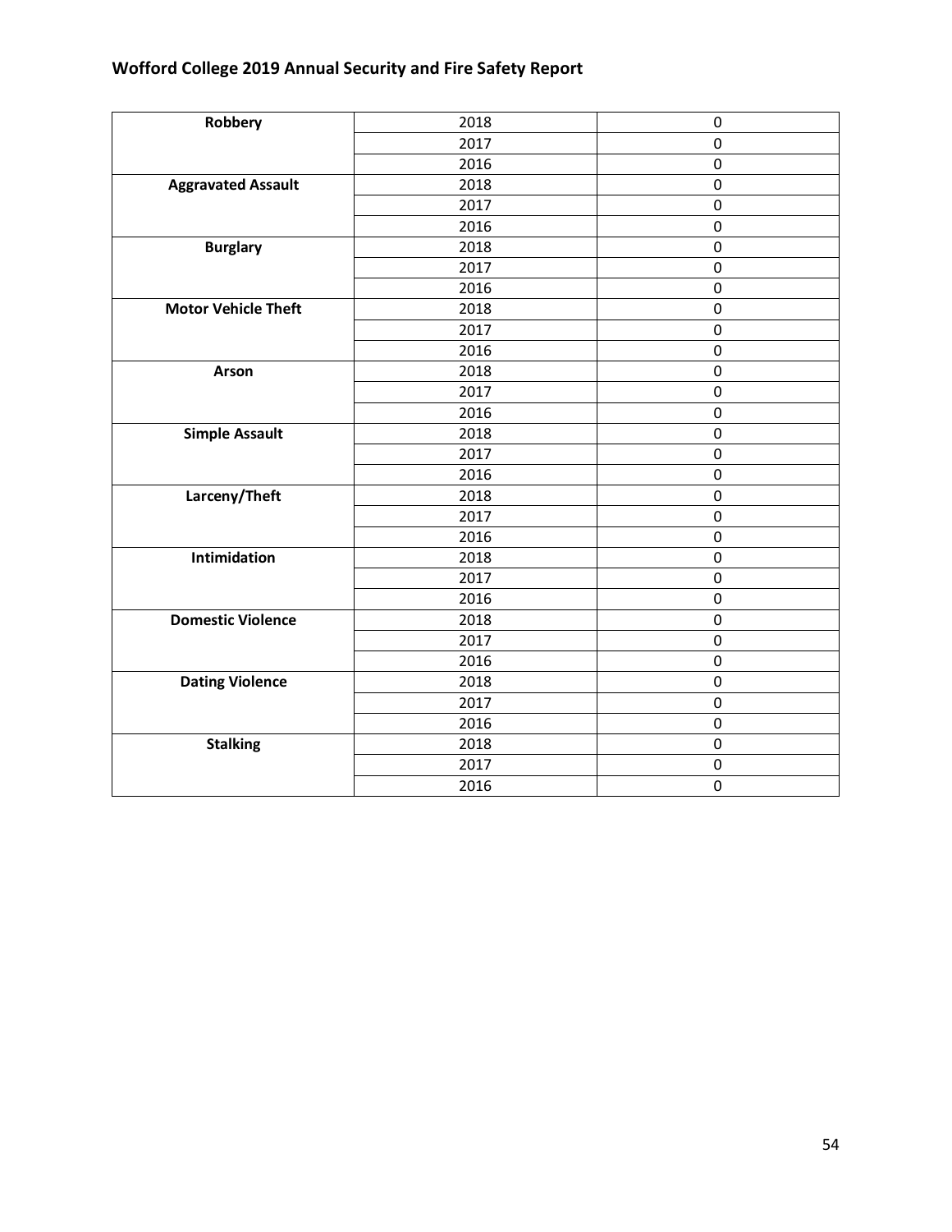| Robbery | 2018 | 0 |
|---|---|---|
| | 2017 | 0 |
| | 2016 | 0 |
| **Aggravated Assault** | 2018 | 0 |
| | 2017 | 0 |
| | 2016 | 0 |
| **Burglary** | 2018 | 0 |
| | 2017 | 0 |
| | 2016 | 0 |
| **Motor Vehicle Theft** | 2018 | 0 |
| | 2017 | 0 |
| | 2016 | 0 |
| **Arson** | 2018 | 0 |
| | 2017 | 0 |
| | 2016 | 0 |
| **Simple Assault** | 2018 | 0 |
| | 2017 | 0 |
| | 2016 | 0 |
| **Larceny/Theft** | 2018 | 0 |
| | 2017 | 0 |
| | 2016 | 0 |
| **Intimidation** | 2018 | 0 |
| | 2017 | 0 |
| | 2016 | 0 |
| **Domestic Violence** | 2018 | 0 |
| | 2017 | 0 |
| | 2016 | 0 |
| **Dating Violence** | 2018 | 0 |
| | 2017 | 0 |
| | 2016 | 0 |
| **Stalking** | 2018 | 0 |
| | 2017 | 0 |
| | 2016 | 0 |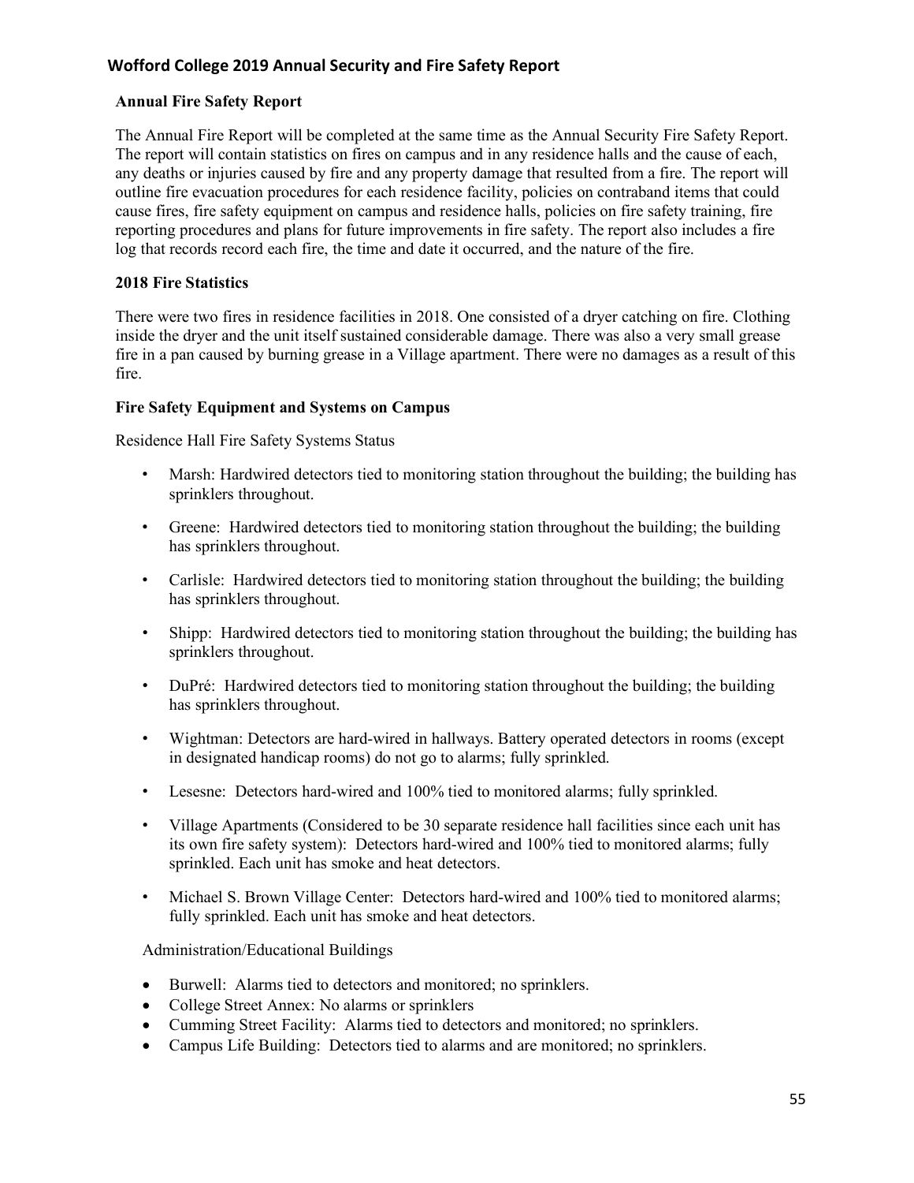### Annual Fire Safety Report

The Annual Fire Report will be completed at the same time as the Annual Security Fire Safety Report. The report will contain statistics on fires on campus and in any residence halls and the cause of each, any deaths or injuries caused by fire and any property damage that resulted from a fire. The report will outline fire evacuation procedures for each residence facility, policies on contraband items that could cause fires, fire safety equipment on campus and residence halls, policies on fire safety training, fire reporting procedures and plans for future improvements in fire safety. The report also includes a fire log that records record each fire, the time and date it occurred, and the nature of the fire.

### 2018 Fire Statistics

There were two fires in residence facilities in 2018. One consisted of a dryer catching on fire. Clothing inside the dryer and the unit itself sustained considerable damage. There was also a very small grease fire in a pan caused by burning grease in a Village apartment. There were no damages as a result of this fire.

### Fire Safety Equipment and Systems on Campus

Residence Hall Fire Safety Systems Status

- Marsh: Hardwired detectors tied to monitoring station throughout the building; the building has sprinklers throughout.
- Greene: Hardwired detectors tied to monitoring station throughout the building; the building has sprinklers throughout.
- Carlisle: Hardwired detectors tied to monitoring station throughout the building; the building has sprinklers throughout.
- Shipp: Hardwired detectors tied to monitoring station throughout the building; the building has sprinklers throughout.
- DuPré: Hardwired detectors tied to monitoring station throughout the building; the building has sprinklers throughout.
- Wightman: Detectors are hard-wired in hallways. Battery operated detectors in rooms (except in designated handicap rooms) do not go to alarms; fully sprinkled.
- Lesesne: Detectors hard-wired and 100% tied to monitored alarms; fully sprinkled.
- Village Apartments (Considered to be 30 separate residence hall facilities since each unit has its own fire safety system): Detectors hard-wired and 100% tied to monitored alarms; fully sprinkled. Each unit has smoke and heat detectors.
- Michael S. Brown Village Center: Detectors hard-wired and 100% tied to monitored alarms; fully sprinkled. Each unit has smoke and heat detectors.

Administration/Educational Buildings

- Burwell: Alarms tied to detectors and monitored; no sprinklers.
- College Street Annex: No alarms or sprinklers
- Cumming Street Facility: Alarms tied to detectors and monitored; no sprinklers.
- Campus Life Building: Detectors tied to alarms and are monitored; no sprinklers.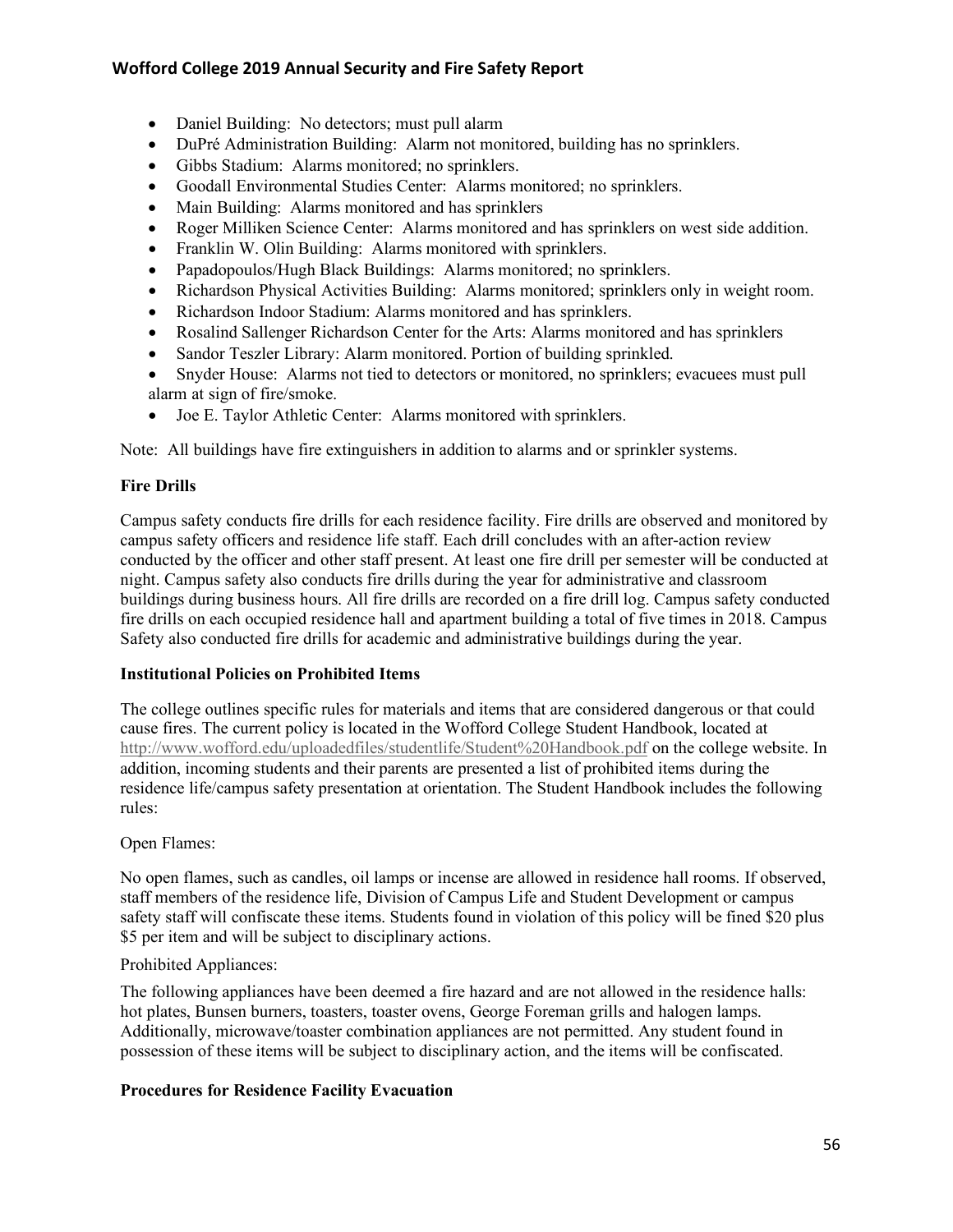- Daniel Building: No detectors; must pull alarm
- DuPré Administration Building: Alarm not monitored, building has no sprinklers.
- Gibbs Stadium: Alarms monitored; no sprinklers.
- Goodall Environmental Studies Center: Alarms monitored; no sprinklers.
- Main Building: Alarms monitored and has sprinklers
- Roger Milliken Science Center: Alarms monitored and has sprinklers on west side addition.
- Franklin W. Olin Building: Alarms monitored with sprinklers.
- Papadopoulos/Hugh Black Buildings: Alarms monitored; no sprinklers.
- Richardson Physical Activities Building: Alarms monitored; sprinklers only in weight room.
- Richardson Indoor Stadium: Alarms monitored and has sprinklers.
- Rosalind Sallenger Richardson Center for the Arts: Alarms monitored and has sprinklers
- Sandor Teszler Library: Alarm monitored. Portion of building sprinkled.
- Snyder House: Alarms not tied to detectors or monitored, no sprinklers; evacuees must pull alarm at sign of fire/smoke.
- Joe E. Taylor Athletic Center: Alarms monitored with sprinklers.

Note: All buildings have fire extinguishers in addition to alarms and or sprinkler systems.

**Fire Drills**

Campus safety conducts fire drills for each residence facility. Fire drills are observed and monitored by campus safety officers and residence life staff. Each drill concludes with an after-action review conducted by the officer and other staff present. At least one fire drill per semester will be conducted at night. Campus safety also conducts fire drills during the year for administrative and classroom buildings during business hours. All fire drills are recorded on a fire drill log. Campus safety conducted fire drills on each occupied residence hall and apartment building a total of five times in 2018. Campus Safety also conducted fire drills for academic and administrative buildings during the year.

**Institutional Policies on Prohibited Items**

The college outlines specific rules for materials and items that are considered dangerous or that could cause fires. The current policy is located in the Wofford College Student Handbook, located at http://www.wofford.edu/uploadedfiles/studentlife/Student%20Handbook.pdf on the college website. In addition, incoming students and their parents are presented a list of prohibited items during the residence life/campus safety presentation at orientation. The Student Handbook includes the following rules:

Open Flames:

No open flames, such as candles, oil lamps or incense are allowed in residence hall rooms. If observed, staff members of the residence life, Division of Campus Life and Student Development or campus safety staff will confiscate these items. Students found in violation of this policy will be fined $20 plus $5 per item and will be subject to disciplinary actions.

Prohibited Appliances:

The following appliances have been deemed a fire hazard and are not allowed in the residence halls: hot plates, Bunsen burners, toasters, toaster ovens, George Foreman grills and halogen lamps. Additionally, microwave/toaster combination appliances are not permitted. Any student found in possession of these items will be subject to disciplinary action, and the items will be confiscated.

**Procedures for Residence Facility Evacuation**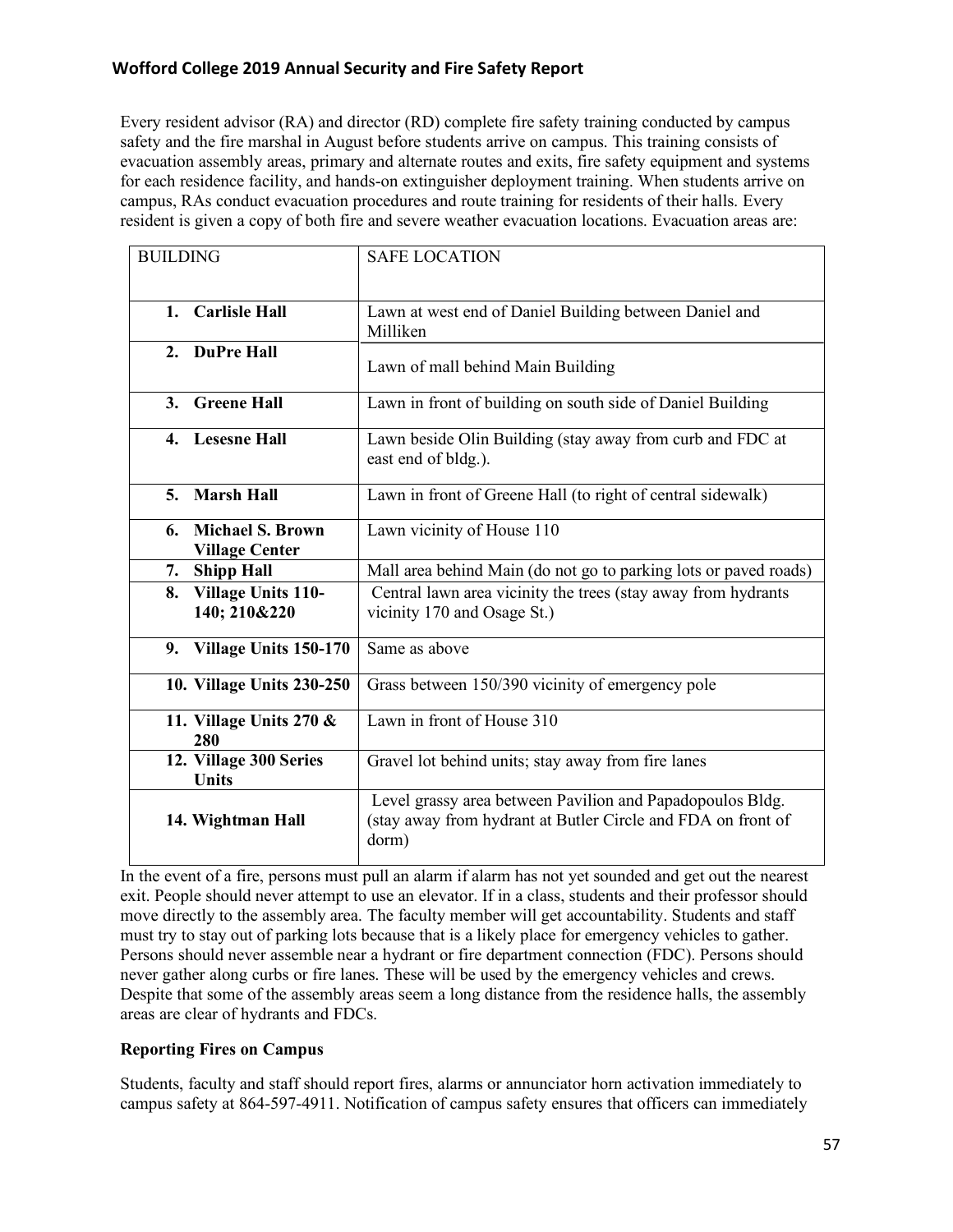Every resident advisor (RA) and director (RD) complete fire safety training conducted by campus safety and the fire marshal in August before students arrive on campus. This training consists of evacuation assembly areas, primary and alternate routes and exits, fire safety equipment and systems for each residence facility, and hands-on extinguisher deployment training. When students arrive on campus, RAs conduct evacuation procedures and route training for residents of their halls. Every resident is given a copy of both fire and severe weather evacuation locations. Evacuation areas are:

| BUILDING | SAFE LOCATION |
|---|---|
| **1. Carlisle Hall** | Lawn at west end of Daniel Building between Daniel and Milliken |
| **2. DuPre Hall** | Lawn of mall behind Main Building |
| **3. Greene Hall** | Lawn in front of building on south side of Daniel Building |
| **4. Lesesne Hall** | Lawn beside Olin Building (stay away from curb and FDC at east end of bldg.). |
| **5. Marsh Hall** | Lawn in front of Greene Hall (to right of central sidewalk) |
| **6. Michael S. Brown Village Center** | Lawn vicinity of House 110 |
| **7. Shipp Hall** | Mall area behind Main (do not go to parking lots or paved roads) |
| **8. Village Units 110-140; 210&220** | Central lawn area vicinity the trees (stay away from hydrants vicinity 170 and Osage St.) |
| **9. Village Units 150-170** | Same as above |
| **10. Village Units 230-250** | Grass between 150/390 vicinity of emergency pole |
| **11. Village Units 270 & 280** | Lawn in front of House 310 |
| **12. Village 300 Series Units** | Gravel lot behind units; stay away from fire lanes |
| **14. Wightman Hall** | Level grassy area between Pavilion and Papadopoulos Bldg. (stay away from hydrant at Butler Circle and FDA on front of dorm) |

In the event of a fire, persons must pull an alarm if alarm has not yet sounded and get out the nearest exit. People should never attempt to use an elevator. If in a class, students and their professor should move directly to the assembly area. The faculty member will get accountability. Students and staff must try to stay out of parking lots because that is a likely place for emergency vehicles to gather. Persons should never assemble near a hydrant or fire department connection (FDC). Persons should never gather along curbs or fire lanes. These will be used by the emergency vehicles and crews. Despite that some of the assembly areas seem a long distance from the residence halls, the assembly areas are clear of hydrants and FDCs.

### Reporting Fires on Campus

Students, faculty and staff should report fires, alarms or annunciator horn activation immediately to campus safety at 864-597-4911. Notification of campus safety ensures that officers can immediately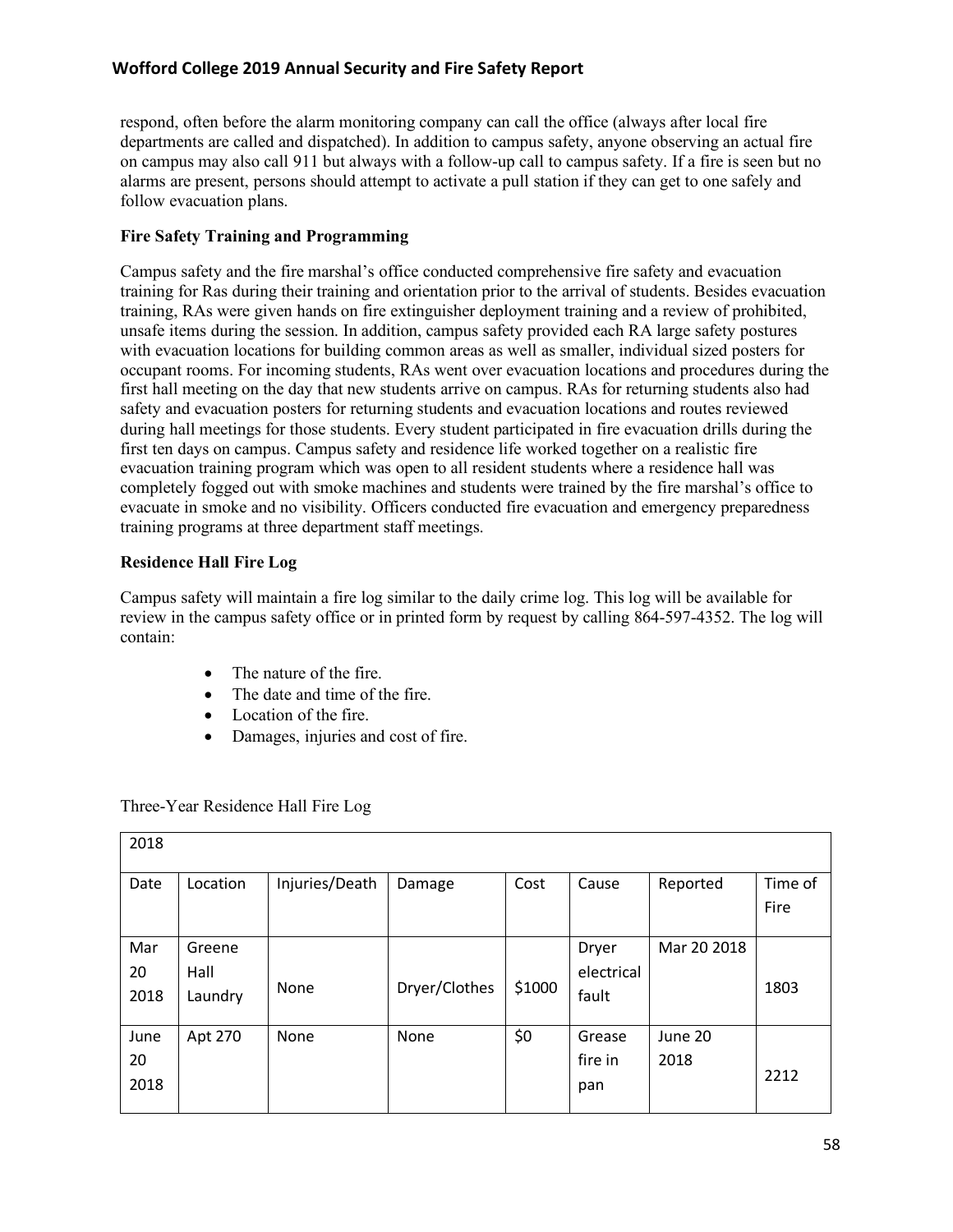respond, often before the alarm monitoring company can call the office (always after local fire departments are called and dispatched). In addition to campus safety, anyone observing an actual fire on campus may also call 911 but always with a follow-up call to campus safety. If a fire is seen but no alarms are present, persons should attempt to activate a pull station if they can get to one safely and follow evacuation plans.

### Fire Safety Training and Programming

Campus safety and the fire marshal's office conducted comprehensive fire safety and evacuation training for Ras during their training and orientation prior to the arrival of students. Besides evacuation training, RAs were given hands on fire extinguisher deployment training and a review of prohibited, unsafe items during the session. In addition, campus safety provided each RA large safety postures with evacuation locations for building common areas as well as smaller, individual sized posters for occupant rooms. For incoming students, RAs went over evacuation locations and procedures during the first hall meeting on the day that new students arrive on campus. RAs for returning students also had safety and evacuation posters for returning students and evacuation locations and routes reviewed during hall meetings for those students. Every student participated in fire evacuation drills during the first ten days on campus. Campus safety and residence life worked together on a realistic fire evacuation training program which was open to all resident students where a residence hall was completely fogged out with smoke machines and students were trained by the fire marshal's office to evacuate in smoke and no visibility. Officers conducted fire evacuation and emergency preparedness training programs at three department staff meetings.

### Residence Hall Fire Log

Campus safety will maintain a fire log similar to the daily crime log. This log will be available for review in the campus safety office or in printed form by request by calling 864-597-4352. The log will contain:

- The nature of the fire.
- The date and time of the fire.
- Location of the fire.
- Damages, injuries and cost of fire.

Three-Year Residence Hall Fire Log

| 2018 | | | | | | | |
|---|---|---|---|---|---|---|---|
| Date | Location | Injuries/Death | Damage | Cost | Cause | Reported | Time of Fire |
| Mar 20 2018 | Greene Hall Laundry | None | Dryer/Clothes | $1000 | Dryer electrical fault | Mar 20 2018 | 1803 |
| June 20 2018 | Apt 270 | None | None | $0 | Grease fire in pan | June 20 2018 | 2212 |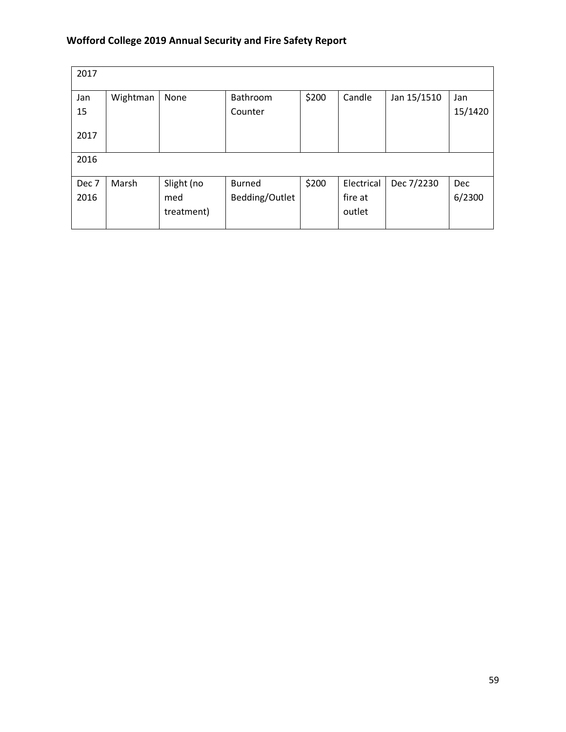| 2017 | | | | | | | |
|---|---|---|---|---|---|---|---|
| Jan 15 2017 | Wightman | None | Bathroom Counter | $200 | Candle | Jan 15/1510 | Jan 15/1420 |
| 2016 | | | | | | | |
| Dec 7 2016 | Marsh | Slight (no med treatment) | Burned Bedding/Outlet | $200 | Electrical fire at outlet | Dec 7/2230 | Dec 6/2300 |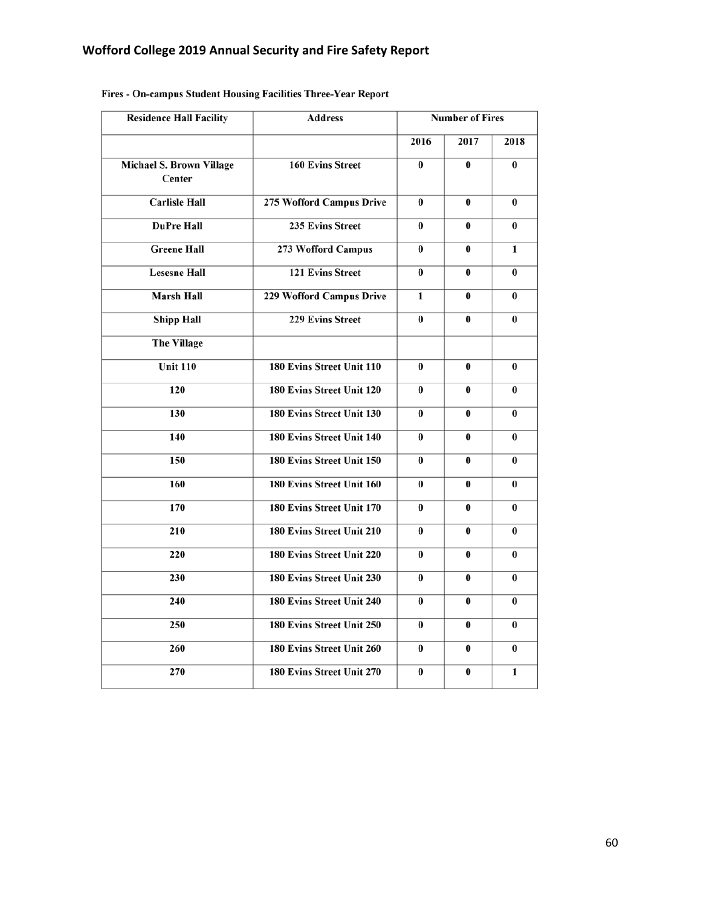Fires - On-campus Student Housing Facilities Three-Year Report

| Residence Hall Facility | Address | Number of Fires | | |
|---|---|---|---|---|
| | | 2016 | 2017 | 2018 |
| Michael S. Brown Village Center | 160 Evins Street | 0 | 0 | 0 |
| Carlisle Hall | 275 Wofford Campus Drive | 0 | 0 | 0 |
| DuPre Hall | 235 Evins Street | 0 | 0 | 0 |
| Greene Hall | 273 Wofford Campus | 0 | 0 | 1 |
| Lesesne Hall | 121 Evins Street | 0 | 0 | 0 |
| Marsh Hall | 229 Wofford Campus Drive | 1 | 0 | 0 |
| Shipp Hall | 229 Evins Street | 0 | 0 | 0 |
| The Village | | | | |
| Unit 110 | 180 Evins Street Unit 110 | 0 | 0 | 0 |
| 120 | 180 Evins Street Unit 120 | 0 | 0 | 0 |
| 130 | 180 Evins Street Unit 130 | 0 | 0 | 0 |
| 140 | 180 Evins Street Unit 140 | 0 | 0 | 0 |
| 150 | 180 Evins Street Unit 150 | 0 | 0 | 0 |
| 160 | 180 Evins Street Unit 160 | 0 | 0 | 0 |
| 170 | 180 Evins Street Unit 170 | 0 | 0 | 0 |
| 210 | 180 Evins Street Unit 210 | 0 | 0 | 0 |
| 220 | 180 Evins Street Unit 220 | 0 | 0 | 0 |
| 230 | 180 Evins Street Unit 230 | 0 | 0 | 0 |
| 240 | 180 Evins Street Unit 240 | 0 | 0 | 0 |
| 250 | 180 Evins Street Unit 250 | 0 | 0 | 0 |
| 260 | 180 Evins Street Unit 260 | 0 | 0 | 0 |
| 270 | 180 Evins Street Unit 270 | 0 | 0 | 1 |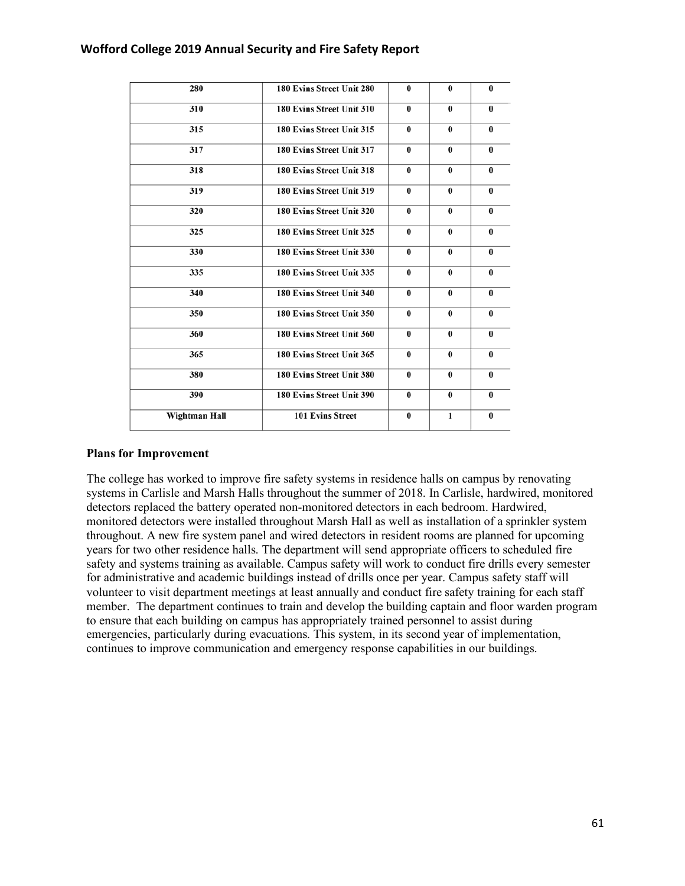| | | | | |
|---|---|---|---|---|
| 280 | 180 Evins Street Unit 280 | 0 | 0 | 0 |
| 310 | 180 Evins Street Unit 310 | 0 | 0 | 0 |
| 315 | 180 Evins Street Unit 315 | 0 | 0 | 0 |
| 317 | 180 Evins Street Unit 317 | 0 | 0 | 0 |
| 318 | 180 Evins Street Unit 318 | 0 | 0 | 0 |
| 319 | 180 Evins Street Unit 319 | 0 | 0 | 0 |
| 320 | 180 Evins Street Unit 320 | 0 | 0 | 0 |
| 325 | 180 Evins Street Unit 325 | 0 | 0 | 0 |
| 330 | 180 Evins Street Unit 330 | 0 | 0 | 0 |
| 335 | 180 Evins Street Unit 335 | 0 | 0 | 0 |
| 340 | 180 Evins Street Unit 340 | 0 | 0 | 0 |
| 350 | 180 Evins Street Unit 350 | 0 | 0 | 0 |
| 360 | 180 Evins Street Unit 360 | 0 | 0 | 0 |
| 365 | 180 Evins Street Unit 365 | 0 | 0 | 0 |
| 380 | 180 Evins Street Unit 380 | 0 | 0 | 0 |
| 390 | 180 Evins Street Unit 390 | 0 | 0 | 0 |
| Wightman Hall | 101 Evins Street | 0 | 1 | 0 |

**Plans for Improvement**

The college has worked to improve fire safety systems in residence halls on campus by renovating systems in Carlisle and Marsh Halls throughout the summer of 2018. In Carlisle, hardwired, monitored detectors replaced the battery operated non-monitored detectors in each bedroom. Hardwired, monitored detectors were installed throughout Marsh Hall as well as installation of a sprinkler system throughout. A new fire system panel and wired detectors in resident rooms are planned for upcoming years for two other residence halls. The department will send appropriate officers to scheduled fire safety and systems training as available. Campus safety will work to conduct fire drills every semester for administrative and academic buildings instead of drills once per year. Campus safety staff will volunteer to visit department meetings at least annually and conduct fire safety training for each staff member. The department continues to train and develop the building captain and floor warden program to ensure that each building on campus has appropriately trained personnel to assist during emergencies, particularly during evacuations. This system, in its second year of implementation, continues to improve communication and emergency response capabilities in our buildings.